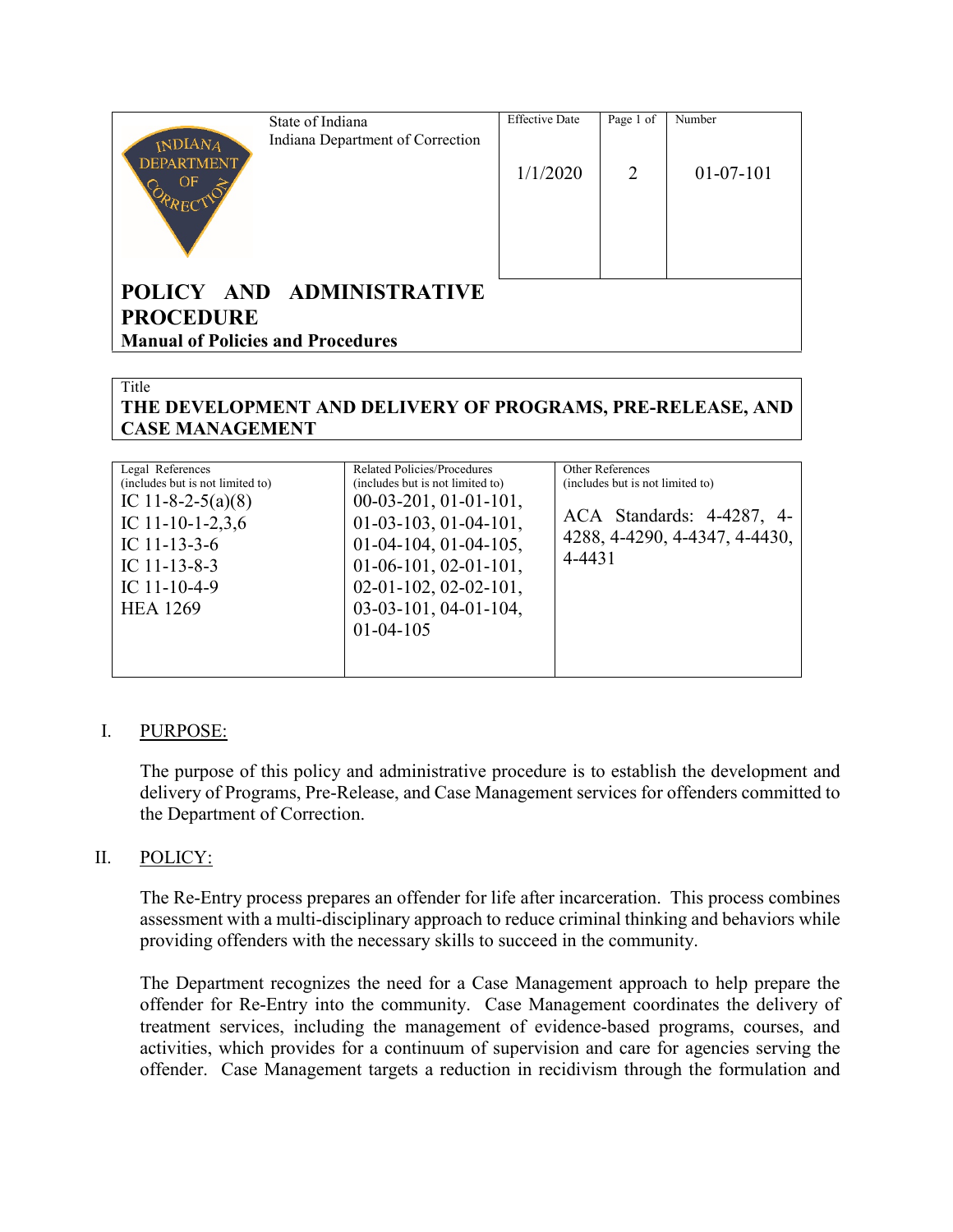| State of Indiana Indiana Department of Correction | Effective Date | Page 1 of | Number |
|---|---|---|---|
| | 1/1/2020 | 2 | 01-07-101 |

**POLICY AND ADMINISTRATIVE PROCEDURE**

**Manual of Policies and Procedures**

Title

**THE DEVELOPMENT AND DELIVERY OF PROGRAMS, PRE-RELEASE, AND CASE MANAGEMENT**

| Legal References (includes but is not limited to) | Related Policies/Procedures (includes but is not limited to) | Other References (includes but is not limited to) |
|---|---|---|
| IC 11-8-2-5(a)(8)<br>IC 11-10-1-2,3,6<br>IC 11-13-3-6<br>IC 11-13-8-3<br>IC 11-10-4-9<br>HEA 1269 | 00-03-201, 01-01-101, 01-03-103, 01-04-101, 01-04-104, 01-04-105, 01-06-101, 02-01-101, 02-01-102, 02-02-101, 03-03-101, 04-01-104, 01-04-105 | ACA Standards: 4-4287, 4-4288, 4-4290, 4-4347, 4-4430, 4-4431 |

I. PURPOSE:

The purpose of this policy and administrative procedure is to establish the development and delivery of Programs, Pre-Release, and Case Management services for offenders committed to the Department of Correction.

II. POLICY:

The Re-Entry process prepares an offender for life after incarceration. This process combines assessment with a multi-disciplinary approach to reduce criminal thinking and behaviors while providing offenders with the necessary skills to succeed in the community.

The Department recognizes the need for a Case Management approach to help prepare the offender for Re-Entry into the community. Case Management coordinates the delivery of treatment services, including the management of evidence-based programs, courses, and activities, which provides for a continuum of supervision and care for agencies serving the offender. Case Management targets a reduction in recidivism through the formulation and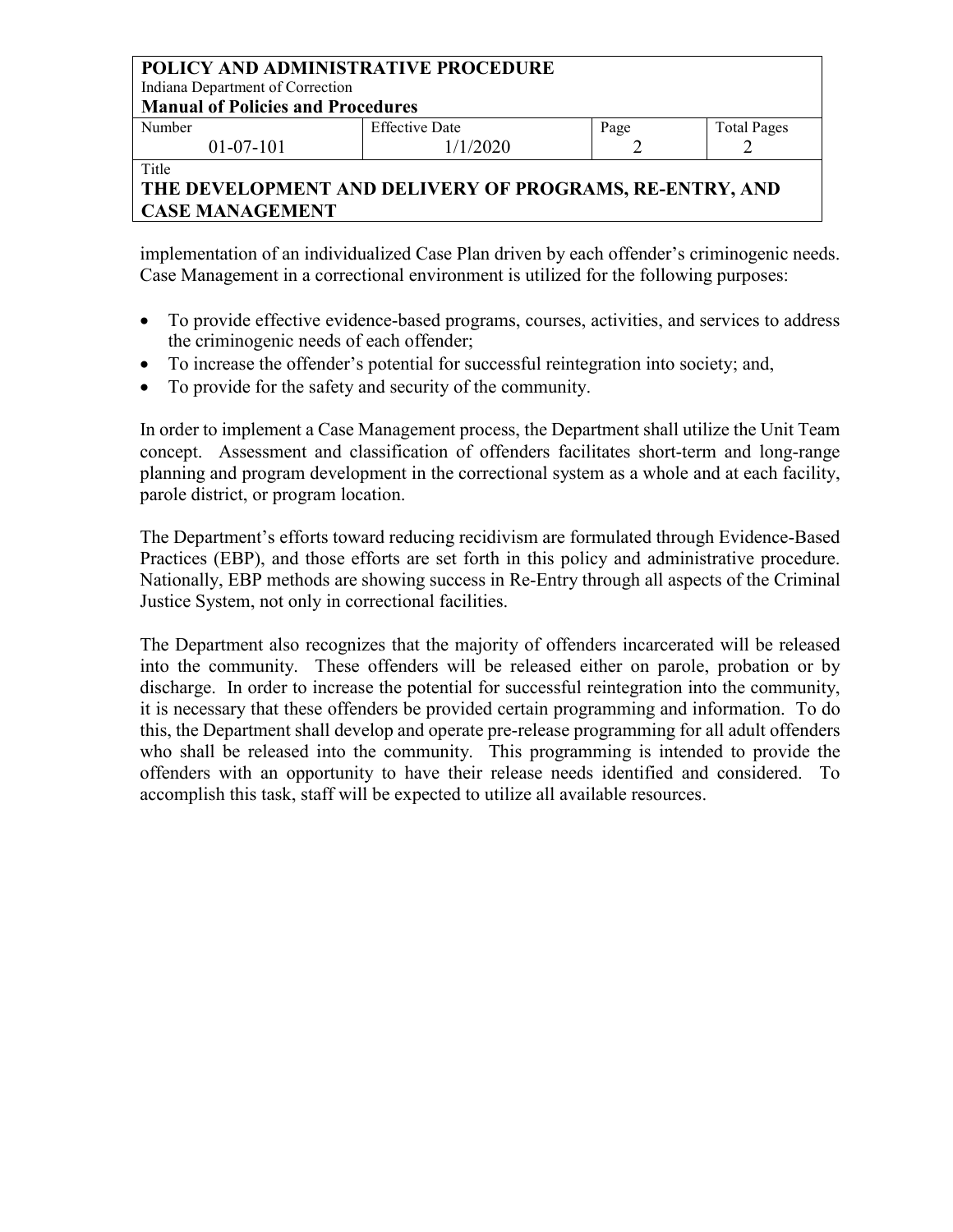implementation of an individualized Case Plan driven by each offender's criminogenic needs. Case Management in a correctional environment is utilized for the following purposes:

- To provide effective evidence-based programs, courses, activities, and services to address the criminogenic needs of each offender;
- To increase the offender's potential for successful reintegration into society; and,
- To provide for the safety and security of the community.

In order to implement a Case Management process, the Department shall utilize the Unit Team concept. Assessment and classification of offenders facilitates short-term and long-range planning and program development in the correctional system as a whole and at each facility, parole district, or program location.

The Department's efforts toward reducing recidivism are formulated through Evidence-Based Practices (EBP), and those efforts are set forth in this policy and administrative procedure. Nationally, EBP methods are showing success in Re-Entry through all aspects of the Criminal Justice System, not only in correctional facilities.

The Department also recognizes that the majority of offenders incarcerated will be released into the community. These offenders will be released either on parole, probation or by discharge. In order to increase the potential for successful reintegration into the community, it is necessary that these offenders be provided certain programming and information. To do this, the Department shall develop and operate pre-release programming for all adult offenders who shall be released into the community. This programming is intended to provide the offenders with an opportunity to have their release needs identified and considered. To accomplish this task, staff will be expected to utilize all available resources.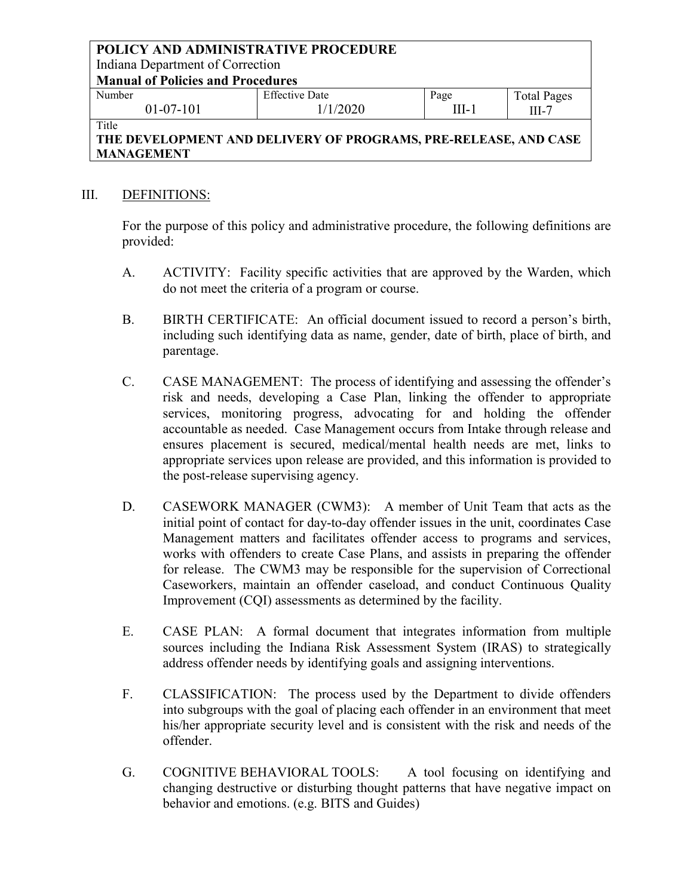## III. DEFINITIONS:

For the purpose of this policy and administrative procedure, the following definitions are provided:

A. ACTIVITY: Facility specific activities that are approved by the Warden, which do not meet the criteria of a program or course.

B. BIRTH CERTIFICATE: An official document issued to record a person's birth, including such identifying data as name, gender, date of birth, place of birth, and parentage.

C. CASE MANAGEMENT: The process of identifying and assessing the offender's risk and needs, developing a Case Plan, linking the offender to appropriate services, monitoring progress, advocating for and holding the offender accountable as needed. Case Management occurs from Intake through release and ensures placement is secured, medical/mental health needs are met, links to appropriate services upon release are provided, and this information is provided to the post-release supervising agency.

D. CASEWORK MANAGER (CWM3): A member of Unit Team that acts as the initial point of contact for day-to-day offender issues in the unit, coordinates Case Management matters and facilitates offender access to programs and services, works with offenders to create Case Plans, and assists in preparing the offender for release. The CWM3 may be responsible for the supervision of Correctional Caseworkers, maintain an offender caseload, and conduct Continuous Quality Improvement (CQI) assessments as determined by the facility.

E. CASE PLAN: A formal document that integrates information from multiple sources including the Indiana Risk Assessment System (IRAS) to strategically address offender needs by identifying goals and assigning interventions.

F. CLASSIFICATION: The process used by the Department to divide offenders into subgroups with the goal of placing each offender in an environment that meet his/her appropriate security level and is consistent with the risk and needs of the offender.

G. COGNITIVE BEHAVIORAL TOOLS: A tool focusing on identifying and changing destructive or disturbing thought patterns that have negative impact on behavior and emotions. (e.g. BITS and Guides)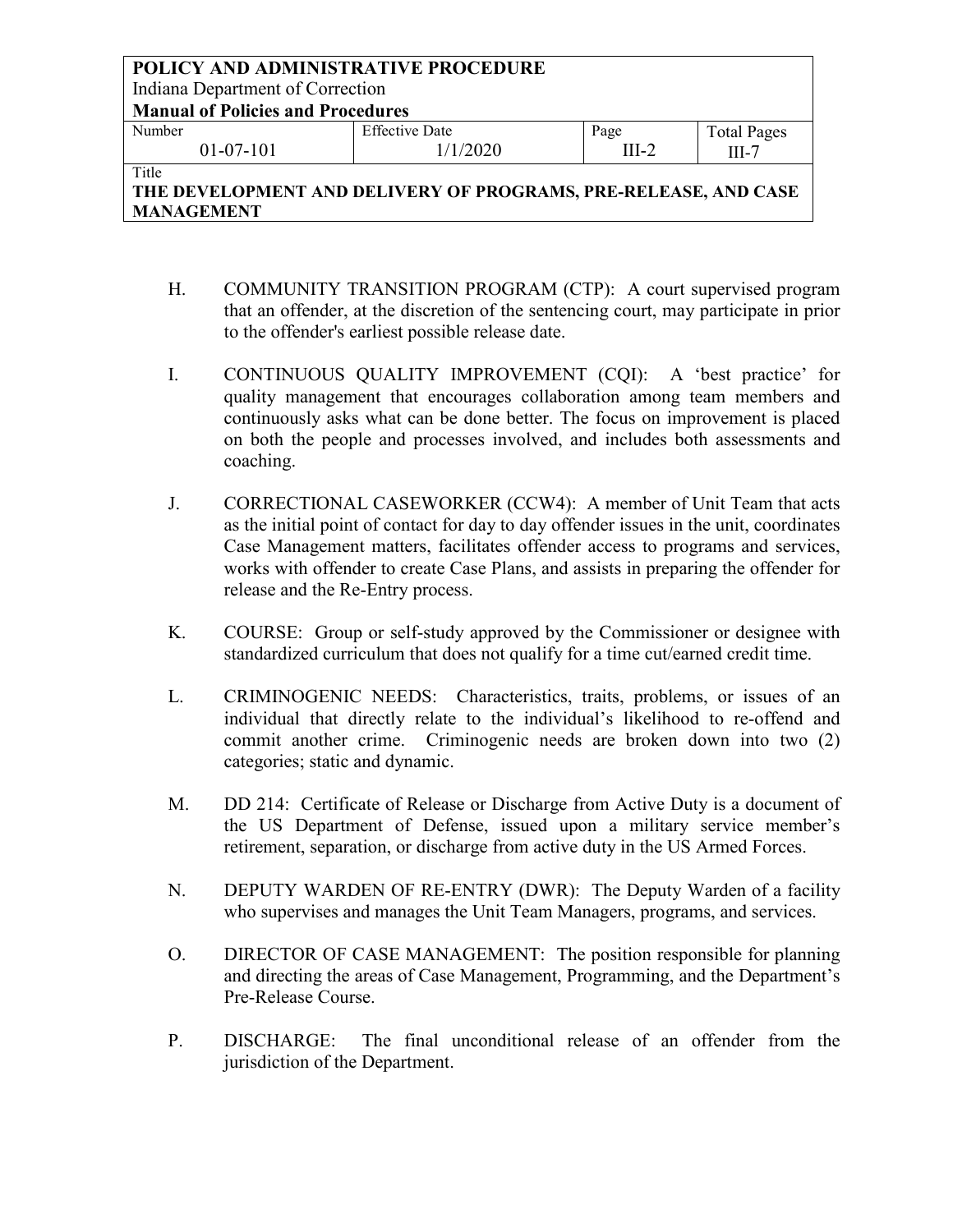H. COMMUNITY TRANSITION PROGRAM (CTP): A court supervised program that an offender, at the discretion of the sentencing court, may participate in prior to the offender's earliest possible release date.

I. CONTINUOUS QUALITY IMPROVEMENT (CQI): A 'best practice' for quality management that encourages collaboration among team members and continuously asks what can be done better. The focus on improvement is placed on both the people and processes involved, and includes both assessments and coaching.

J. CORRECTIONAL CASEWORKER (CCW4): A member of Unit Team that acts as the initial point of contact for day to day offender issues in the unit, coordinates Case Management matters, facilitates offender access to programs and services, works with offender to create Case Plans, and assists in preparing the offender for release and the Re-Entry process.

K. COURSE: Group or self-study approved by the Commissioner or designee with standardized curriculum that does not qualify for a time cut/earned credit time.

L. CRIMINOGENIC NEEDS: Characteristics, traits, problems, or issues of an individual that directly relate to the individual's likelihood to re-offend and commit another crime. Criminogenic needs are broken down into two (2) categories; static and dynamic.

M. DD 214: Certificate of Release or Discharge from Active Duty is a document of the US Department of Defense, issued upon a military service member's retirement, separation, or discharge from active duty in the US Armed Forces.

N. DEPUTY WARDEN OF RE-ENTRY (DWR): The Deputy Warden of a facility who supervises and manages the Unit Team Managers, programs, and services.

O. DIRECTOR OF CASE MANAGEMENT: The position responsible for planning and directing the areas of Case Management, Programming, and the Department's Pre-Release Course.

P. DISCHARGE: The final unconditional release of an offender from the jurisdiction of the Department.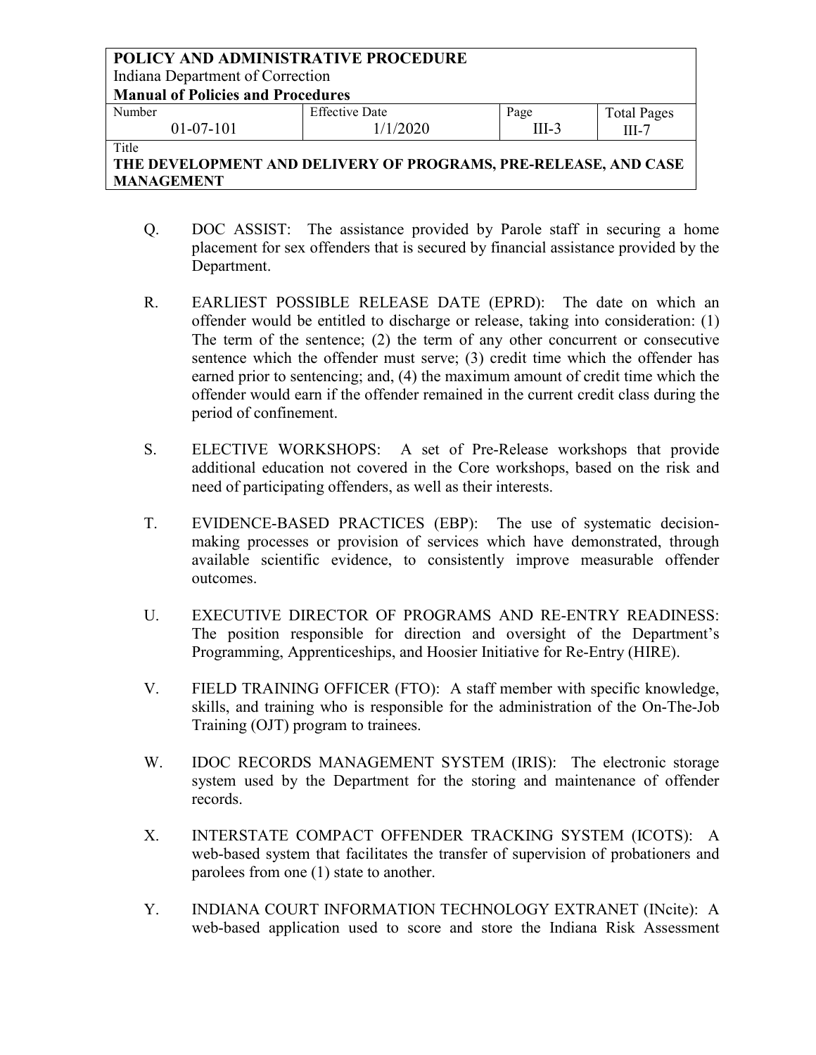Q. DOC ASSIST: The assistance provided by Parole staff in securing a home placement for sex offenders that is secured by financial assistance provided by the Department.

R. EARLIEST POSSIBLE RELEASE DATE (EPRD): The date on which an offender would be entitled to discharge or release, taking into consideration: (1) The term of the sentence; (2) the term of any other concurrent or consecutive sentence which the offender must serve; (3) credit time which the offender has earned prior to sentencing; and, (4) the maximum amount of credit time which the offender would earn if the offender remained in the current credit class during the period of confinement.

S. ELECTIVE WORKSHOPS: A set of Pre-Release workshops that provide additional education not covered in the Core workshops, based on the risk and need of participating offenders, as well as their interests.

T. EVIDENCE-BASED PRACTICES (EBP): The use of systematic decision-making processes or provision of services which have demonstrated, through available scientific evidence, to consistently improve measurable offender outcomes.

U. EXECUTIVE DIRECTOR OF PROGRAMS AND RE-ENTRY READINESS: The position responsible for direction and oversight of the Department's Programming, Apprenticeships, and Hoosier Initiative for Re-Entry (HIRE).

V. FIELD TRAINING OFFICER (FTO): A staff member with specific knowledge, skills, and training who is responsible for the administration of the On-The-Job Training (OJT) program to trainees.

W. IDOC RECORDS MANAGEMENT SYSTEM (IRIS): The electronic storage system used by the Department for the storing and maintenance of offender records.

X. INTERSTATE COMPACT OFFENDER TRACKING SYSTEM (ICOTS): A web-based system that facilitates the transfer of supervision of probationers and parolees from one (1) state to another.

Y. INDIANA COURT INFORMATION TECHNOLOGY EXTRANET (INcite): A web-based application used to score and store the Indiana Risk Assessment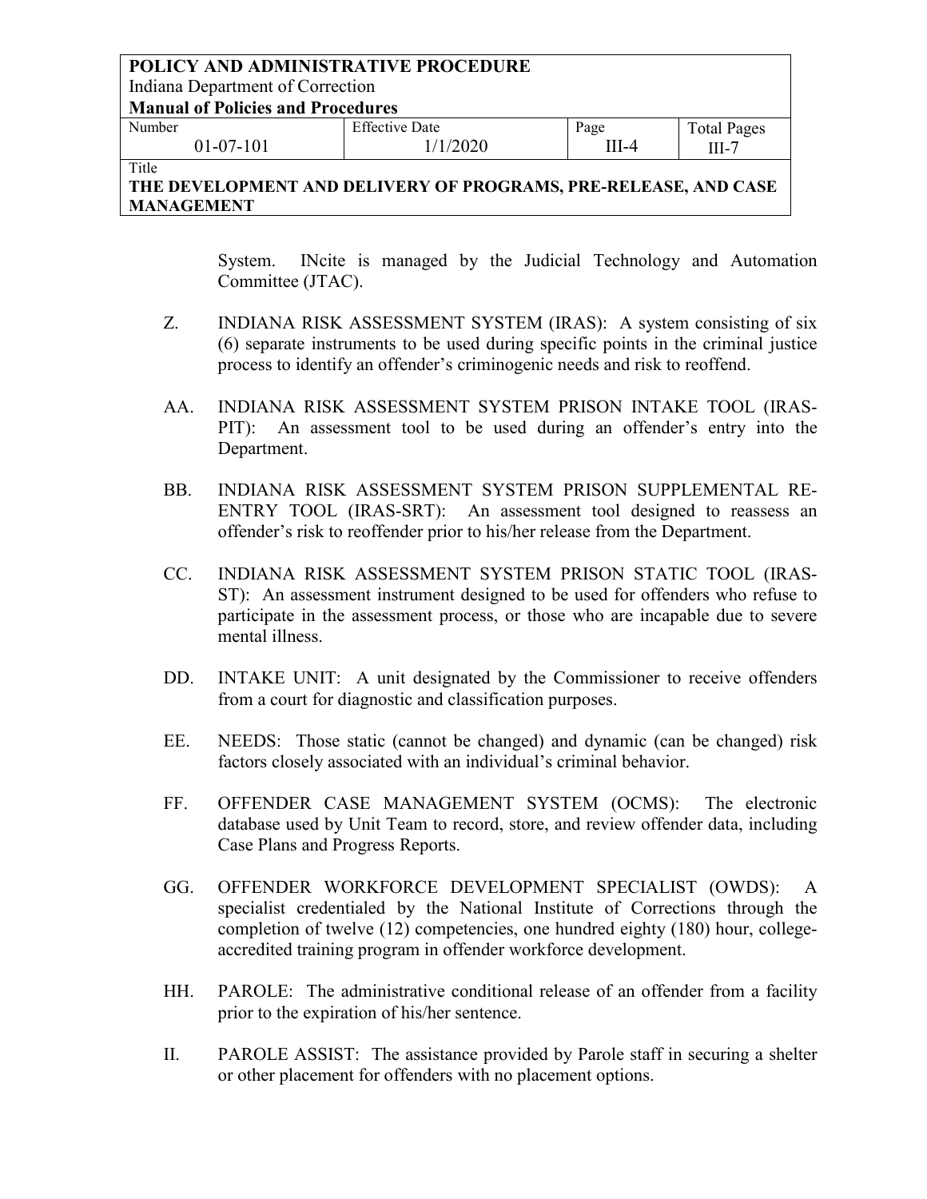System. INcite is managed by the Judicial Technology and Automation Committee (JTAC).

Z. INDIANA RISK ASSESSMENT SYSTEM (IRAS): A system consisting of six (6) separate instruments to be used during specific points in the criminal justice process to identify an offender's criminogenic needs and risk to reoffend.

AA. INDIANA RISK ASSESSMENT SYSTEM PRISON INTAKE TOOL (IRAS-PIT): An assessment tool to be used during an offender's entry into the Department.

BB. INDIANA RISK ASSESSMENT SYSTEM PRISON SUPPLEMENTAL RE-ENTRY TOOL (IRAS-SRT): An assessment tool designed to reassess an offender's risk to reoffender prior to his/her release from the Department.

CC. INDIANA RISK ASSESSMENT SYSTEM PRISON STATIC TOOL (IRAS-ST): An assessment instrument designed to be used for offenders who refuse to participate in the assessment process, or those who are incapable due to severe mental illness.

DD. INTAKE UNIT: A unit designated by the Commissioner to receive offenders from a court for diagnostic and classification purposes.

EE. NEEDS: Those static (cannot be changed) and dynamic (can be changed) risk factors closely associated with an individual's criminal behavior.

FF. OFFENDER CASE MANAGEMENT SYSTEM (OCMS): The electronic database used by Unit Team to record, store, and review offender data, including Case Plans and Progress Reports.

GG. OFFENDER WORKFORCE DEVELOPMENT SPECIALIST (OWDS): A specialist credentialed by the National Institute of Corrections through the completion of twelve (12) competencies, one hundred eighty (180) hour, college-accredited training program in offender workforce development.

HH. PAROLE: The administrative conditional release of an offender from a facility prior to the expiration of his/her sentence.

II. PAROLE ASSIST: The assistance provided by Parole staff in securing a shelter or other placement for offenders with no placement options.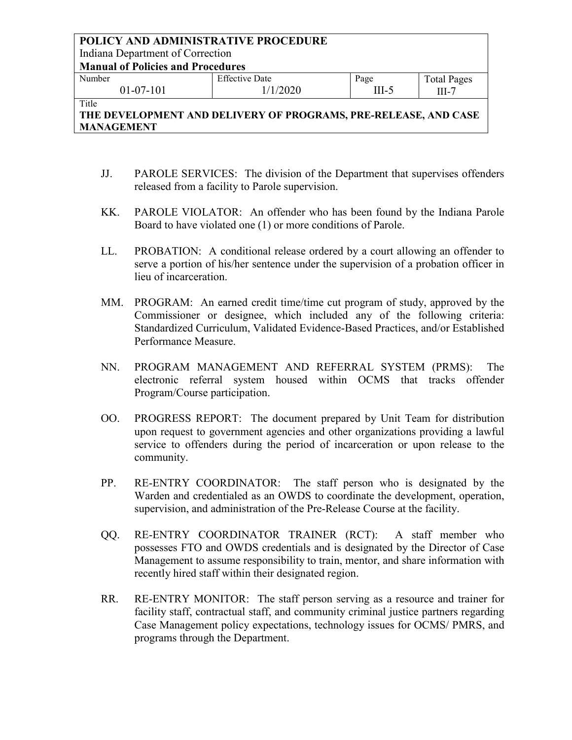JJ. PAROLE SERVICES: The division of the Department that supervises offenders released from a facility to Parole supervision.

KK. PAROLE VIOLATOR: An offender who has been found by the Indiana Parole Board to have violated one (1) or more conditions of Parole.

LL. PROBATION: A conditional release ordered by a court allowing an offender to serve a portion of his/her sentence under the supervision of a probation officer in lieu of incarceration.

MM. PROGRAM: An earned credit time/time cut program of study, approved by the Commissioner or designee, which included any of the following criteria: Standardized Curriculum, Validated Evidence-Based Practices, and/or Established Performance Measure.

NN. PROGRAM MANAGEMENT AND REFERRAL SYSTEM (PRMS): The electronic referral system housed within OCMS that tracks offender Program/Course participation.

OO. PROGRESS REPORT: The document prepared by Unit Team for distribution upon request to government agencies and other organizations providing a lawful service to offenders during the period of incarceration or upon release to the community.

PP. RE-ENTRY COORDINATOR: The staff person who is designated by the Warden and credentialed as an OWDS to coordinate the development, operation, supervision, and administration of the Pre-Release Course at the facility.

QQ. RE-ENTRY COORDINATOR TRAINER (RCT): A staff member who possesses FTO and OWDS credentials and is designated by the Director of Case Management to assume responsibility to train, mentor, and share information with recently hired staff within their designated region.

RR. RE-ENTRY MONITOR: The staff person serving as a resource and trainer for facility staff, contractual staff, and community criminal justice partners regarding Case Management policy expectations, technology issues for OCMS/ PMRS, and programs through the Department.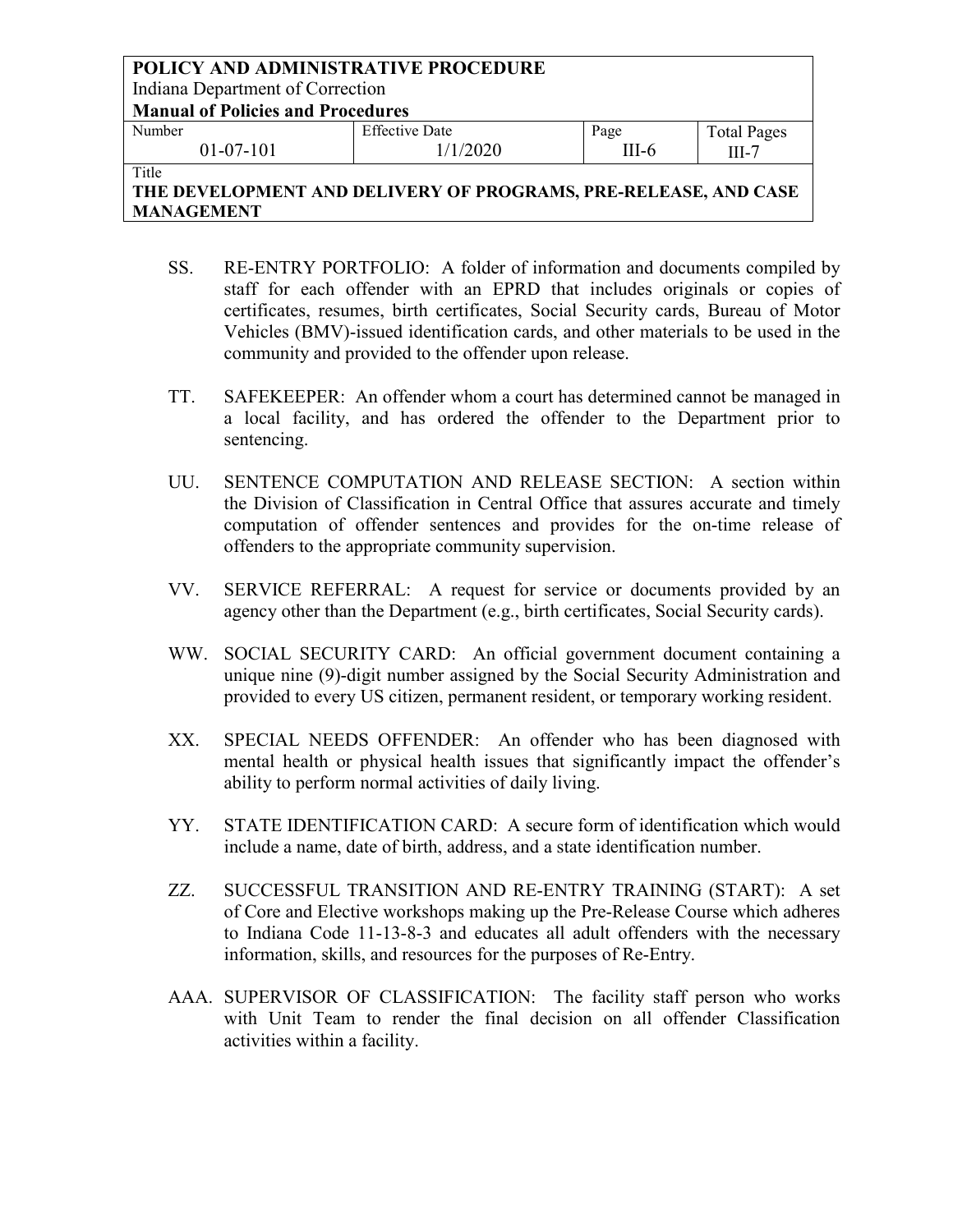SS. RE-ENTRY PORTFOLIO: A folder of information and documents compiled by staff for each offender with an EPRD that includes originals or copies of certificates, resumes, birth certificates, Social Security cards, Bureau of Motor Vehicles (BMV)-issued identification cards, and other materials to be used in the community and provided to the offender upon release.

TT. SAFEKEEPER: An offender whom a court has determined cannot be managed in a local facility, and has ordered the offender to the Department prior to sentencing.

UU. SENTENCE COMPUTATION AND RELEASE SECTION: A section within the Division of Classification in Central Office that assures accurate and timely computation of offender sentences and provides for the on-time release of offenders to the appropriate community supervision.

VV. SERVICE REFERRAL: A request for service or documents provided by an agency other than the Department (e.g., birth certificates, Social Security cards).

WW. SOCIAL SECURITY CARD: An official government document containing a unique nine (9)-digit number assigned by the Social Security Administration and provided to every US citizen, permanent resident, or temporary working resident.

XX. SPECIAL NEEDS OFFENDER: An offender who has been diagnosed with mental health or physical health issues that significantly impact the offender's ability to perform normal activities of daily living.

YY. STATE IDENTIFICATION CARD: A secure form of identification which would include a name, date of birth, address, and a state identification number.

ZZ. SUCCESSFUL TRANSITION AND RE-ENTRY TRAINING (START): A set of Core and Elective workshops making up the Pre-Release Course which adheres to Indiana Code 11-13-8-3 and educates all adult offenders with the necessary information, skills, and resources for the purposes of Re-Entry.

AAA. SUPERVISOR OF CLASSIFICATION: The facility staff person who works with Unit Team to render the final decision on all offender Classification activities within a facility.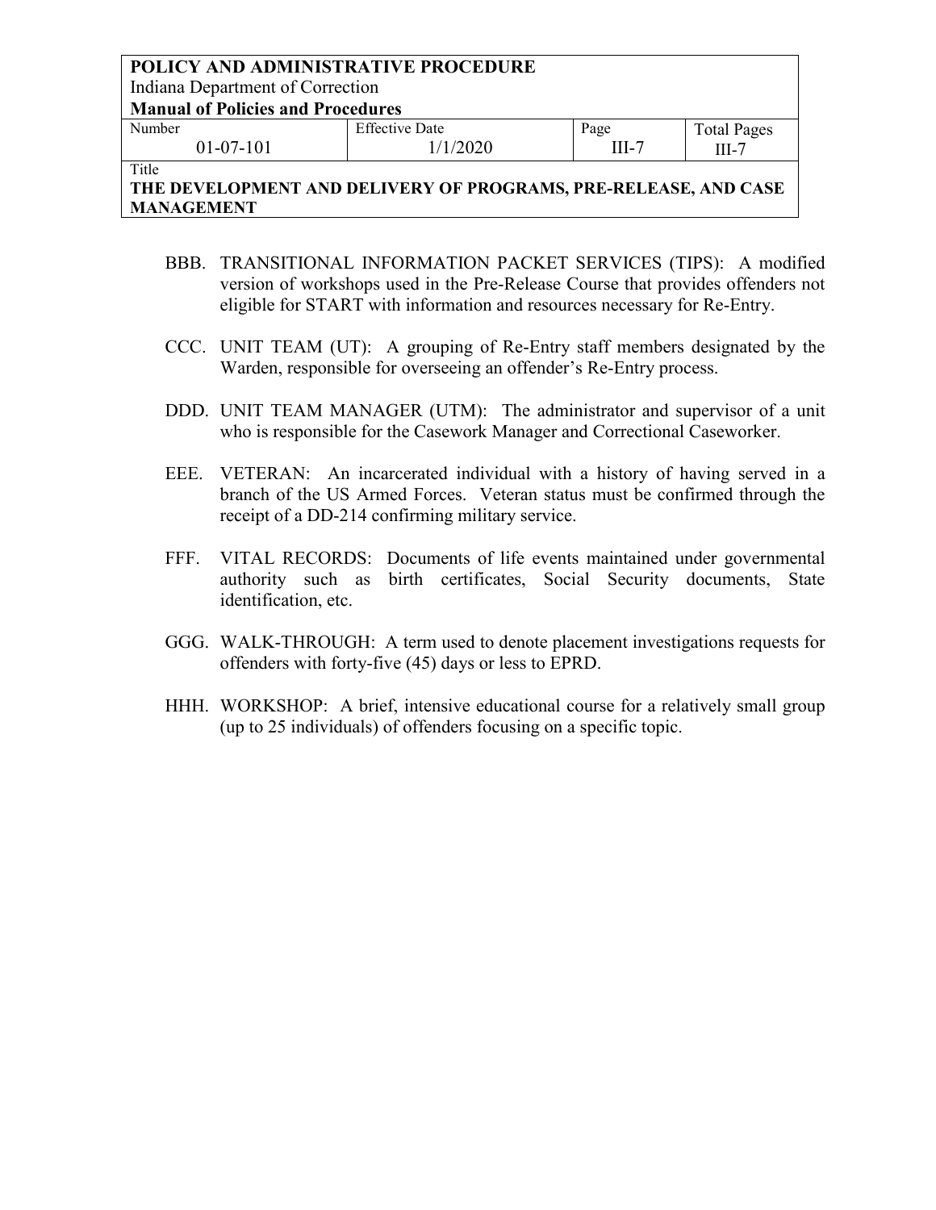BBB. TRANSITIONAL INFORMATION PACKET SERVICES (TIPS): A modified version of workshops used in the Pre-Release Course that provides offenders not eligible for START with information and resources necessary for Re-Entry.

CCC. UNIT TEAM (UT): A grouping of Re-Entry staff members designated by the Warden, responsible for overseeing an offender's Re-Entry process.

DDD. UNIT TEAM MANAGER (UTM): The administrator and supervisor of a unit who is responsible for the Casework Manager and Correctional Caseworker.

EEE. VETERAN: An incarcerated individual with a history of having served in a branch of the US Armed Forces. Veteran status must be confirmed through the receipt of a DD-214 confirming military service.

FFF. VITAL RECORDS: Documents of life events maintained under governmental authority such as birth certificates, Social Security documents, State identification, etc.

GGG. WALK-THROUGH: A term used to denote placement investigations requests for offenders with forty-five (45) days or less to EPRD.

HHH. WORKSHOP: A brief, intensive educational course for a relatively small group (up to 25 individuals) of offenders focusing on a specific topic.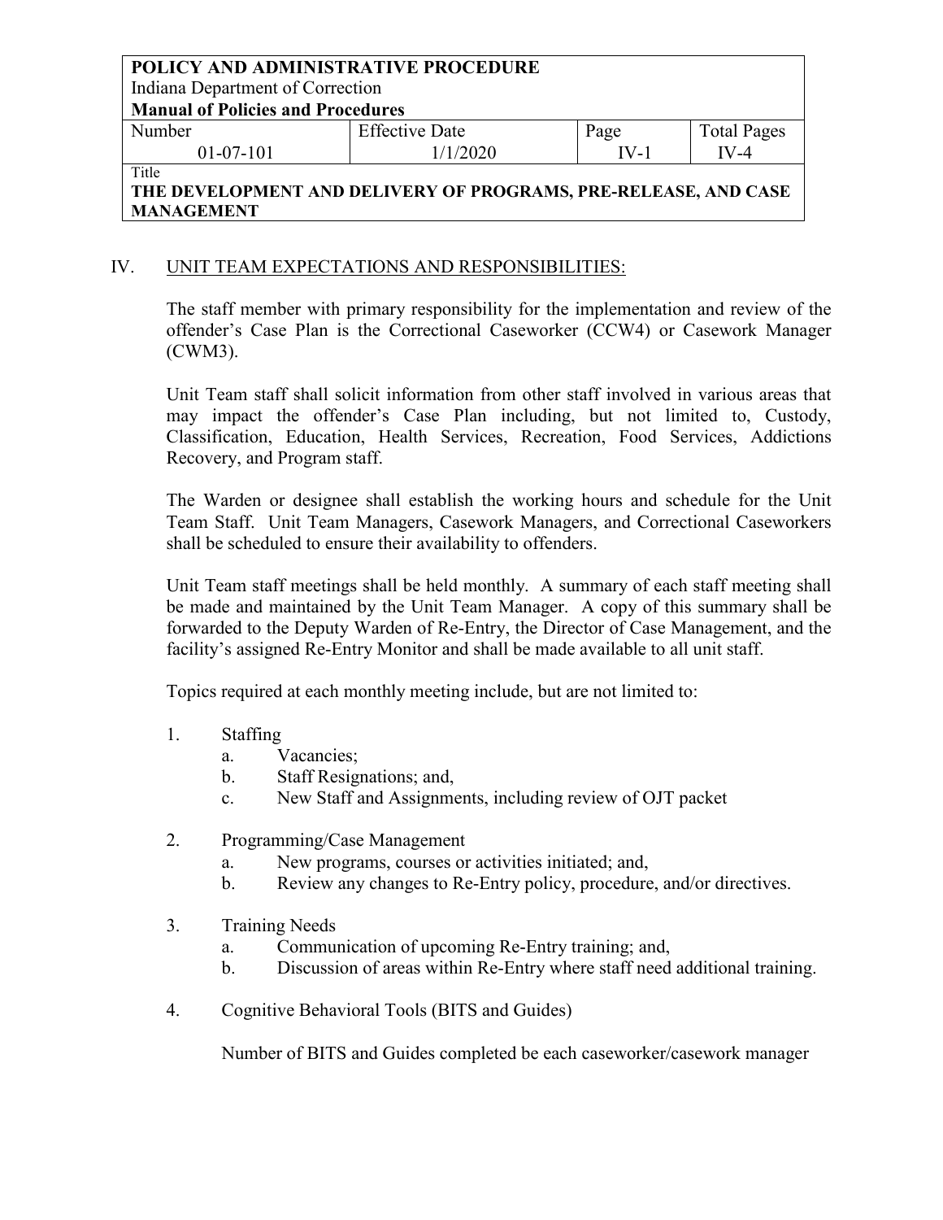## IV. UNIT TEAM EXPECTATIONS AND RESPONSIBILITIES:

The staff member with primary responsibility for the implementation and review of the offender's Case Plan is the Correctional Caseworker (CCW4) or Casework Manager (CWM3).

Unit Team staff shall solicit information from other staff involved in various areas that may impact the offender's Case Plan including, but not limited to, Custody, Classification, Education, Health Services, Recreation, Food Services, Addictions Recovery, and Program staff.

The Warden or designee shall establish the working hours and schedule for the Unit Team Staff. Unit Team Managers, Casework Managers, and Correctional Caseworkers shall be scheduled to ensure their availability to offenders.

Unit Team staff meetings shall be held monthly. A summary of each staff meeting shall be made and maintained by the Unit Team Manager. A copy of this summary shall be forwarded to the Deputy Warden of Re-Entry, the Director of Case Management, and the facility's assigned Re-Entry Monitor and shall be made available to all unit staff.

Topics required at each monthly meeting include, but are not limited to:

1. Staffing
   - a. Vacancies;
   - b. Staff Resignations; and,
   - c. New Staff and Assignments, including review of OJT packet

2. Programming/Case Management
   - a. New programs, courses or activities initiated; and,
   - b. Review any changes to Re-Entry policy, procedure, and/or directives.

3. Training Needs
   - a. Communication of upcoming Re-Entry training; and,
   - b. Discussion of areas within Re-Entry where staff need additional training.

4. Cognitive Behavioral Tools (BITS and Guides)

   Number of BITS and Guides completed be each caseworker/casework manager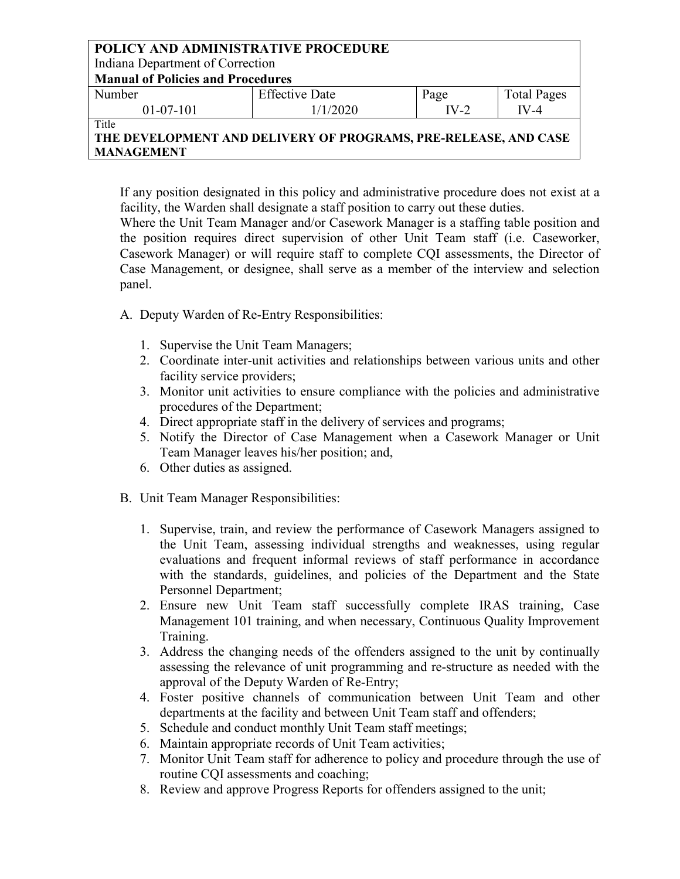If any position designated in this policy and administrative procedure does not exist at a facility, the Warden shall designate a staff position to carry out these duties.

Where the Unit Team Manager and/or Casework Manager is a staffing table position and the position requires direct supervision of other Unit Team staff (i.e. Caseworker, Casework Manager) or will require staff to complete CQI assessments, the Director of Case Management, or designee, shall serve as a member of the interview and selection panel.

A. Deputy Warden of Re-Entry Responsibilities:

1. Supervise the Unit Team Managers;
2. Coordinate inter-unit activities and relationships between various units and other facility service providers;
3. Monitor unit activities to ensure compliance with the policies and administrative procedures of the Department;
4. Direct appropriate staff in the delivery of services and programs;
5. Notify the Director of Case Management when a Casework Manager or Unit Team Manager leaves his/her position; and,
6. Other duties as assigned.

B. Unit Team Manager Responsibilities:

1. Supervise, train, and review the performance of Casework Managers assigned to the Unit Team, assessing individual strengths and weaknesses, using regular evaluations and frequent informal reviews of staff performance in accordance with the standards, guidelines, and policies of the Department and the State Personnel Department;
2. Ensure new Unit Team staff successfully complete IRAS training, Case Management 101 training, and when necessary, Continuous Quality Improvement Training.
3. Address the changing needs of the offenders assigned to the unit by continually assessing the relevance of unit programming and re-structure as needed with the approval of the Deputy Warden of Re-Entry;
4. Foster positive channels of communication between Unit Team and other departments at the facility and between Unit Team staff and offenders;
5. Schedule and conduct monthly Unit Team staff meetings;
6. Maintain appropriate records of Unit Team activities;
7. Monitor Unit Team staff for adherence to policy and procedure through the use of routine CQI assessments and coaching;
8. Review and approve Progress Reports for offenders assigned to the unit;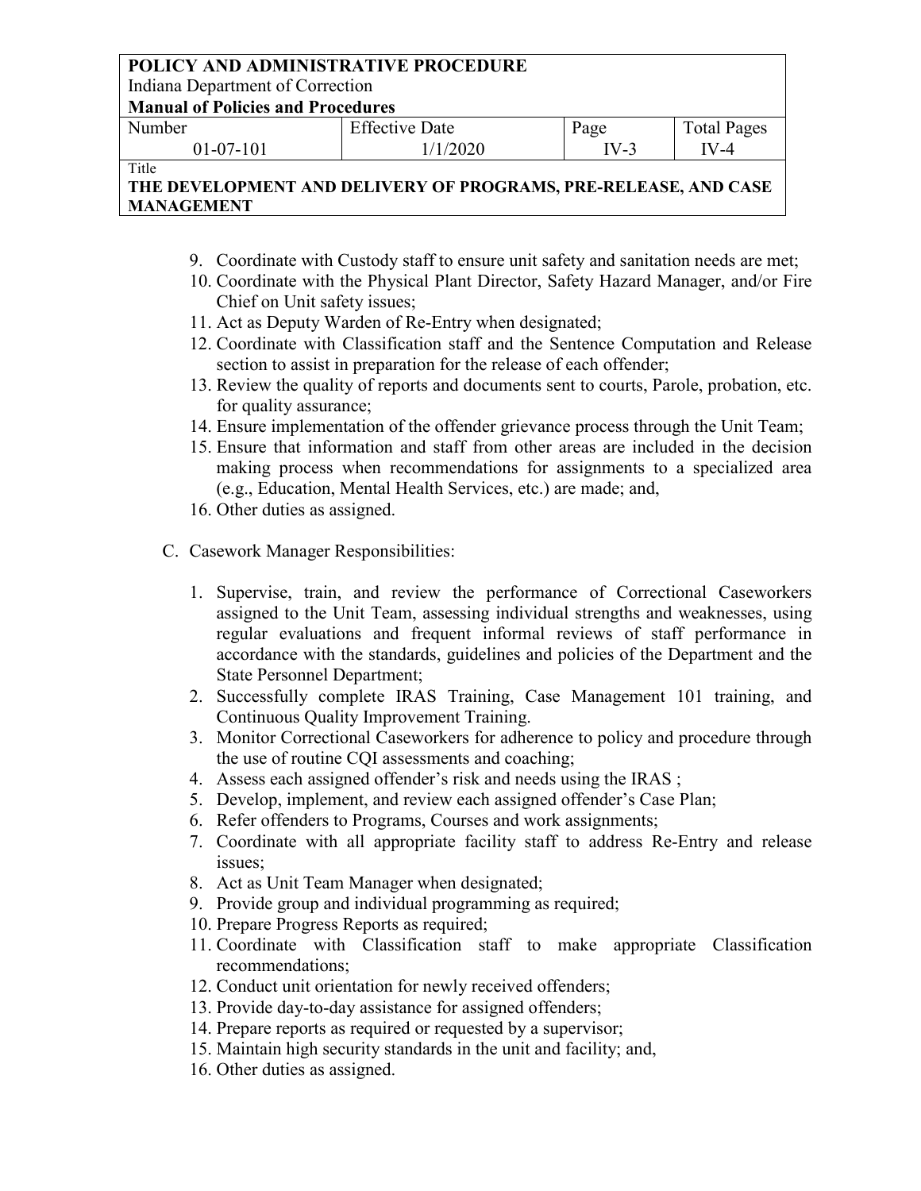9. Coordinate with Custody staff to ensure unit safety and sanitation needs are met;
10. Coordinate with the Physical Plant Director, Safety Hazard Manager, and/or Fire Chief on Unit safety issues;
11. Act as Deputy Warden of Re-Entry when designated;
12. Coordinate with Classification staff and the Sentence Computation and Release section to assist in preparation for the release of each offender;
13. Review the quality of reports and documents sent to courts, Parole, probation, etc. for quality assurance;
14. Ensure implementation of the offender grievance process through the Unit Team;
15. Ensure that information and staff from other areas are included in the decision making process when recommendations for assignments to a specialized area (e.g., Education, Mental Health Services, etc.) are made; and,
16. Other duties as assigned.

C. Casework Manager Responsibilities:

1. Supervise, train, and review the performance of Correctional Caseworkers assigned to the Unit Team, assessing individual strengths and weaknesses, using regular evaluations and frequent informal reviews of staff performance in accordance with the standards, guidelines and policies of the Department and the State Personnel Department;
2. Successfully complete IRAS Training, Case Management 101 training, and Continuous Quality Improvement Training.
3. Monitor Correctional Caseworkers for adherence to policy and procedure through the use of routine CQI assessments and coaching;
4. Assess each assigned offender's risk and needs using the IRAS ;
5. Develop, implement, and review each assigned offender's Case Plan;
6. Refer offenders to Programs, Courses and work assignments;
7. Coordinate with all appropriate facility staff to address Re-Entry and release issues;
8. Act as Unit Team Manager when designated;
9. Provide group and individual programming as required;
10. Prepare Progress Reports as required;
11. Coordinate with Classification staff to make appropriate Classification recommendations;
12. Conduct unit orientation for newly received offenders;
13. Provide day-to-day assistance for assigned offenders;
14. Prepare reports as required or requested by a supervisor;
15. Maintain high security standards in the unit and facility; and,
16. Other duties as assigned.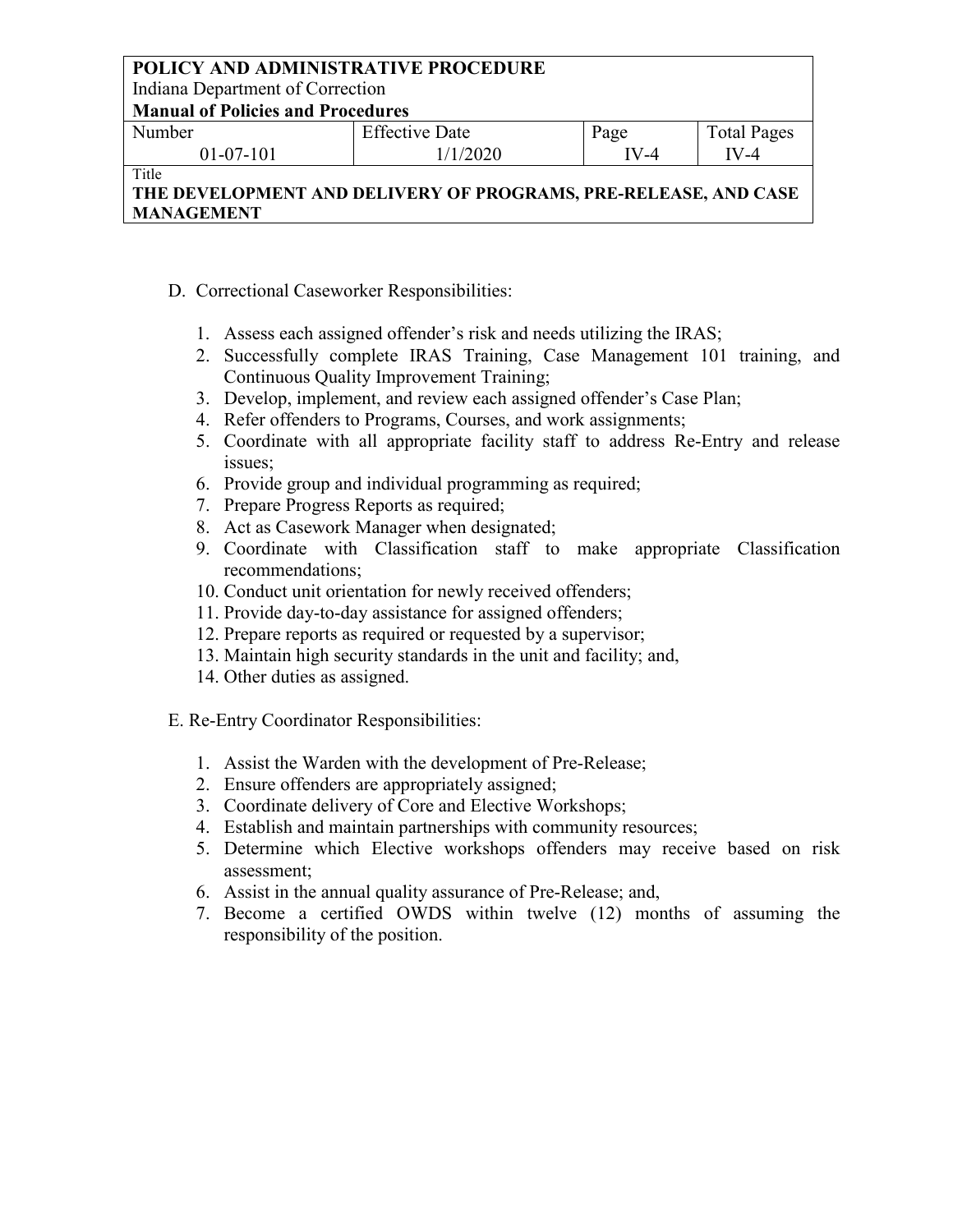D. Correctional Caseworker Responsibilities:

1. Assess each assigned offender's risk and needs utilizing the IRAS;
2. Successfully complete IRAS Training, Case Management 101 training, and Continuous Quality Improvement Training;
3. Develop, implement, and review each assigned offender's Case Plan;
4. Refer offenders to Programs, Courses, and work assignments;
5. Coordinate with all appropriate facility staff to address Re-Entry and release issues;
6. Provide group and individual programming as required;
7. Prepare Progress Reports as required;
8. Act as Casework Manager when designated;
9. Coordinate with Classification staff to make appropriate Classification recommendations;
10. Conduct unit orientation for newly received offenders;
11. Provide day-to-day assistance for assigned offenders;
12. Prepare reports as required or requested by a supervisor;
13. Maintain high security standards in the unit and facility; and,
14. Other duties as assigned.

E. Re-Entry Coordinator Responsibilities:

1. Assist the Warden with the development of Pre-Release;
2. Ensure offenders are appropriately assigned;
3. Coordinate delivery of Core and Elective Workshops;
4. Establish and maintain partnerships with community resources;
5. Determine which Elective workshops offenders may receive based on risk assessment;
6. Assist in the annual quality assurance of Pre-Release; and,
7. Become a certified OWDS within twelve (12) months of assuming the responsibility of the position.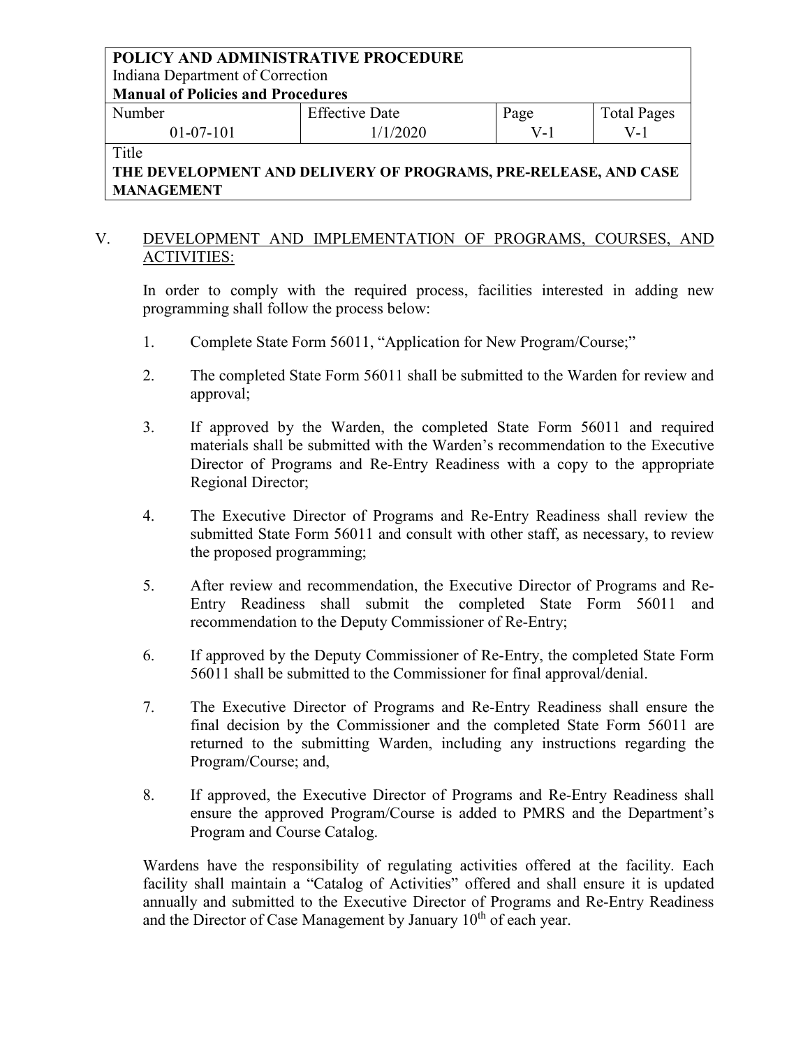## V. DEVELOPMENT AND IMPLEMENTATION OF PROGRAMS, COURSES, AND ACTIVITIES:

In order to comply with the required process, facilities interested in adding new programming shall follow the process below:

1. Complete State Form 56011, "Application for New Program/Course;"
2. The completed State Form 56011 shall be submitted to the Warden for review and approval;
3. If approved by the Warden, the completed State Form 56011 and required materials shall be submitted with the Warden's recommendation to the Executive Director of Programs and Re-Entry Readiness with a copy to the appropriate Regional Director;
4. The Executive Director of Programs and Re-Entry Readiness shall review the submitted State Form 56011 and consult with other staff, as necessary, to review the proposed programming;
5. After review and recommendation, the Executive Director of Programs and Re-Entry Readiness shall submit the completed State Form 56011 and recommendation to the Deputy Commissioner of Re-Entry;
6. If approved by the Deputy Commissioner of Re-Entry, the completed State Form 56011 shall be submitted to the Commissioner for final approval/denial.
7. The Executive Director of Programs and Re-Entry Readiness shall ensure the final decision by the Commissioner and the completed State Form 56011 are returned to the submitting Warden, including any instructions regarding the Program/Course; and,
8. If approved, the Executive Director of Programs and Re-Entry Readiness shall ensure the approved Program/Course is added to PMRS and the Department's Program and Course Catalog.

Wardens have the responsibility of regulating activities offered at the facility. Each facility shall maintain a "Catalog of Activities" offered and shall ensure it is updated annually and submitted to the Executive Director of Programs and Re-Entry Readiness and the Director of Case Management by January 10th of each year.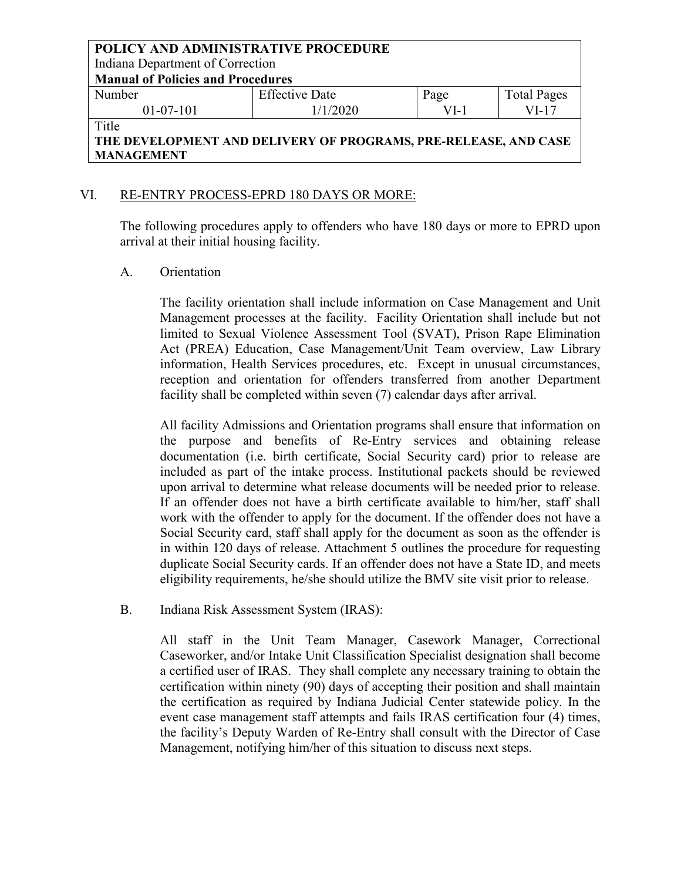## VI. RE-ENTRY PROCESS-EPRD 180 DAYS OR MORE:

The following procedures apply to offenders who have 180 days or more to EPRD upon arrival at their initial housing facility.

### A. Orientation

The facility orientation shall include information on Case Management and Unit Management processes at the facility. Facility Orientation shall include but not limited to Sexual Violence Assessment Tool (SVAT), Prison Rape Elimination Act (PREA) Education, Case Management/Unit Team overview, Law Library information, Health Services procedures, etc. Except in unusual circumstances, reception and orientation for offenders transferred from another Department facility shall be completed within seven (7) calendar days after arrival.

All facility Admissions and Orientation programs shall ensure that information on the purpose and benefits of Re-Entry services and obtaining release documentation (i.e. birth certificate, Social Security card) prior to release are included as part of the intake process. Institutional packets should be reviewed upon arrival to determine what release documents will be needed prior to release. If an offender does not have a birth certificate available to him/her, staff shall work with the offender to apply for the document. If the offender does not have a Social Security card, staff shall apply for the document as soon as the offender is in within 120 days of release. Attachment 5 outlines the procedure for requesting duplicate Social Security cards. If an offender does not have a State ID, and meets eligibility requirements, he/she should utilize the BMV site visit prior to release.

### B. Indiana Risk Assessment System (IRAS):

All staff in the Unit Team Manager, Casework Manager, Correctional Caseworker, and/or Intake Unit Classification Specialist designation shall become a certified user of IRAS. They shall complete any necessary training to obtain the certification within ninety (90) days of accepting their position and shall maintain the certification as required by Indiana Judicial Center statewide policy. In the event case management staff attempts and fails IRAS certification four (4) times, the facility's Deputy Warden of Re-Entry shall consult with the Director of Case Management, notifying him/her of this situation to discuss next steps.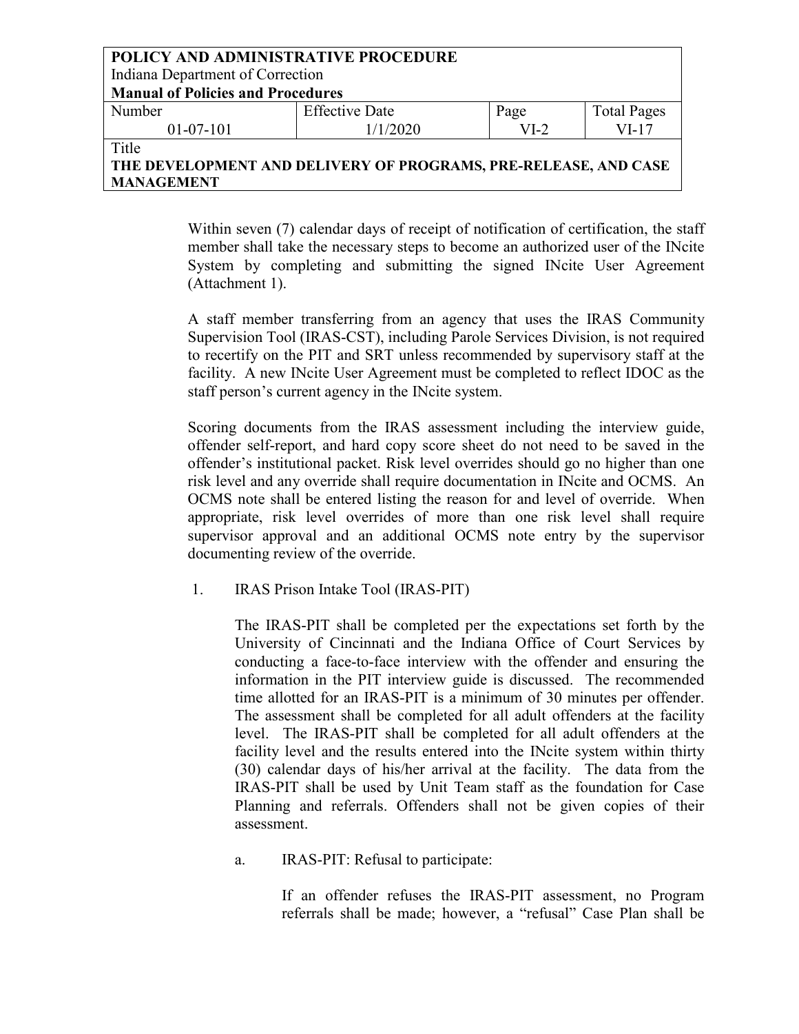Within seven (7) calendar days of receipt of notification of certification, the staff member shall take the necessary steps to become an authorized user of the INcite System by completing and submitting the signed INcite User Agreement (Attachment 1).

A staff member transferring from an agency that uses the IRAS Community Supervision Tool (IRAS-CST), including Parole Services Division, is not required to recertify on the PIT and SRT unless recommended by supervisory staff at the facility. A new INcite User Agreement must be completed to reflect IDOC as the staff person's current agency in the INcite system.

Scoring documents from the IRAS assessment including the interview guide, offender self-report, and hard copy score sheet do not need to be saved in the offender's institutional packet. Risk level overrides should go no higher than one risk level and any override shall require documentation in INcite and OCMS. An OCMS note shall be entered listing the reason for and level of override. When appropriate, risk level overrides of more than one risk level shall require supervisor approval and an additional OCMS note entry by the supervisor documenting review of the override.

1. IRAS Prison Intake Tool (IRAS-PIT)

   The IRAS-PIT shall be completed per the expectations set forth by the University of Cincinnati and the Indiana Office of Court Services by conducting a face-to-face interview with the offender and ensuring the information in the PIT interview guide is discussed. The recommended time allotted for an IRAS-PIT is a minimum of 30 minutes per offender. The assessment shall be completed for all adult offenders at the facility level. The IRAS-PIT shall be completed for all adult offenders at the facility level and the results entered into the INcite system within thirty (30) calendar days of his/her arrival at the facility. The data from the IRAS-PIT shall be used by Unit Team staff as the foundation for Case Planning and referrals. Offenders shall not be given copies of their assessment.

   a. IRAS-PIT: Refusal to participate:

      If an offender refuses the IRAS-PIT assessment, no Program referrals shall be made; however, a "refusal" Case Plan shall be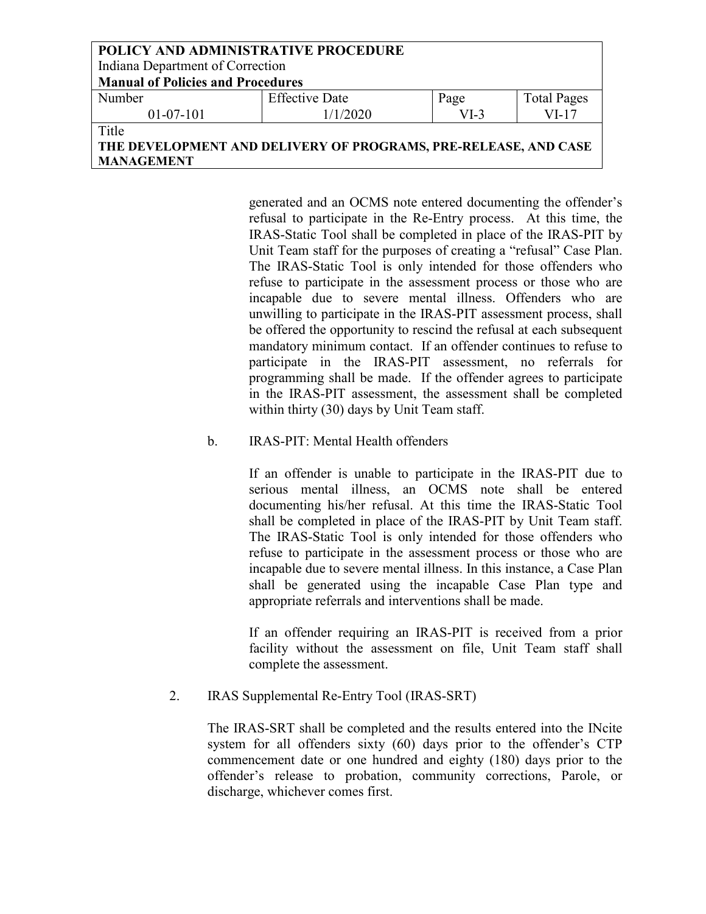generated and an OCMS note entered documenting the offender's refusal to participate in the Re-Entry process. At this time, the IRAS-Static Tool shall be completed in place of the IRAS-PIT by Unit Team staff for the purposes of creating a "refusal" Case Plan. The IRAS-Static Tool is only intended for those offenders who refuse to participate in the assessment process or those who are incapable due to severe mental illness. Offenders who are unwilling to participate in the IRAS-PIT assessment process, shall be offered the opportunity to rescind the refusal at each subsequent mandatory minimum contact. If an offender continues to refuse to participate in the IRAS-PIT assessment, no referrals for programming shall be made. If the offender agrees to participate in the IRAS-PIT assessment, the assessment shall be completed within thirty (30) days by Unit Team staff.

b. IRAS-PIT: Mental Health offenders

If an offender is unable to participate in the IRAS-PIT due to serious mental illness, an OCMS note shall be entered documenting his/her refusal. At this time the IRAS-Static Tool shall be completed in place of the IRAS-PIT by Unit Team staff. The IRAS-Static Tool is only intended for those offenders who refuse to participate in the assessment process or those who are incapable due to severe mental illness. In this instance, a Case Plan shall be generated using the incapable Case Plan type and appropriate referrals and interventions shall be made.

If an offender requiring an IRAS-PIT is received from a prior facility without the assessment on file, Unit Team staff shall complete the assessment.

2. IRAS Supplemental Re-Entry Tool (IRAS-SRT)

The IRAS-SRT shall be completed and the results entered into the INcite system for all offenders sixty (60) days prior to the offender's CTP commencement date or one hundred and eighty (180) days prior to the offender's release to probation, community corrections, Parole, or discharge, whichever comes first.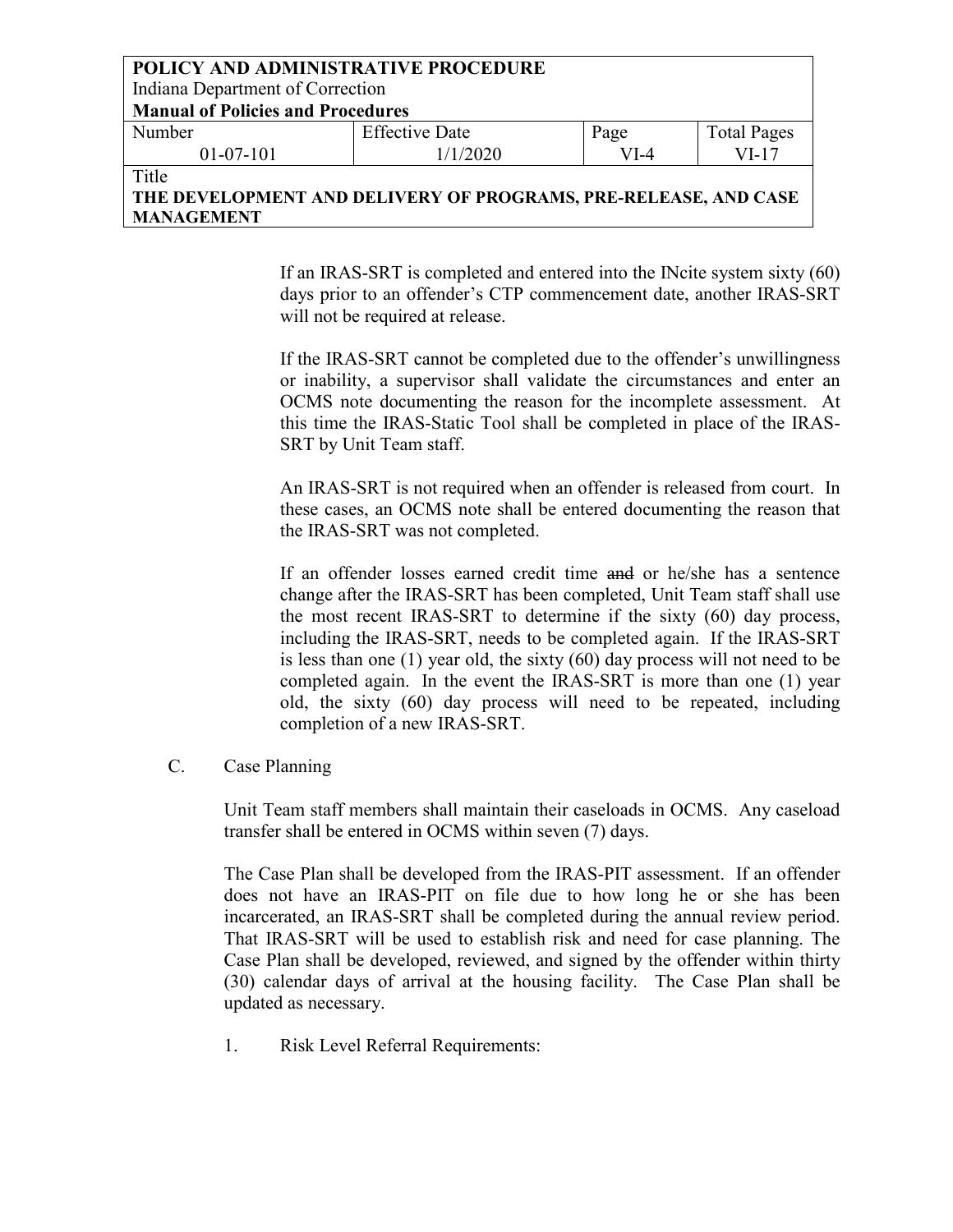If an IRAS-SRT is completed and entered into the INcite system sixty (60) days prior to an offender's CTP commencement date, another IRAS-SRT will not be required at release.

If the IRAS-SRT cannot be completed due to the offender's unwillingness or inability, a supervisor shall validate the circumstances and enter an OCMS note documenting the reason for the incomplete assessment. At this time the IRAS-Static Tool shall be completed in place of the IRAS-SRT by Unit Team staff.

An IRAS-SRT is not required when an offender is released from court. In these cases, an OCMS note shall be entered documenting the reason that the IRAS-SRT was not completed.

If an offender losses earned credit time ~~and~~ or he/she has a sentence change after the IRAS-SRT has been completed, Unit Team staff shall use the most recent IRAS-SRT to determine if the sixty (60) day process, including the IRAS-SRT, needs to be completed again. If the IRAS-SRT is less than one (1) year old, the sixty (60) day process will not need to be completed again. In the event the IRAS-SRT is more than one (1) year old, the sixty (60) day process will need to be repeated, including completion of a new IRAS-SRT.

C. Case Planning

Unit Team staff members shall maintain their caseloads in OCMS. Any caseload transfer shall be entered in OCMS within seven (7) days.

The Case Plan shall be developed from the IRAS-PIT assessment. If an offender does not have an IRAS-PIT on file due to how long he or she has been incarcerated, an IRAS-SRT shall be completed during the annual review period. That IRAS-SRT will be used to establish risk and need for case planning. The Case Plan shall be developed, reviewed, and signed by the offender within thirty (30) calendar days of arrival at the housing facility. The Case Plan shall be updated as necessary.

1. Risk Level Referral Requirements: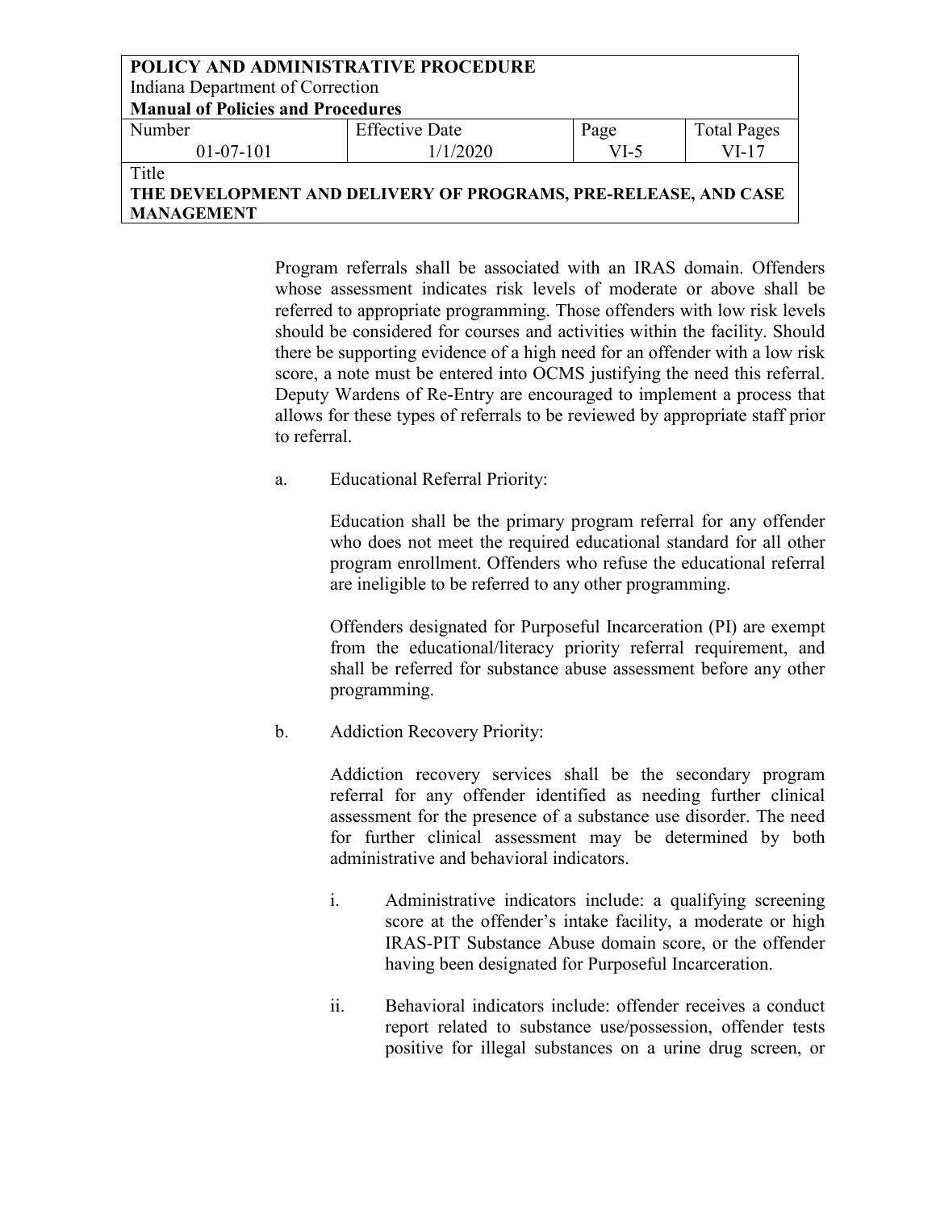Program referrals shall be associated with an IRAS domain. Offenders whose assessment indicates risk levels of moderate or above shall be referred to appropriate programming. Those offenders with low risk levels should be considered for courses and activities within the facility. Should there be supporting evidence of a high need for an offender with a low risk score, a note must be entered into OCMS justifying the need this referral. Deputy Wardens of Re-Entry are encouraged to implement a process that allows for these types of referrals to be reviewed by appropriate staff prior to referral.

a. Educational Referral Priority:

Education shall be the primary program referral for any offender who does not meet the required educational standard for all other program enrollment. Offenders who refuse the educational referral are ineligible to be referred to any other programming.

Offenders designated for Purposeful Incarceration (PI) are exempt from the educational/literacy priority referral requirement, and shall be referred for substance abuse assessment before any other programming.

b. Addiction Recovery Priority:

Addiction recovery services shall be the secondary program referral for any offender identified as needing further clinical assessment for the presence of a substance use disorder. The need for further clinical assessment may be determined by both administrative and behavioral indicators.

i. Administrative indicators include: a qualifying screening score at the offender's intake facility, a moderate or high IRAS-PIT Substance Abuse domain score, or the offender having been designated for Purposeful Incarceration.

ii. Behavioral indicators include: offender receives a conduct report related to substance use/possession, offender tests positive for illegal substances on a urine drug screen, or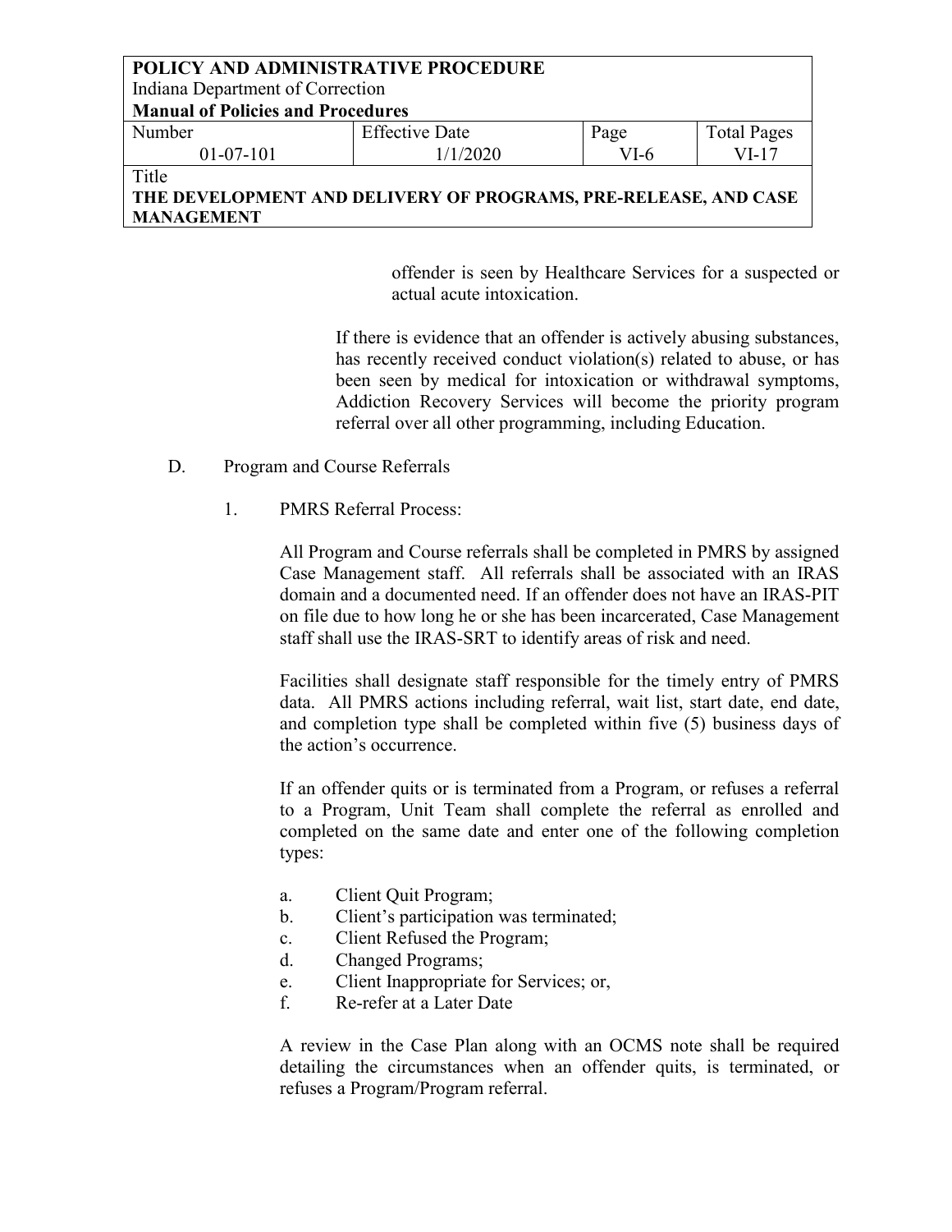offender is seen by Healthcare Services for a suspected or actual acute intoxication.

If there is evidence that an offender is actively abusing substances, has recently received conduct violation(s) related to abuse, or has been seen by medical for intoxication or withdrawal symptoms, Addiction Recovery Services will become the priority program referral over all other programming, including Education.

D. Program and Course Referrals

1. PMRS Referral Process:

All Program and Course referrals shall be completed in PMRS by assigned Case Management staff. All referrals shall be associated with an IRAS domain and a documented need. If an offender does not have an IRAS-PIT on file due to how long he or she has been incarcerated, Case Management staff shall use the IRAS-SRT to identify areas of risk and need.

Facilities shall designate staff responsible for the timely entry of PMRS data. All PMRS actions including referral, wait list, start date, end date, and completion type shall be completed within five (5) business days of the action's occurrence.

If an offender quits or is terminated from a Program, or refuses a referral to a Program, Unit Team shall complete the referral as enrolled and completed on the same date and enter one of the following completion types:

a. Client Quit Program;
b. Client's participation was terminated;
c. Client Refused the Program;
d. Changed Programs;
e. Client Inappropriate for Services; or,
f. Re-refer at a Later Date

A review in the Case Plan along with an OCMS note shall be required detailing the circumstances when an offender quits, is terminated, or refuses a Program/Program referral.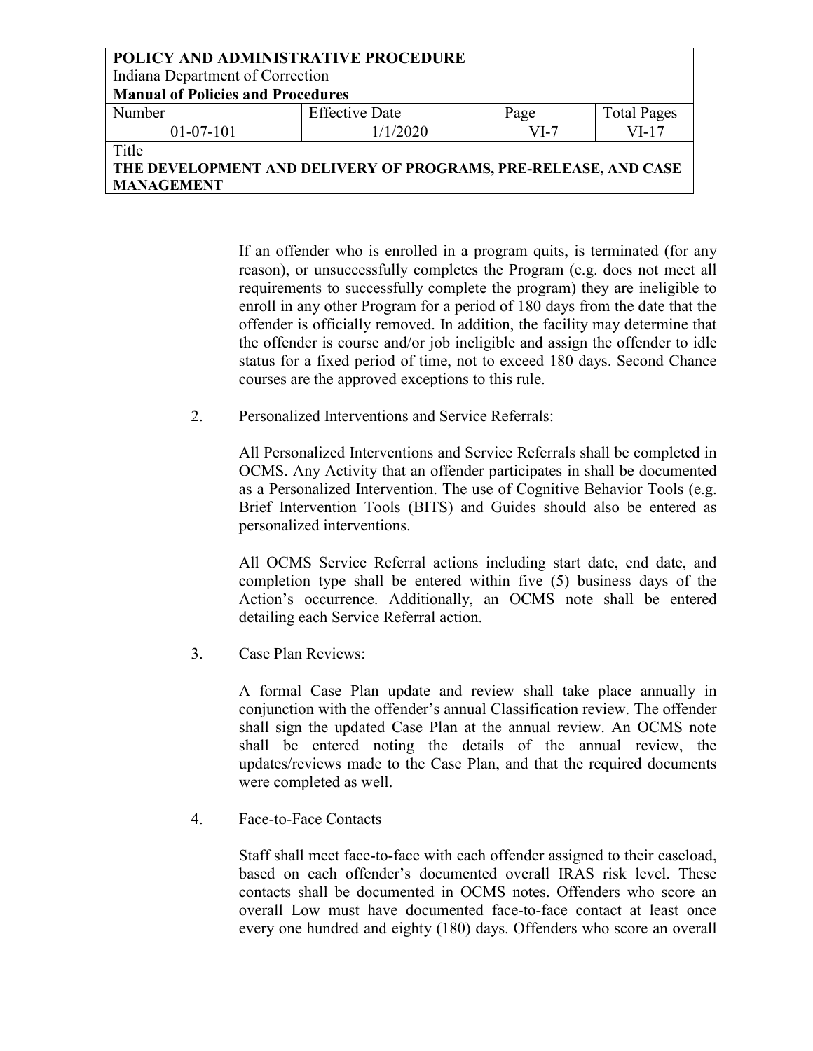If an offender who is enrolled in a program quits, is terminated (for any reason), or unsuccessfully completes the Program (e.g. does not meet all requirements to successfully complete the program) they are ineligible to enroll in any other Program for a period of 180 days from the date that the offender is officially removed. In addition, the facility may determine that the offender is course and/or job ineligible and assign the offender to idle status for a fixed period of time, not to exceed 180 days. Second Chance courses are the approved exceptions to this rule.

2. Personalized Interventions and Service Referrals:

   All Personalized Interventions and Service Referrals shall be completed in OCMS. Any Activity that an offender participates in shall be documented as a Personalized Intervention. The use of Cognitive Behavior Tools (e.g. Brief Intervention Tools (BITS) and Guides should also be entered as personalized interventions.

   All OCMS Service Referral actions including start date, end date, and completion type shall be entered within five (5) business days of the Action's occurrence. Additionally, an OCMS note shall be entered detailing each Service Referral action.

3. Case Plan Reviews:

   A formal Case Plan update and review shall take place annually in conjunction with the offender's annual Classification review. The offender shall sign the updated Case Plan at the annual review. An OCMS note shall be entered noting the details of the annual review, the updates/reviews made to the Case Plan, and that the required documents were completed as well.

4. Face-to-Face Contacts

   Staff shall meet face-to-face with each offender assigned to their caseload, based on each offender's documented overall IRAS risk level. These contacts shall be documented in OCMS notes. Offenders who score an overall Low must have documented face-to-face contact at least once every one hundred and eighty (180) days. Offenders who score an overall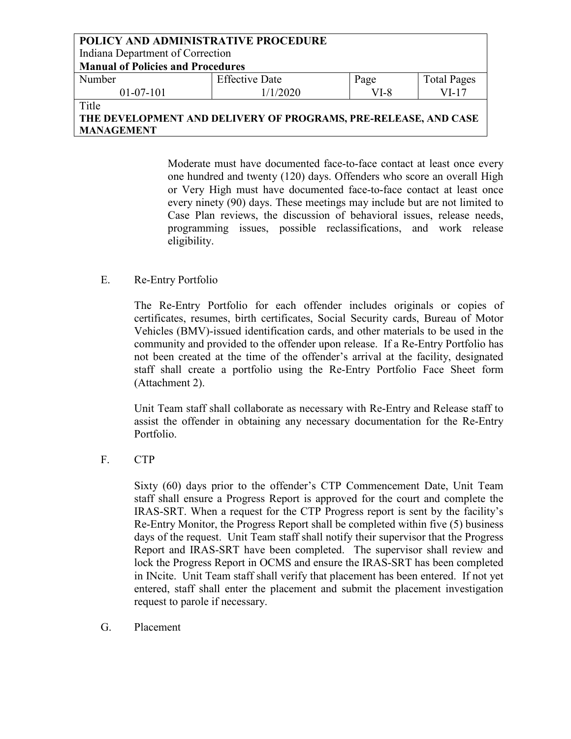Moderate must have documented face-to-face contact at least once every one hundred and twenty (120) days. Offenders who score an overall High or Very High must have documented face-to-face contact at least once every ninety (90) days. These meetings may include but are not limited to Case Plan reviews, the discussion of behavioral issues, release needs, programming issues, possible reclassifications, and work release eligibility.

E. Re-Entry Portfolio

The Re-Entry Portfolio for each offender includes originals or copies of certificates, resumes, birth certificates, Social Security cards, Bureau of Motor Vehicles (BMV)-issued identification cards, and other materials to be used in the community and provided to the offender upon release. If a Re-Entry Portfolio has not been created at the time of the offender's arrival at the facility, designated staff shall create a portfolio using the Re-Entry Portfolio Face Sheet form (Attachment 2).

Unit Team staff shall collaborate as necessary with Re-Entry and Release staff to assist the offender in obtaining any necessary documentation for the Re-Entry Portfolio.

F. CTP

Sixty (60) days prior to the offender's CTP Commencement Date, Unit Team staff shall ensure a Progress Report is approved for the court and complete the IRAS-SRT. When a request for the CTP Progress report is sent by the facility's Re-Entry Monitor, the Progress Report shall be completed within five (5) business days of the request. Unit Team staff shall notify their supervisor that the Progress Report and IRAS-SRT have been completed. The supervisor shall review and lock the Progress Report in OCMS and ensure the IRAS-SRT has been completed in INcite. Unit Team staff shall verify that placement has been entered. If not yet entered, staff shall enter the placement and submit the placement investigation request to parole if necessary.

G. Placement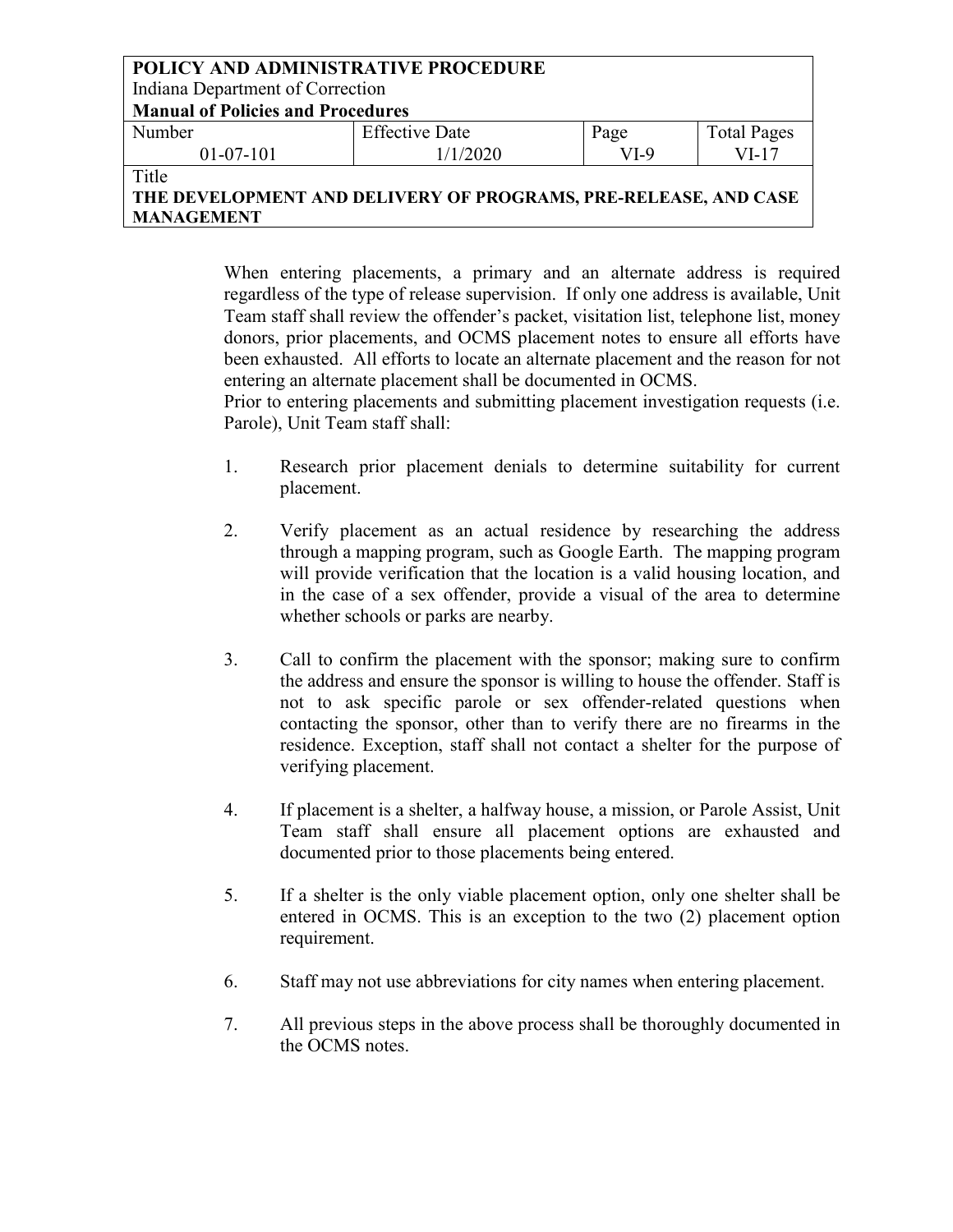When entering placements, a primary and an alternate address is required regardless of the type of release supervision. If only one address is available, Unit Team staff shall review the offender's packet, visitation list, telephone list, money donors, prior placements, and OCMS placement notes to ensure all efforts have been exhausted. All efforts to locate an alternate placement and the reason for not entering an alternate placement shall be documented in OCMS.

Prior to entering placements and submitting placement investigation requests (i.e. Parole), Unit Team staff shall:

1. Research prior placement denials to determine suitability for current placement.

2. Verify placement as an actual residence by researching the address through a mapping program, such as Google Earth. The mapping program will provide verification that the location is a valid housing location, and in the case of a sex offender, provide a visual of the area to determine whether schools or parks are nearby.

3. Call to confirm the placement with the sponsor; making sure to confirm the address and ensure the sponsor is willing to house the offender. Staff is not to ask specific parole or sex offender-related questions when contacting the sponsor, other than to verify there are no firearms in the residence. Exception, staff shall not contact a shelter for the purpose of verifying placement.

4. If placement is a shelter, a halfway house, a mission, or Parole Assist, Unit Team staff shall ensure all placement options are exhausted and documented prior to those placements being entered.

5. If a shelter is the only viable placement option, only one shelter shall be entered in OCMS. This is an exception to the two (2) placement option requirement.

6. Staff may not use abbreviations for city names when entering placement.

7. All previous steps in the above process shall be thoroughly documented in the OCMS notes.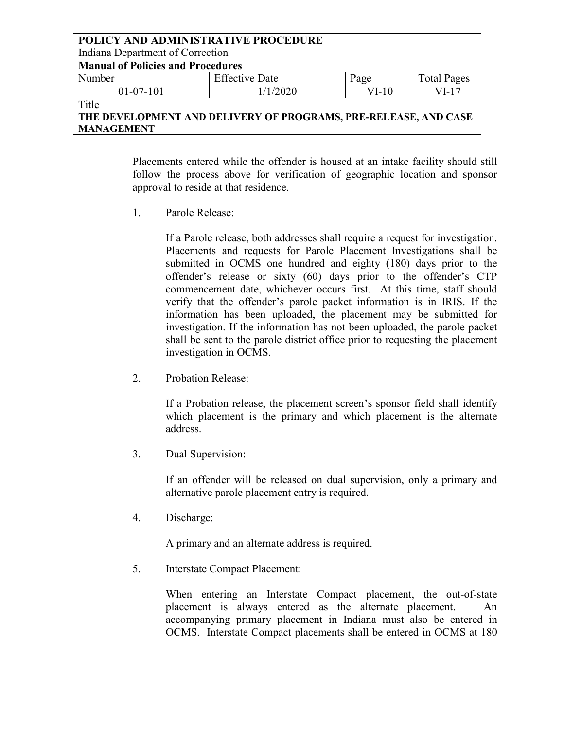Placements entered while the offender is housed at an intake facility should still follow the process above for verification of geographic location and sponsor approval to reside at that residence.

1. Parole Release:

   If a Parole release, both addresses shall require a request for investigation. Placements and requests for Parole Placement Investigations shall be submitted in OCMS one hundred and eighty (180) days prior to the offender's release or sixty (60) days prior to the offender's CTP commencement date, whichever occurs first. At this time, staff should verify that the offender's parole packet information is in IRIS. If the information has been uploaded, the placement may be submitted for investigation. If the information has not been uploaded, the parole packet shall be sent to the parole district office prior to requesting the placement investigation in OCMS.

2. Probation Release:

   If a Probation release, the placement screen's sponsor field shall identify which placement is the primary and which placement is the alternate address.

3. Dual Supervision:

   If an offender will be released on dual supervision, only a primary and alternative parole placement entry is required.

4. Discharge:

   A primary and an alternate address is required.

5. Interstate Compact Placement:

   When entering an Interstate Compact placement, the out-of-state placement is always entered as the alternate placement. An accompanying primary placement in Indiana must also be entered in OCMS. Interstate Compact placements shall be entered in OCMS at 180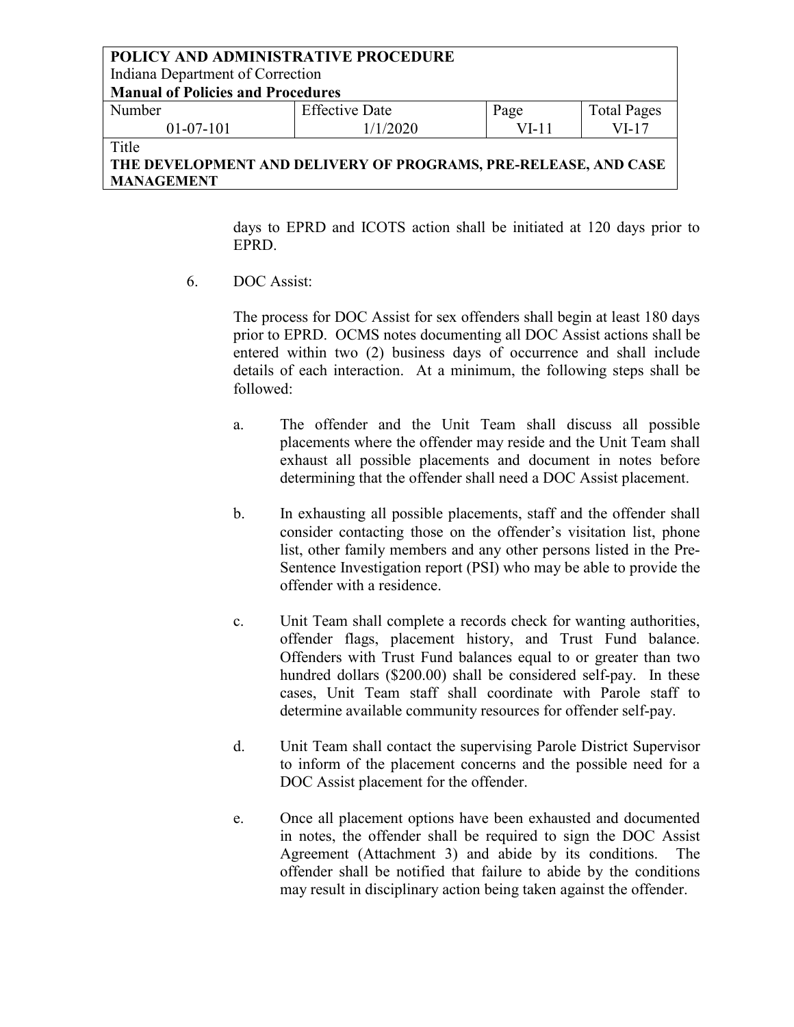days to EPRD and ICOTS action shall be initiated at 120 days prior to EPRD.

6. DOC Assist:

The process for DOC Assist for sex offenders shall begin at least 180 days prior to EPRD. OCMS notes documenting all DOC Assist actions shall be entered within two (2) business days of occurrence and shall include details of each interaction. At a minimum, the following steps shall be followed:

a. The offender and the Unit Team shall discuss all possible placements where the offender may reside and the Unit Team shall exhaust all possible placements and document in notes before determining that the offender shall need a DOC Assist placement.

b. In exhausting all possible placements, staff and the offender shall consider contacting those on the offender's visitation list, phone list, other family members and any other persons listed in the Pre-Sentence Investigation report (PSI) who may be able to provide the offender with a residence.

c. Unit Team shall complete a records check for wanting authorities, offender flags, placement history, and Trust Fund balance. Offenders with Trust Fund balances equal to or greater than two hundred dollars ($200.00) shall be considered self-pay. In these cases, Unit Team staff shall coordinate with Parole staff to determine available community resources for offender self-pay.

d. Unit Team shall contact the supervising Parole District Supervisor to inform of the placement concerns and the possible need for a DOC Assist placement for the offender.

e. Once all placement options have been exhausted and documented in notes, the offender shall be required to sign the DOC Assist Agreement (Attachment 3) and abide by its conditions. The offender shall be notified that failure to abide by the conditions may result in disciplinary action being taken against the offender.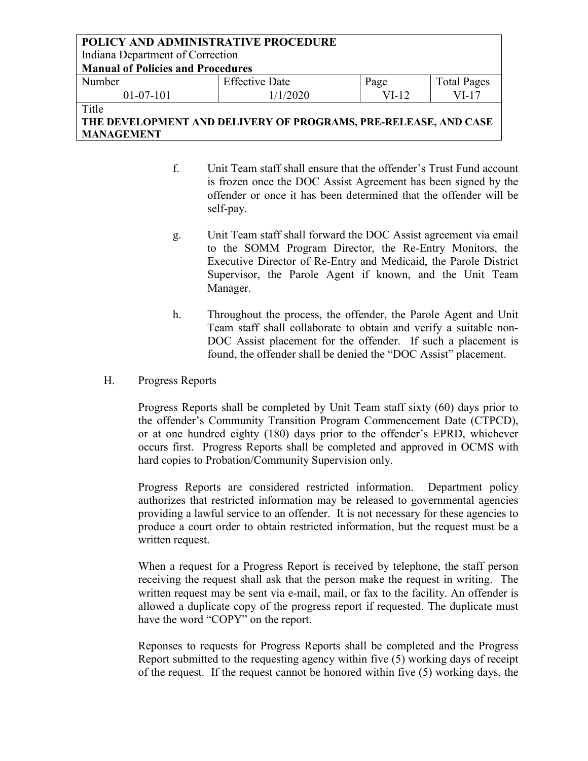f. Unit Team staff shall ensure that the offender's Trust Fund account is frozen once the DOC Assist Agreement has been signed by the offender or once it has been determined that the offender will be self-pay.

g. Unit Team staff shall forward the DOC Assist agreement via email to the SOMM Program Director, the Re-Entry Monitors, the Executive Director of Re-Entry and Medicaid, the Parole District Supervisor, the Parole Agent if known, and the Unit Team Manager.

h. Throughout the process, the offender, the Parole Agent and Unit Team staff shall collaborate to obtain and verify a suitable non-DOC Assist placement for the offender. If such a placement is found, the offender shall be denied the "DOC Assist" placement.

H. Progress Reports

Progress Reports shall be completed by Unit Team staff sixty (60) days prior to the offender's Community Transition Program Commencement Date (CTPCD), or at one hundred eighty (180) days prior to the offender's EPRD, whichever occurs first. Progress Reports shall be completed and approved in OCMS with hard copies to Probation/Community Supervision only.

Progress Reports are considered restricted information. Department policy authorizes that restricted information may be released to governmental agencies providing a lawful service to an offender. It is not necessary for these agencies to produce a court order to obtain restricted information, but the request must be a written request.

When a request for a Progress Report is received by telephone, the staff person receiving the request shall ask that the person make the request in writing. The written request may be sent via e-mail, mail, or fax to the facility. An offender is allowed a duplicate copy of the progress report if requested. The duplicate must have the word "COPY" on the report.

Reponses to requests for Progress Reports shall be completed and the Progress Report submitted to the requesting agency within five (5) working days of receipt of the request. If the request cannot be honored within five (5) working days, the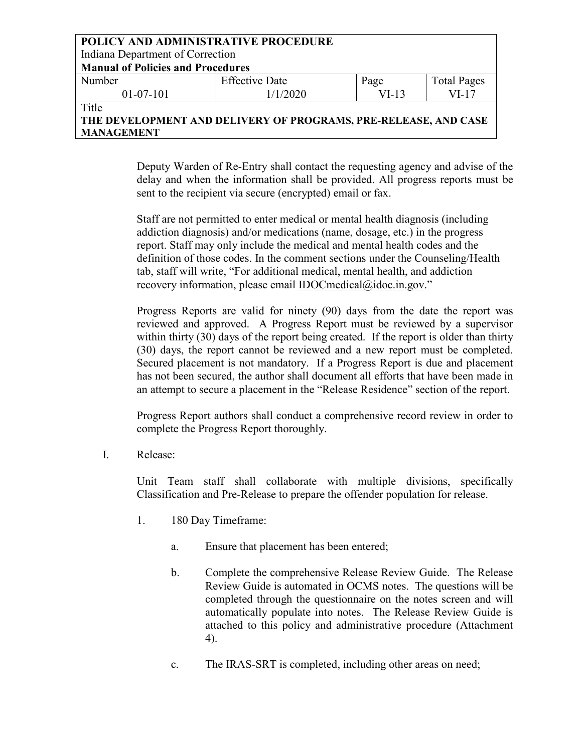Deputy Warden of Re-Entry shall contact the requesting agency and advise of the delay and when the information shall be provided. All progress reports must be sent to the recipient via secure (encrypted) email or fax.

Staff are not permitted to enter medical or mental health diagnosis (including addiction diagnosis) and/or medications (name, dosage, etc.) in the progress report. Staff may only include the medical and mental health codes and the definition of those codes. In the comment sections under the Counseling/Health tab, staff will write, "For additional medical, mental health, and addiction recovery information, please email IDOCmedical@idoc.in.gov."

Progress Reports are valid for ninety (90) days from the date the report was reviewed and approved. A Progress Report must be reviewed by a supervisor within thirty (30) days of the report being created. If the report is older than thirty (30) days, the report cannot be reviewed and a new report must be completed. Secured placement is not mandatory. If a Progress Report is due and placement has not been secured, the author shall document all efforts that have been made in an attempt to secure a placement in the "Release Residence" section of the report.

Progress Report authors shall conduct a comprehensive record review in order to complete the Progress Report thoroughly.

I. Release:

Unit Team staff shall collaborate with multiple divisions, specifically Classification and Pre-Release to prepare the offender population for release.

1. 180 Day Timeframe:

   a. Ensure that placement has been entered;

   b. Complete the comprehensive Release Review Guide. The Release Review Guide is automated in OCMS notes. The questions will be completed through the questionnaire on the notes screen and will automatically populate into notes. The Release Review Guide is attached to this policy and administrative procedure (Attachment 4).

   c. The IRAS-SRT is completed, including other areas on need;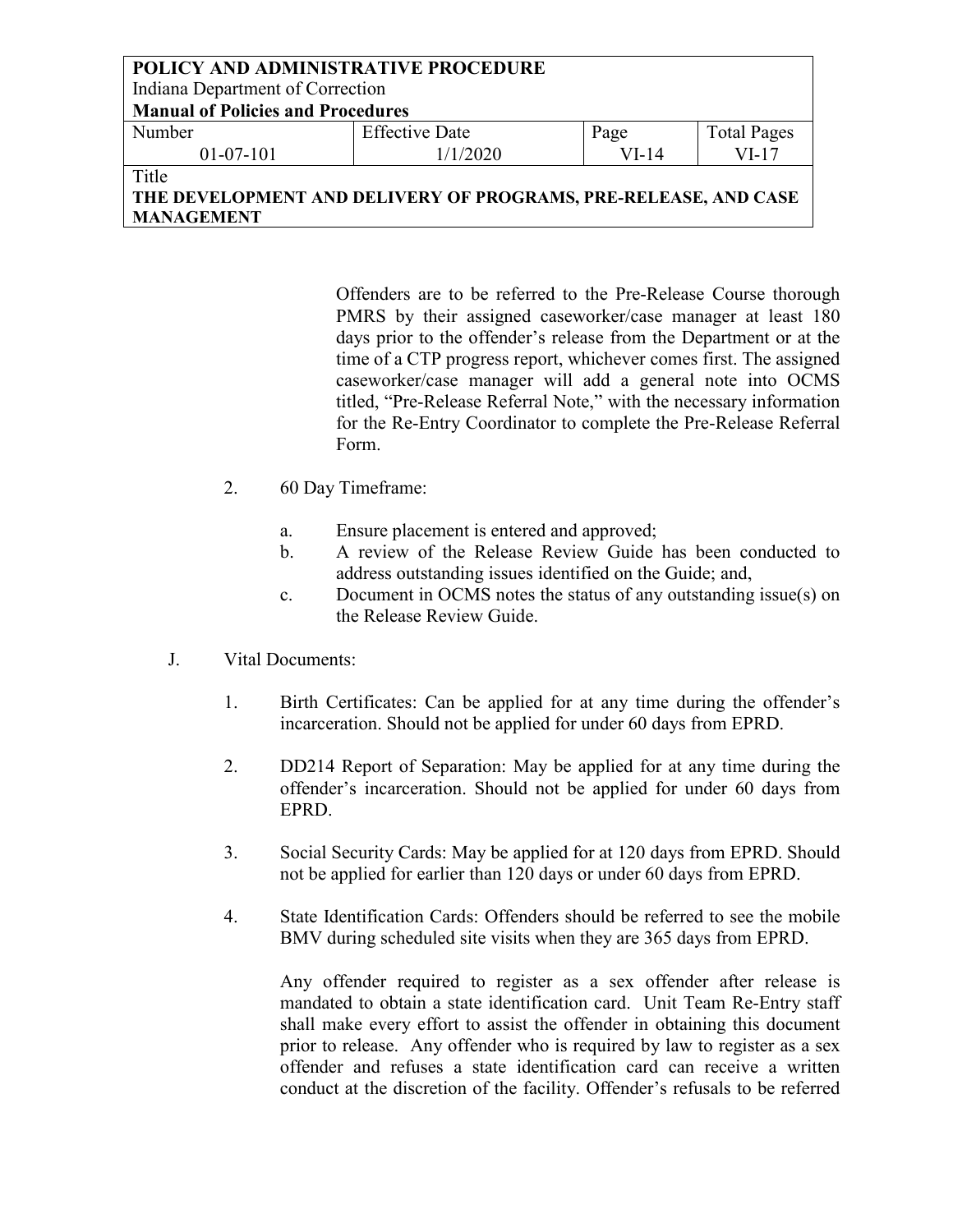Offenders are to be referred to the Pre-Release Course thorough PMRS by their assigned caseworker/case manager at least 180 days prior to the offender's release from the Department or at the time of a CTP progress report, whichever comes first. The assigned caseworker/case manager will add a general note into OCMS titled, "Pre-Release Referral Note," with the necessary information for the Re-Entry Coordinator to complete the Pre-Release Referral Form.

2. 60 Day Timeframe:

   a. Ensure placement is entered and approved;
   b. A review of the Release Review Guide has been conducted to address outstanding issues identified on the Guide; and,
   c. Document in OCMS notes the status of any outstanding issue(s) on the Release Review Guide.

J. Vital Documents:

1. Birth Certificates: Can be applied for at any time during the offender's incarceration. Should not be applied for under 60 days from EPRD.

2. DD214 Report of Separation: May be applied for at any time during the offender's incarceration. Should not be applied for under 60 days from EPRD.

3. Social Security Cards: May be applied for at 120 days from EPRD. Should not be applied for earlier than 120 days or under 60 days from EPRD.

4. State Identification Cards: Offenders should be referred to see the mobile BMV during scheduled site visits when they are 365 days from EPRD.

   Any offender required to register as a sex offender after release is mandated to obtain a state identification card. Unit Team Re-Entry staff shall make every effort to assist the offender in obtaining this document prior to release. Any offender who is required by law to register as a sex offender and refuses a state identification card can receive a written conduct at the discretion of the facility. Offender's refusals to be referred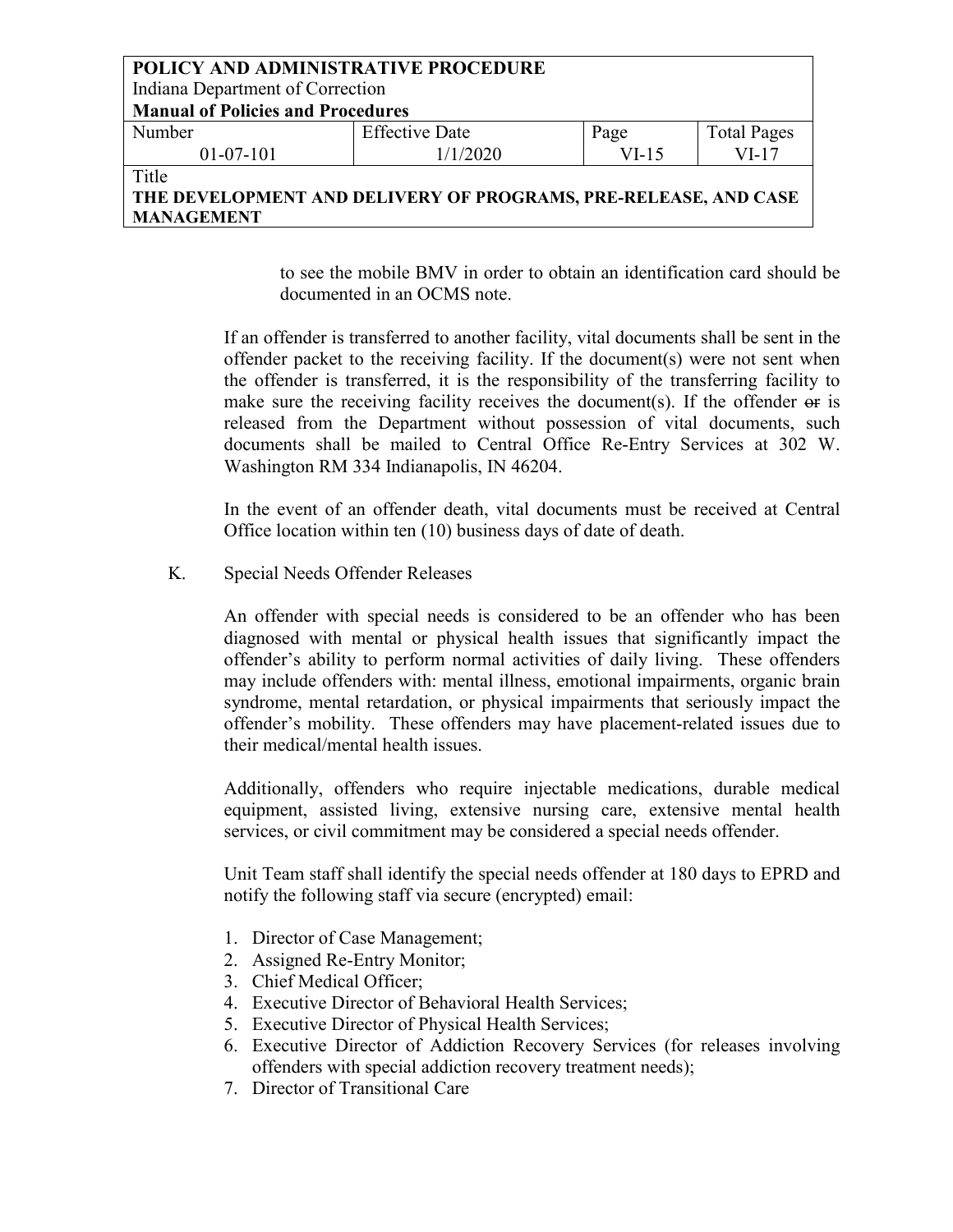to see the mobile BMV in order to obtain an identification card should be documented in an OCMS note.

If an offender is transferred to another facility, vital documents shall be sent in the offender packet to the receiving facility. If the document(s) were not sent when the offender is transferred, it is the responsibility of the transferring facility to make sure the receiving facility receives the document(s). If the offender ~~or~~ is released from the Department without possession of vital documents, such documents shall be mailed to Central Office Re-Entry Services at 302 W. Washington RM 334 Indianapolis, IN 46204.

In the event of an offender death, vital documents must be received at Central Office location within ten (10) business days of date of death.

K. Special Needs Offender Releases

An offender with special needs is considered to be an offender who has been diagnosed with mental or physical health issues that significantly impact the offender's ability to perform normal activities of daily living. These offenders may include offenders with: mental illness, emotional impairments, organic brain syndrome, mental retardation, or physical impairments that seriously impact the offender's mobility. These offenders may have placement-related issues due to their medical/mental health issues.

Additionally, offenders who require injectable medications, durable medical equipment, assisted living, extensive nursing care, extensive mental health services, or civil commitment may be considered a special needs offender.

Unit Team staff shall identify the special needs offender at 180 days to EPRD and notify the following staff via secure (encrypted) email:

1. Director of Case Management;
2. Assigned Re-Entry Monitor;
3. Chief Medical Officer;
4. Executive Director of Behavioral Health Services;
5. Executive Director of Physical Health Services;
6. Executive Director of Addiction Recovery Services (for releases involving offenders with special addiction recovery treatment needs);
7. Director of Transitional Care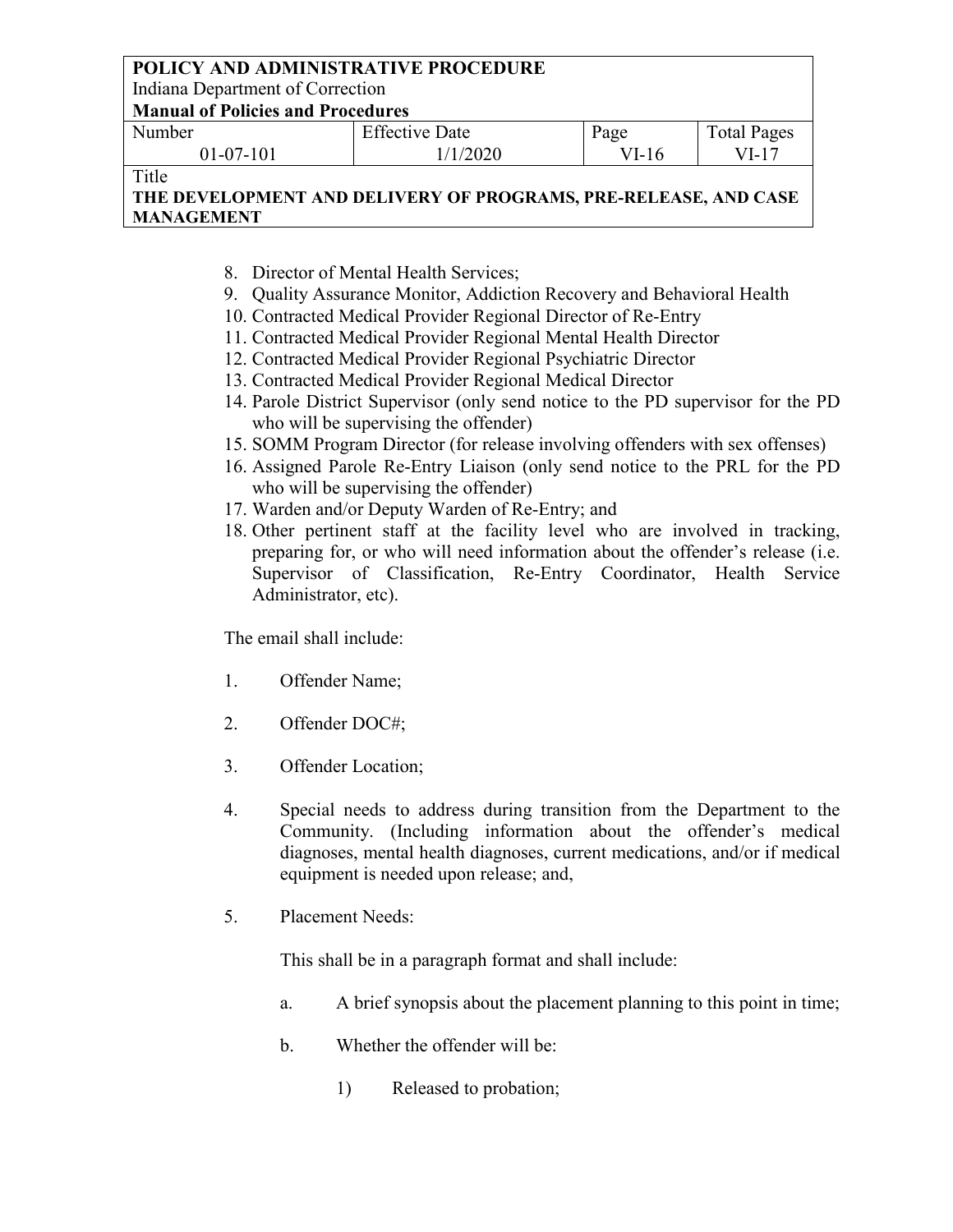8. Director of Mental Health Services;
9. Quality Assurance Monitor, Addiction Recovery and Behavioral Health
10. Contracted Medical Provider Regional Director of Re-Entry
11. Contracted Medical Provider Regional Mental Health Director
12. Contracted Medical Provider Regional Psychiatric Director
13. Contracted Medical Provider Regional Medical Director
14. Parole District Supervisor (only send notice to the PD supervisor for the PD who will be supervising the offender)
15. SOMM Program Director (for release involving offenders with sex offenses)
16. Assigned Parole Re-Entry Liaison (only send notice to the PRL for the PD who will be supervising the offender)
17. Warden and/or Deputy Warden of Re-Entry; and
18. Other pertinent staff at the facility level who are involved in tracking, preparing for, or who will need information about the offender's release (i.e. Supervisor of Classification, Re-Entry Coordinator, Health Service Administrator, etc).

The email shall include:

1. Offender Name;

2. Offender DOC#;

3. Offender Location;

4. Special needs to address during transition from the Department to the Community. (Including information about the offender's medical diagnoses, mental health diagnoses, current medications, and/or if medical equipment is needed upon release; and,

5. Placement Needs:

   This shall be in a paragraph format and shall include:

   a. A brief synopsis about the placement planning to this point in time;

   b. Whether the offender will be:

      1) Released to probation;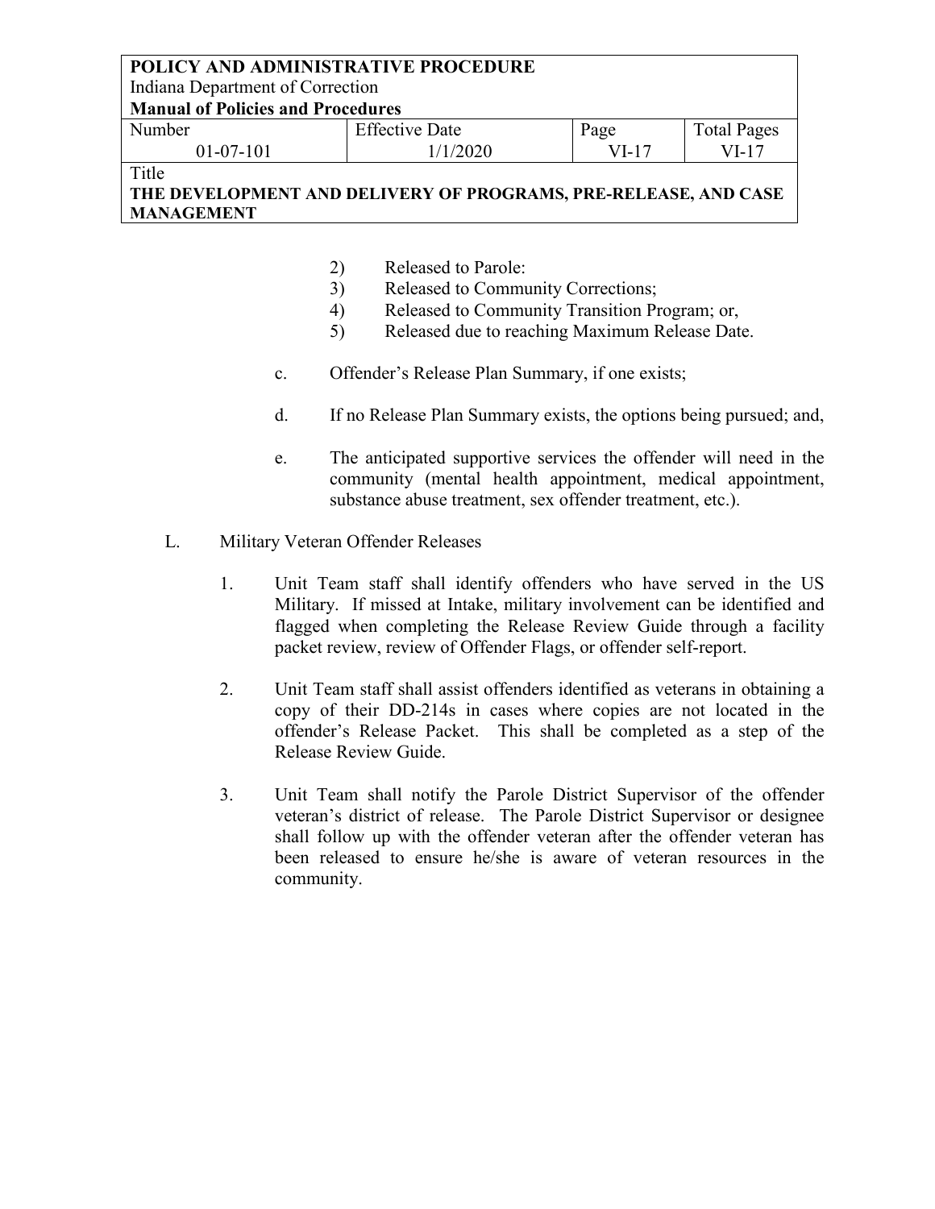2) Released to Parole:
3) Released to Community Corrections;
4) Released to Community Transition Program; or,
5) Released due to reaching Maximum Release Date.

c. Offender's Release Plan Summary, if one exists;

d. If no Release Plan Summary exists, the options being pursued; and,

e. The anticipated supportive services the offender will need in the community (mental health appointment, medical appointment, substance abuse treatment, sex offender treatment, etc.).

L. Military Veteran Offender Releases

1. Unit Team staff shall identify offenders who have served in the US Military. If missed at Intake, military involvement can be identified and flagged when completing the Release Review Guide through a facility packet review, review of Offender Flags, or offender self-report.

2. Unit Team staff shall assist offenders identified as veterans in obtaining a copy of their DD-214s in cases where copies are not located in the offender's Release Packet. This shall be completed as a step of the Release Review Guide.

3. Unit Team shall notify the Parole District Supervisor of the offender veteran's district of release. The Parole District Supervisor or designee shall follow up with the offender veteran after the offender veteran has been released to ensure he/she is aware of veteran resources in the community.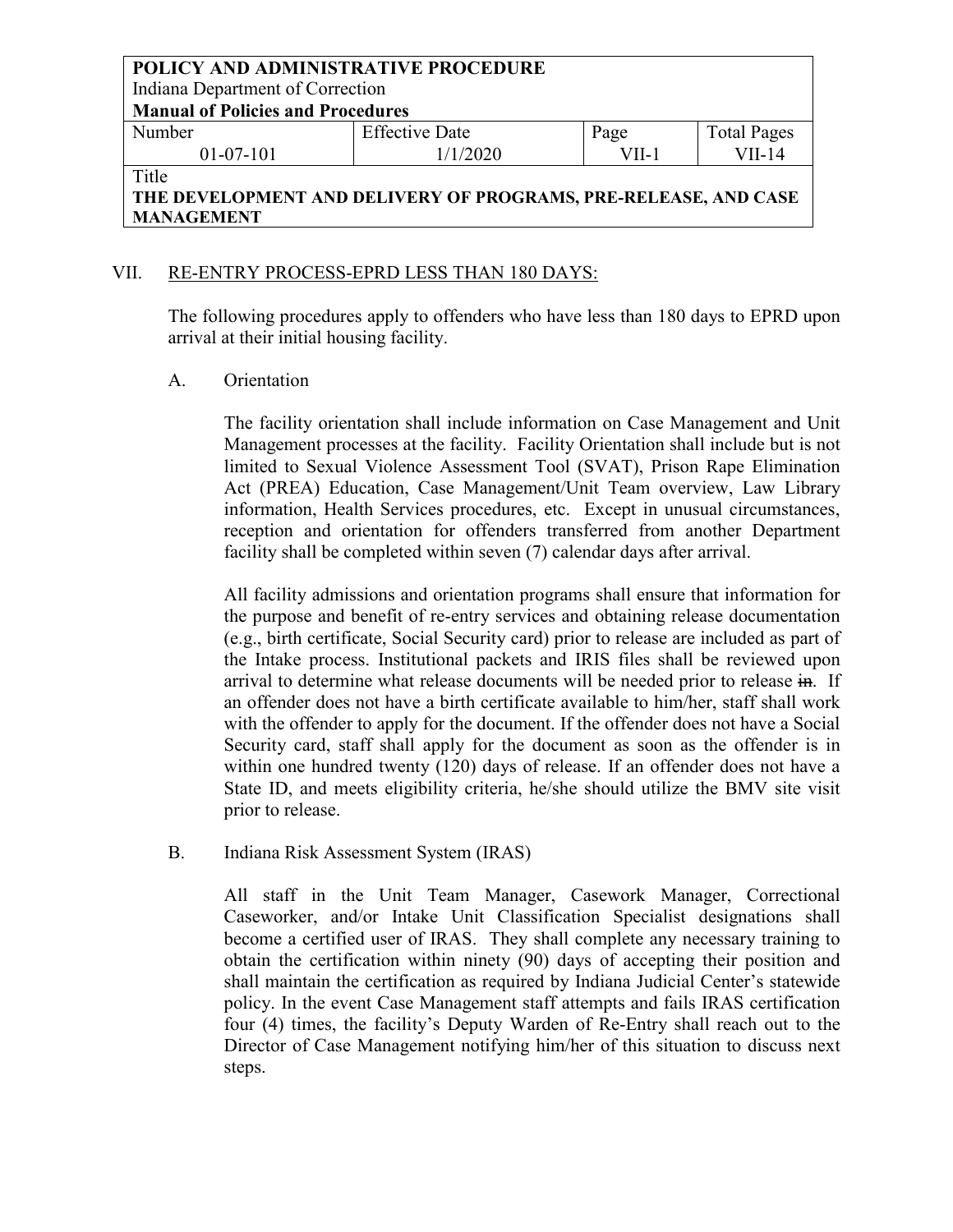## VII. RE-ENTRY PROCESS-EPRD LESS THAN 180 DAYS:

The following procedures apply to offenders who have less than 180 days to EPRD upon arrival at their initial housing facility.

### A. Orientation

The facility orientation shall include information on Case Management and Unit Management processes at the facility. Facility Orientation shall include but is not limited to Sexual Violence Assessment Tool (SVAT), Prison Rape Elimination Act (PREA) Education, Case Management/Unit Team overview, Law Library information, Health Services procedures, etc. Except in unusual circumstances, reception and orientation for offenders transferred from another Department facility shall be completed within seven (7) calendar days after arrival.

All facility admissions and orientation programs shall ensure that information for the purpose and benefit of re-entry services and obtaining release documentation (e.g., birth certificate, Social Security card) prior to release are included as part of the Intake process. Institutional packets and IRIS files shall be reviewed upon arrival to determine what release documents will be needed prior to release ~~in~~. If an offender does not have a birth certificate available to him/her, staff shall work with the offender to apply for the document. If the offender does not have a Social Security card, staff shall apply for the document as soon as the offender is in within one hundred twenty (120) days of release. If an offender does not have a State ID, and meets eligibility criteria, he/she should utilize the BMV site visit prior to release.

### B. Indiana Risk Assessment System (IRAS)

All staff in the Unit Team Manager, Casework Manager, Correctional Caseworker, and/or Intake Unit Classification Specialist designations shall become a certified user of IRAS. They shall complete any necessary training to obtain the certification within ninety (90) days of accepting their position and shall maintain the certification as required by Indiana Judicial Center's statewide policy. In the event Case Management staff attempts and fails IRAS certification four (4) times, the facility's Deputy Warden of Re-Entry shall reach out to the Director of Case Management notifying him/her of this situation to discuss next steps.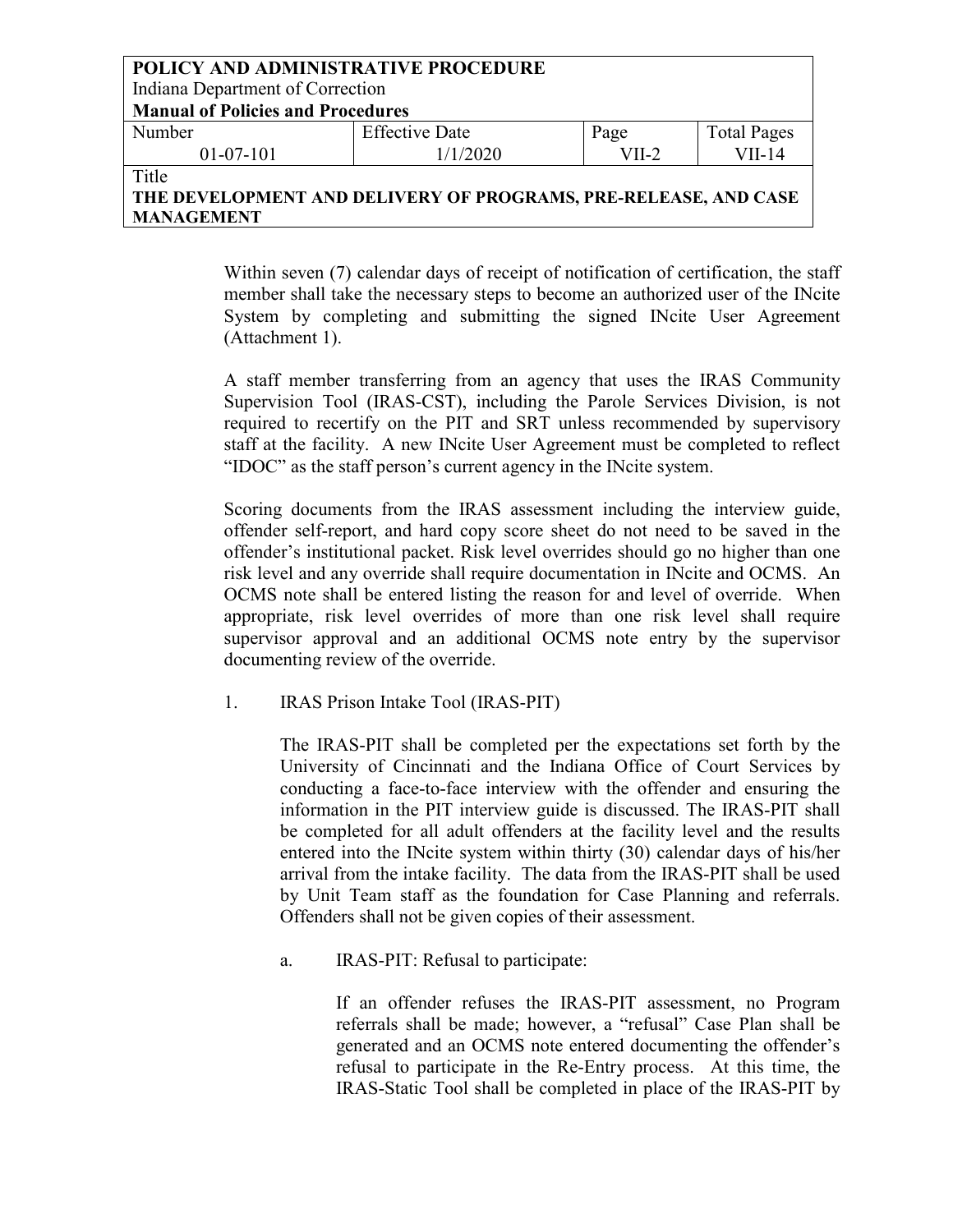Within seven (7) calendar days of receipt of notification of certification, the staff member shall take the necessary steps to become an authorized user of the INcite System by completing and submitting the signed INcite User Agreement (Attachment 1).

A staff member transferring from an agency that uses the IRAS Community Supervision Tool (IRAS-CST), including the Parole Services Division, is not required to recertify on the PIT and SRT unless recommended by supervisory staff at the facility. A new INcite User Agreement must be completed to reflect "IDOC" as the staff person's current agency in the INcite system.

Scoring documents from the IRAS assessment including the interview guide, offender self-report, and hard copy score sheet do not need to be saved in the offender's institutional packet. Risk level overrides should go no higher than one risk level and any override shall require documentation in INcite and OCMS. An OCMS note shall be entered listing the reason for and level of override. When appropriate, risk level overrides of more than one risk level shall require supervisor approval and an additional OCMS note entry by the supervisor documenting review of the override.

1. IRAS Prison Intake Tool (IRAS-PIT)

   The IRAS-PIT shall be completed per the expectations set forth by the University of Cincinnati and the Indiana Office of Court Services by conducting a face-to-face interview with the offender and ensuring the information in the PIT interview guide is discussed. The IRAS-PIT shall be completed for all adult offenders at the facility level and the results entered into the INcite system within thirty (30) calendar days of his/her arrival from the intake facility. The data from the IRAS-PIT shall be used by Unit Team staff as the foundation for Case Planning and referrals. Offenders shall not be given copies of their assessment.

   a. IRAS-PIT: Refusal to participate:

      If an offender refuses the IRAS-PIT assessment, no Program referrals shall be made; however, a "refusal" Case Plan shall be generated and an OCMS note entered documenting the offender's refusal to participate in the Re-Entry process. At this time, the IRAS-Static Tool shall be completed in place of the IRAS-PIT by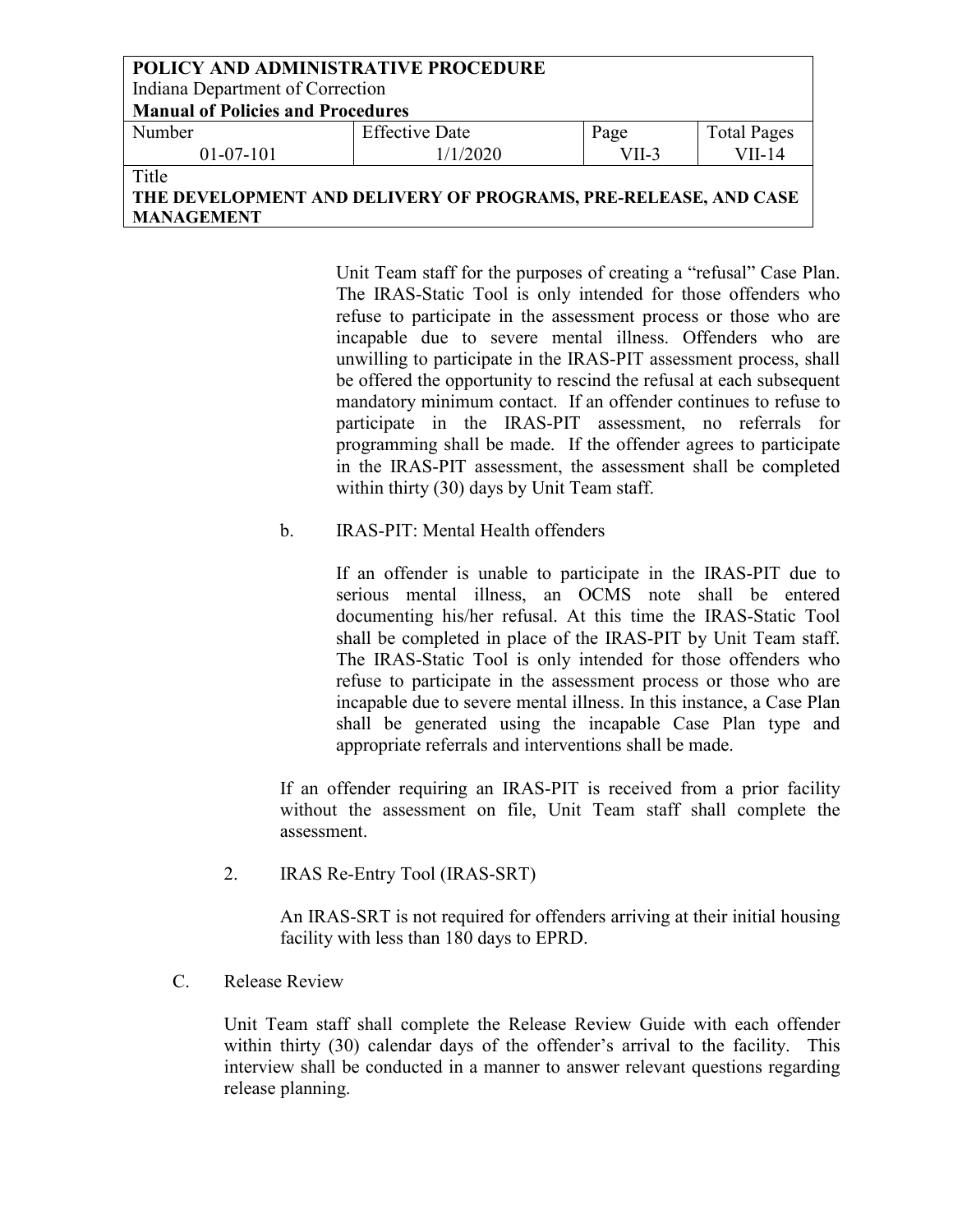Unit Team staff for the purposes of creating a "refusal" Case Plan. The IRAS-Static Tool is only intended for those offenders who refuse to participate in the assessment process or those who are incapable due to severe mental illness. Offenders who are unwilling to participate in the IRAS-PIT assessment process, shall be offered the opportunity to rescind the refusal at each subsequent mandatory minimum contact. If an offender continues to refuse to participate in the IRAS-PIT assessment, no referrals for programming shall be made. If the offender agrees to participate in the IRAS-PIT assessment, the assessment shall be completed within thirty (30) days by Unit Team staff.

b. IRAS-PIT: Mental Health offenders

If an offender is unable to participate in the IRAS-PIT due to serious mental illness, an OCMS note shall be entered documenting his/her refusal. At this time the IRAS-Static Tool shall be completed in place of the IRAS-PIT by Unit Team staff. The IRAS-Static Tool is only intended for those offenders who refuse to participate in the assessment process or those who are incapable due to severe mental illness. In this instance, a Case Plan shall be generated using the incapable Case Plan type and appropriate referrals and interventions shall be made.

If an offender requiring an IRAS-PIT is received from a prior facility without the assessment on file, Unit Team staff shall complete the assessment.

2. IRAS Re-Entry Tool (IRAS-SRT)

An IRAS-SRT is not required for offenders arriving at their initial housing facility with less than 180 days to EPRD.

C. Release Review

Unit Team staff shall complete the Release Review Guide with each offender within thirty (30) calendar days of the offender's arrival to the facility. This interview shall be conducted in a manner to answer relevant questions regarding release planning.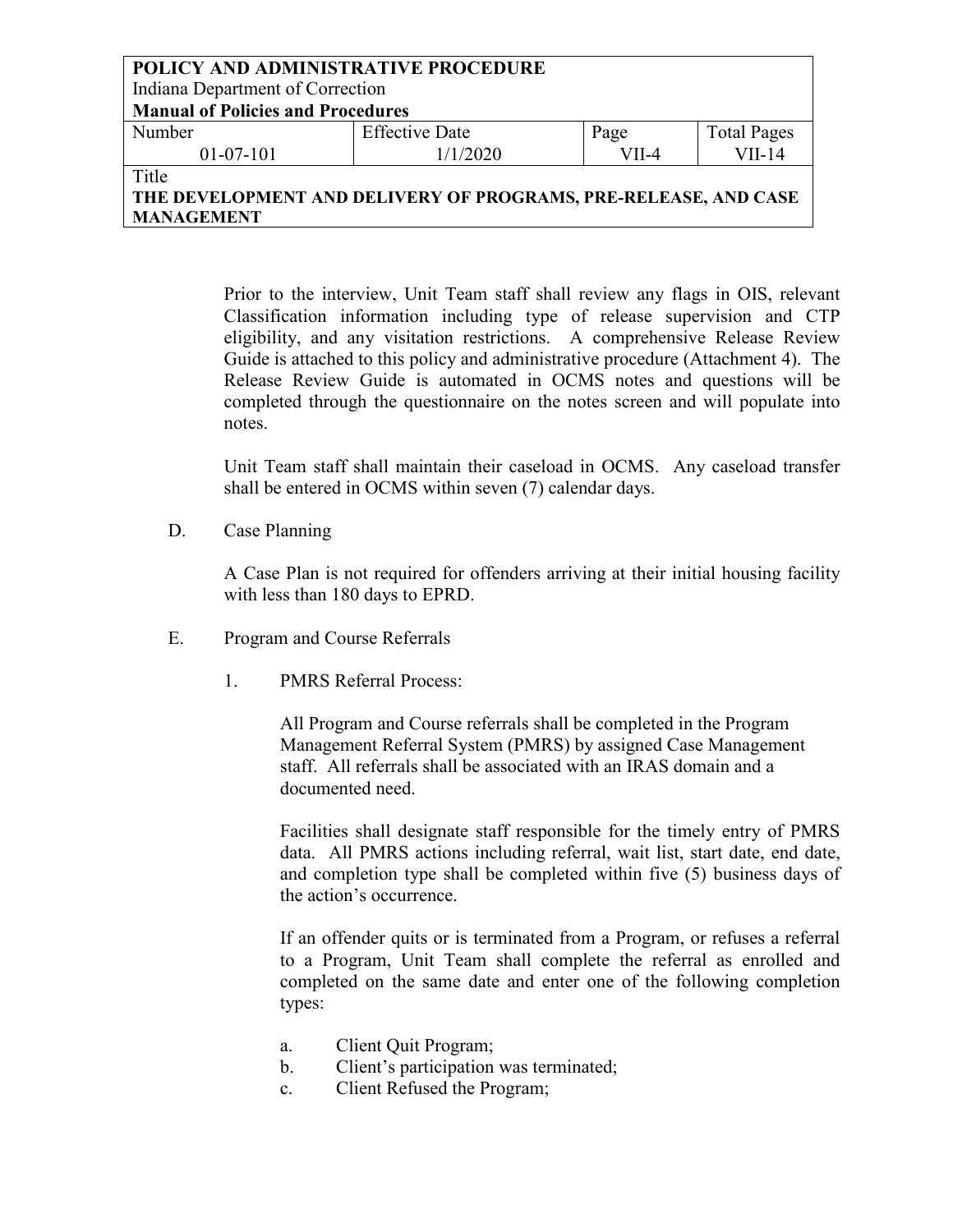Prior to the interview, Unit Team staff shall review any flags in OIS, relevant Classification information including type of release supervision and CTP eligibility, and any visitation restrictions. A comprehensive Release Review Guide is attached to this policy and administrative procedure (Attachment 4). The Release Review Guide is automated in OCMS notes and questions will be completed through the questionnaire on the notes screen and will populate into notes.

Unit Team staff shall maintain their caseload in OCMS. Any caseload transfer shall be entered in OCMS within seven (7) calendar days.

D. Case Planning

A Case Plan is not required for offenders arriving at their initial housing facility with less than 180 days to EPRD.

E. Program and Course Referrals

1. PMRS Referral Process:

All Program and Course referrals shall be completed in the Program Management Referral System (PMRS) by assigned Case Management staff. All referrals shall be associated with an IRAS domain and a documented need.

Facilities shall designate staff responsible for the timely entry of PMRS data. All PMRS actions including referral, wait list, start date, end date, and completion type shall be completed within five (5) business days of the action's occurrence.

If an offender quits or is terminated from a Program, or refuses a referral to a Program, Unit Team shall complete the referral as enrolled and completed on the same date and enter one of the following completion types:

a. Client Quit Program;
b. Client's participation was terminated;
c. Client Refused the Program;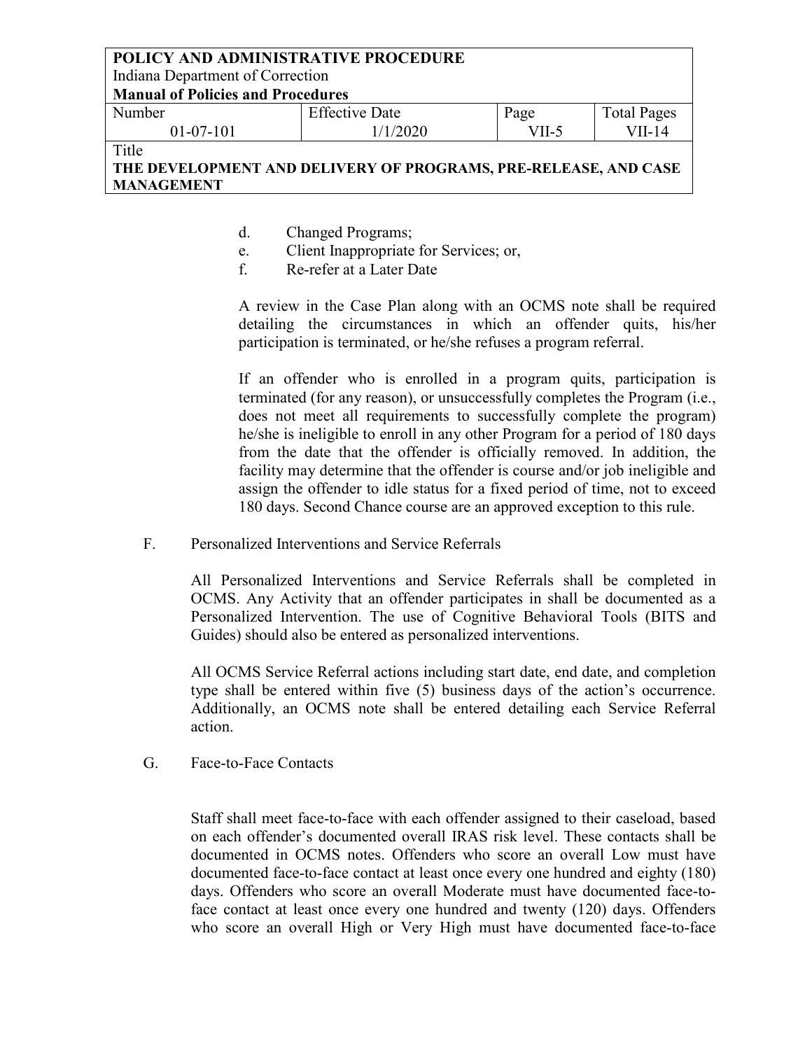d. Changed Programs;
e. Client Inappropriate for Services; or,
f. Re-refer at a Later Date

A review in the Case Plan along with an OCMS note shall be required detailing the circumstances in which an offender quits, his/her participation is terminated, or he/she refuses a program referral.

If an offender who is enrolled in a program quits, participation is terminated (for any reason), or unsuccessfully completes the Program (i.e., does not meet all requirements to successfully complete the program) he/she is ineligible to enroll in any other Program for a period of 180 days from the date that the offender is officially removed. In addition, the facility may determine that the offender is course and/or job ineligible and assign the offender to idle status for a fixed period of time, not to exceed 180 days. Second Chance course are an approved exception to this rule.

F. Personalized Interventions and Service Referrals

All Personalized Interventions and Service Referrals shall be completed in OCMS. Any Activity that an offender participates in shall be documented as a Personalized Intervention. The use of Cognitive Behavioral Tools (BITS and Guides) should also be entered as personalized interventions.

All OCMS Service Referral actions including start date, end date, and completion type shall be entered within five (5) business days of the action's occurrence. Additionally, an OCMS note shall be entered detailing each Service Referral action.

G. Face-to-Face Contacts

Staff shall meet face-to-face with each offender assigned to their caseload, based on each offender's documented overall IRAS risk level. These contacts shall be documented in OCMS notes. Offenders who score an overall Low must have documented face-to-face contact at least once every one hundred and eighty (180) days. Offenders who score an overall Moderate must have documented face-to-face contact at least once every one hundred and twenty (120) days. Offenders who score an overall High or Very High must have documented face-to-face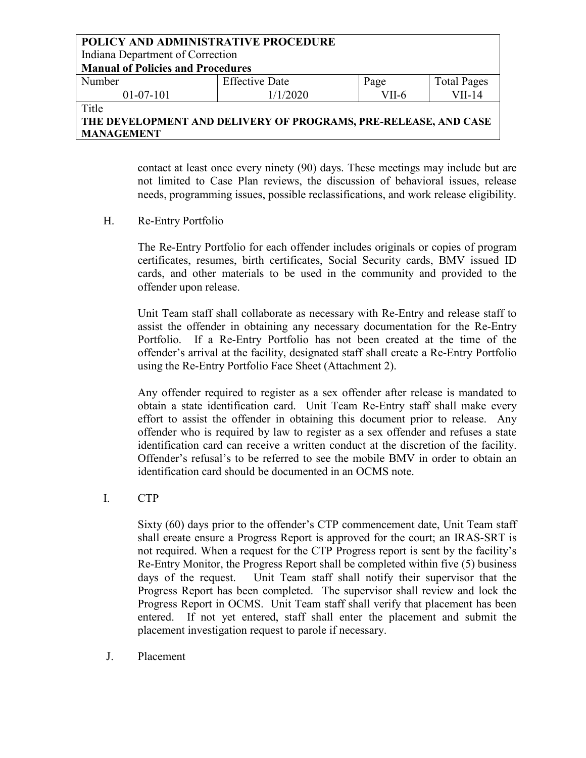contact at least once every ninety (90) days. These meetings may include but are not limited to Case Plan reviews, the discussion of behavioral issues, release needs, programming issues, possible reclassifications, and work release eligibility.

H. Re-Entry Portfolio

The Re-Entry Portfolio for each offender includes originals or copies of program certificates, resumes, birth certificates, Social Security cards, BMV issued ID cards, and other materials to be used in the community and provided to the offender upon release.

Unit Team staff shall collaborate as necessary with Re-Entry and release staff to assist the offender in obtaining any necessary documentation for the Re-Entry Portfolio. If a Re-Entry Portfolio has not been created at the time of the offender's arrival at the facility, designated staff shall create a Re-Entry Portfolio using the Re-Entry Portfolio Face Sheet (Attachment 2).

Any offender required to register as a sex offender after release is mandated to obtain a state identification card. Unit Team Re-Entry staff shall make every effort to assist the offender in obtaining this document prior to release. Any offender who is required by law to register as a sex offender and refuses a state identification card can receive a written conduct at the discretion of the facility. Offender's refusal's to be referred to see the mobile BMV in order to obtain an identification card should be documented in an OCMS note.

I. CTP

Sixty (60) days prior to the offender's CTP commencement date, Unit Team staff shall ~~create~~ ensure a Progress Report is approved for the court; an IRAS-SRT is not required. When a request for the CTP Progress report is sent by the facility's Re-Entry Monitor, the Progress Report shall be completed within five (5) business days of the request. Unit Team staff shall notify their supervisor that the Progress Report has been completed. The supervisor shall review and lock the Progress Report in OCMS. Unit Team staff shall verify that placement has been entered. If not yet entered, staff shall enter the placement and submit the placement investigation request to parole if necessary.

J. Placement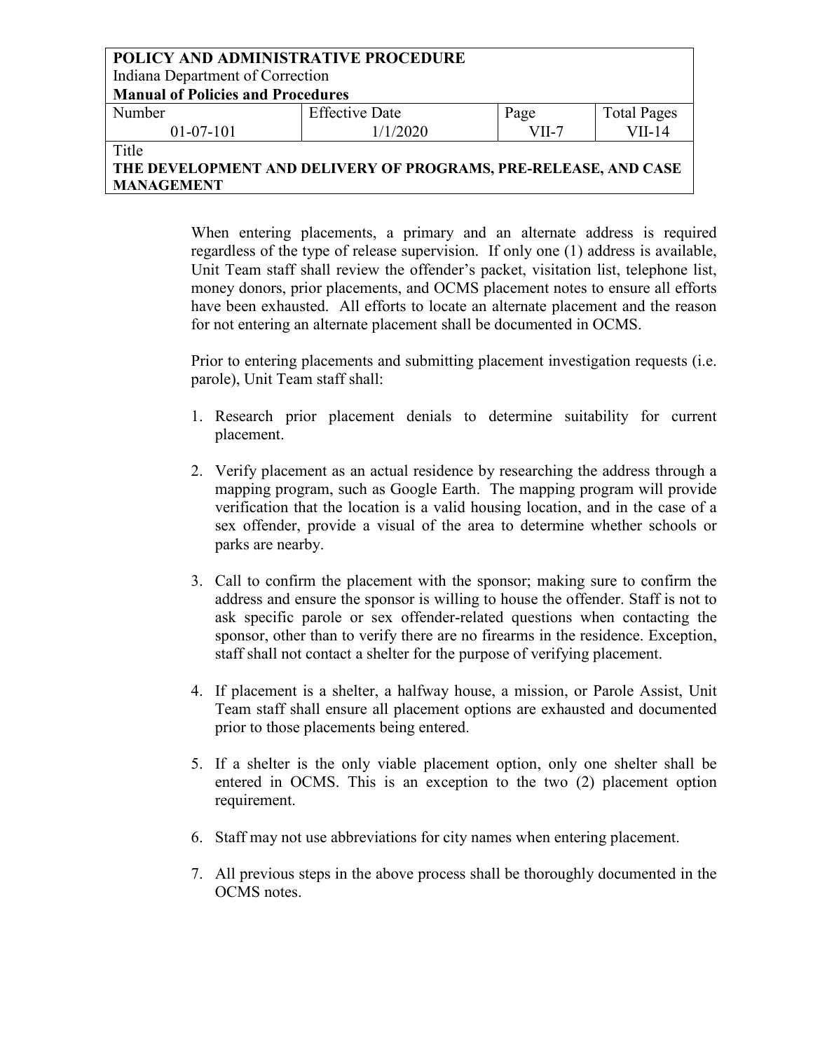When entering placements, a primary and an alternate address is required regardless of the type of release supervision. If only one (1) address is available, Unit Team staff shall review the offender's packet, visitation list, telephone list, money donors, prior placements, and OCMS placement notes to ensure all efforts have been exhausted. All efforts to locate an alternate placement and the reason for not entering an alternate placement shall be documented in OCMS.

Prior to entering placements and submitting placement investigation requests (i.e. parole), Unit Team staff shall:

1. Research prior placement denials to determine suitability for current placement.

2. Verify placement as an actual residence by researching the address through a mapping program, such as Google Earth. The mapping program will provide verification that the location is a valid housing location, and in the case of a sex offender, provide a visual of the area to determine whether schools or parks are nearby.

3. Call to confirm the placement with the sponsor; making sure to confirm the address and ensure the sponsor is willing to house the offender. Staff is not to ask specific parole or sex offender-related questions when contacting the sponsor, other than to verify there are no firearms in the residence. Exception, staff shall not contact a shelter for the purpose of verifying placement.

4. If placement is a shelter, a halfway house, a mission, or Parole Assist, Unit Team staff shall ensure all placement options are exhausted and documented prior to those placements being entered.

5. If a shelter is the only viable placement option, only one shelter shall be entered in OCMS. This is an exception to the two (2) placement option requirement.

6. Staff may not use abbreviations for city names when entering placement.

7. All previous steps in the above process shall be thoroughly documented in the OCMS notes.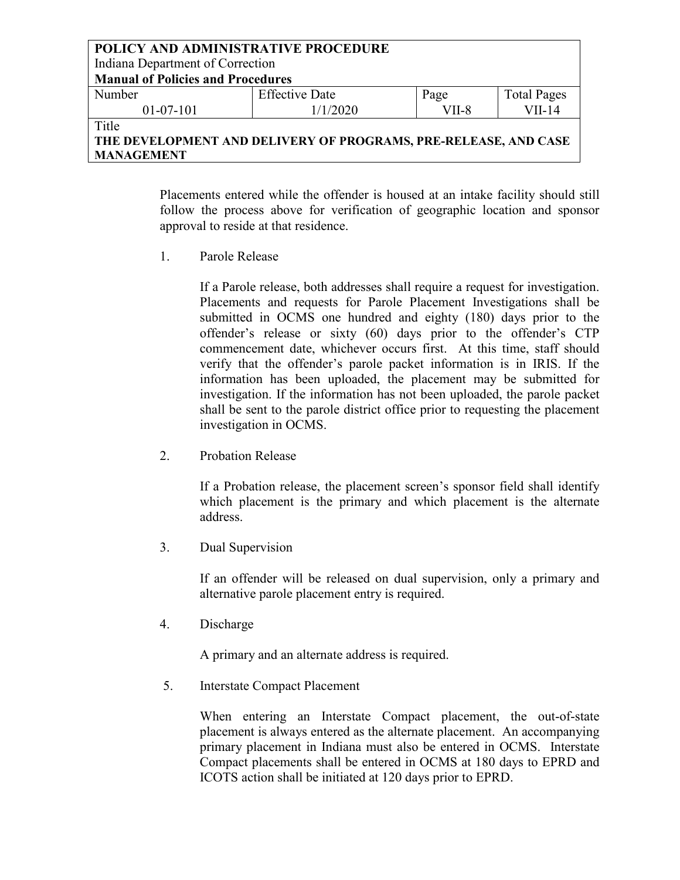Placements entered while the offender is housed at an intake facility should still follow the process above for verification of geographic location and sponsor approval to reside at that residence.

1. Parole Release

   If a Parole release, both addresses shall require a request for investigation. Placements and requests for Parole Placement Investigations shall be submitted in OCMS one hundred and eighty (180) days prior to the offender's release or sixty (60) days prior to the offender's CTP commencement date, whichever occurs first. At this time, staff should verify that the offender's parole packet information is in IRIS. If the information has been uploaded, the placement may be submitted for investigation. If the information has not been uploaded, the parole packet shall be sent to the parole district office prior to requesting the placement investigation in OCMS.

2. Probation Release

   If a Probation release, the placement screen's sponsor field shall identify which placement is the primary and which placement is the alternate address.

3. Dual Supervision

   If an offender will be released on dual supervision, only a primary and alternative parole placement entry is required.

4. Discharge

   A primary and an alternate address is required.

5. Interstate Compact Placement

   When entering an Interstate Compact placement, the out-of-state placement is always entered as the alternate placement. An accompanying primary placement in Indiana must also be entered in OCMS. Interstate Compact placements shall be entered in OCMS at 180 days to EPRD and ICOTS action shall be initiated at 120 days prior to EPRD.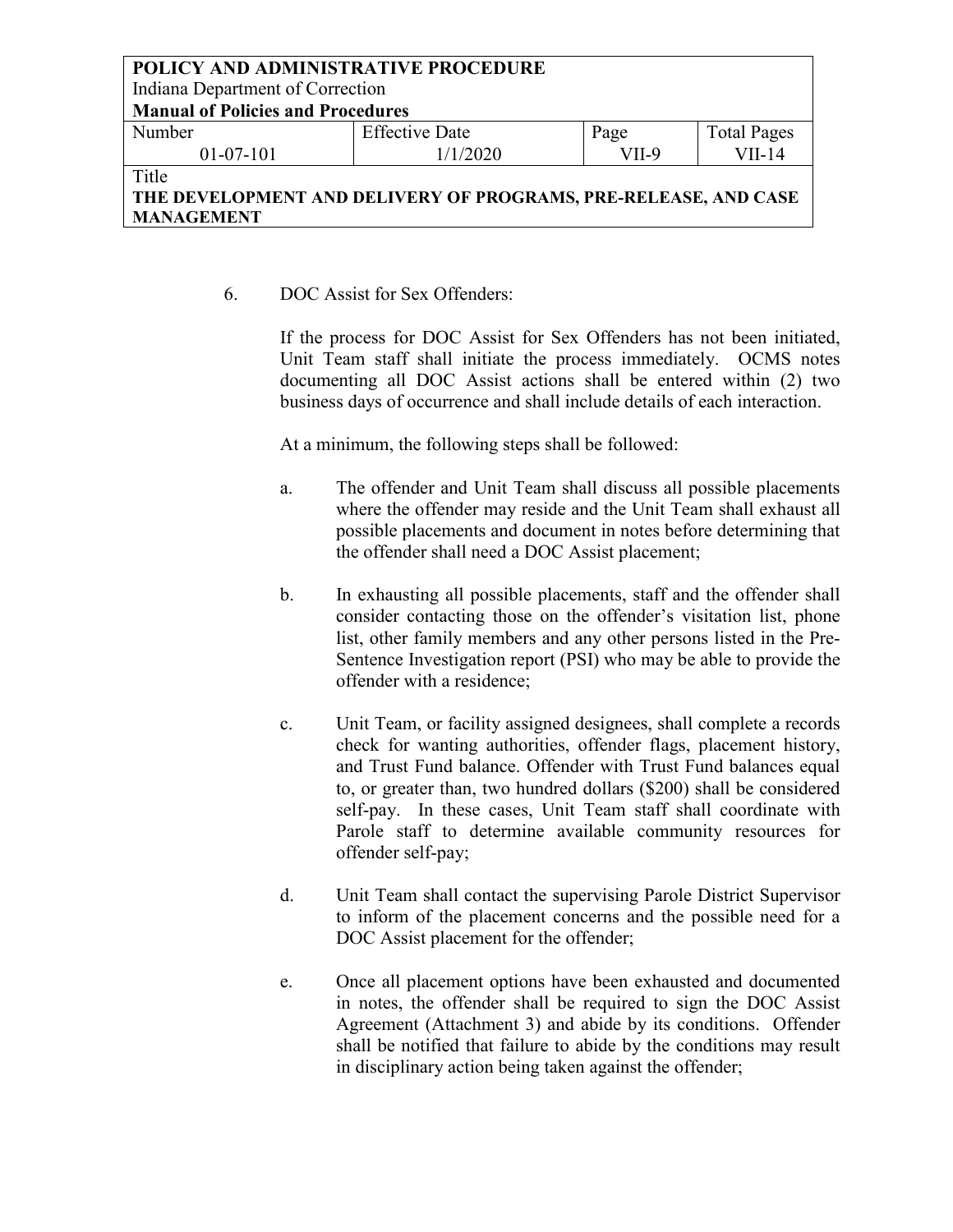6. DOC Assist for Sex Offenders:

   If the process for DOC Assist for Sex Offenders has not been initiated, Unit Team staff shall initiate the process immediately. OCMS notes documenting all DOC Assist actions shall be entered within (2) two business days of occurrence and shall include details of each interaction.

   At a minimum, the following steps shall be followed:

   a. The offender and Unit Team shall discuss all possible placements where the offender may reside and the Unit Team shall exhaust all possible placements and document in notes before determining that the offender shall need a DOC Assist placement;

   b. In exhausting all possible placements, staff and the offender shall consider contacting those on the offender's visitation list, phone list, other family members and any other persons listed in the Pre-Sentence Investigation report (PSI) who may be able to provide the offender with a residence;

   c. Unit Team, or facility assigned designees, shall complete a records check for wanting authorities, offender flags, placement history, and Trust Fund balance. Offender with Trust Fund balances equal to, or greater than, two hundred dollars ($200) shall be considered self-pay. In these cases, Unit Team staff shall coordinate with Parole staff to determine available community resources for offender self-pay;

   d. Unit Team shall contact the supervising Parole District Supervisor to inform of the placement concerns and the possible need for a DOC Assist placement for the offender;

   e. Once all placement options have been exhausted and documented in notes, the offender shall be required to sign the DOC Assist Agreement (Attachment 3) and abide by its conditions. Offender shall be notified that failure to abide by the conditions may result in disciplinary action being taken against the offender;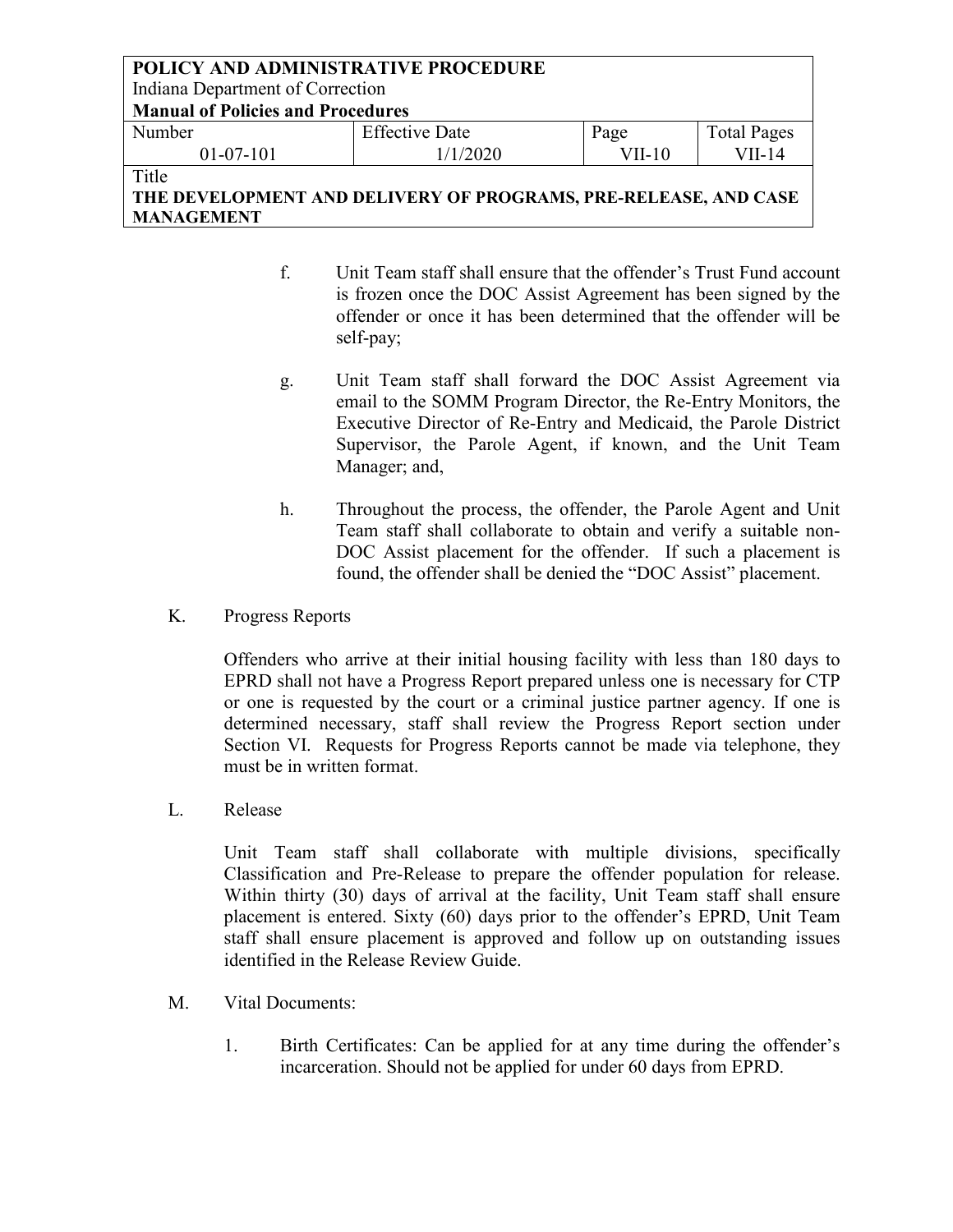f. Unit Team staff shall ensure that the offender's Trust Fund account is frozen once the DOC Assist Agreement has been signed by the offender or once it has been determined that the offender will be self-pay;

g. Unit Team staff shall forward the DOC Assist Agreement via email to the SOMM Program Director, the Re-Entry Monitors, the Executive Director of Re-Entry and Medicaid, the Parole District Supervisor, the Parole Agent, if known, and the Unit Team Manager; and,

h. Throughout the process, the offender, the Parole Agent and Unit Team staff shall collaborate to obtain and verify a suitable non-DOC Assist placement for the offender. If such a placement is found, the offender shall be denied the "DOC Assist" placement.

K. Progress Reports

Offenders who arrive at their initial housing facility with less than 180 days to EPRD shall not have a Progress Report prepared unless one is necessary for CTP or one is requested by the court or a criminal justice partner agency. If one is determined necessary, staff shall review the Progress Report section under Section VI. Requests for Progress Reports cannot be made via telephone, they must be in written format.

L. Release

Unit Team staff shall collaborate with multiple divisions, specifically Classification and Pre-Release to prepare the offender population for release. Within thirty (30) days of arrival at the facility, Unit Team staff shall ensure placement is entered. Sixty (60) days prior to the offender's EPRD, Unit Team staff shall ensure placement is approved and follow up on outstanding issues identified in the Release Review Guide.

M. Vital Documents:

1. Birth Certificates: Can be applied for at any time during the offender's incarceration. Should not be applied for under 60 days from EPRD.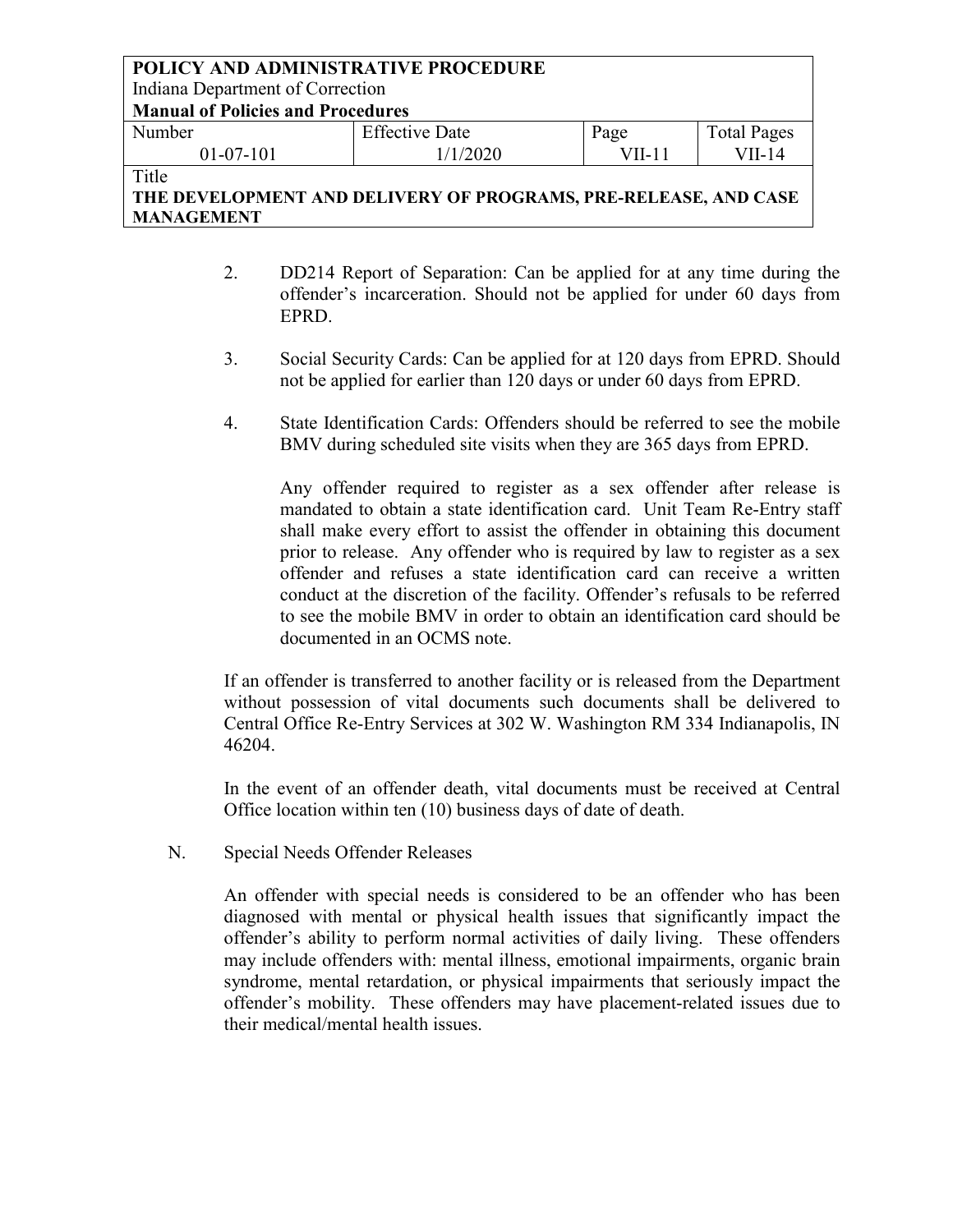2. DD214 Report of Separation: Can be applied for at any time during the offender's incarceration. Should not be applied for under 60 days from EPRD.

3. Social Security Cards: Can be applied for at 120 days from EPRD. Should not be applied for earlier than 120 days or under 60 days from EPRD.

4. State Identification Cards: Offenders should be referred to see the mobile BMV during scheduled site visits when they are 365 days from EPRD.

   Any offender required to register as a sex offender after release is mandated to obtain a state identification card. Unit Team Re-Entry staff shall make every effort to assist the offender in obtaining this document prior to release. Any offender who is required by law to register as a sex offender and refuses a state identification card can receive a written conduct at the discretion of the facility. Offender's refusals to be referred to see the mobile BMV in order to obtain an identification card should be documented in an OCMS note.

If an offender is transferred to another facility or is released from the Department without possession of vital documents such documents shall be delivered to Central Office Re-Entry Services at 302 W. Washington RM 334 Indianapolis, IN 46204.

In the event of an offender death, vital documents must be received at Central Office location within ten (10) business days of date of death.

N. Special Needs Offender Releases

An offender with special needs is considered to be an offender who has been diagnosed with mental or physical health issues that significantly impact the offender's ability to perform normal activities of daily living. These offenders may include offenders with: mental illness, emotional impairments, organic brain syndrome, mental retardation, or physical impairments that seriously impact the offender's mobility. These offenders may have placement-related issues due to their medical/mental health issues.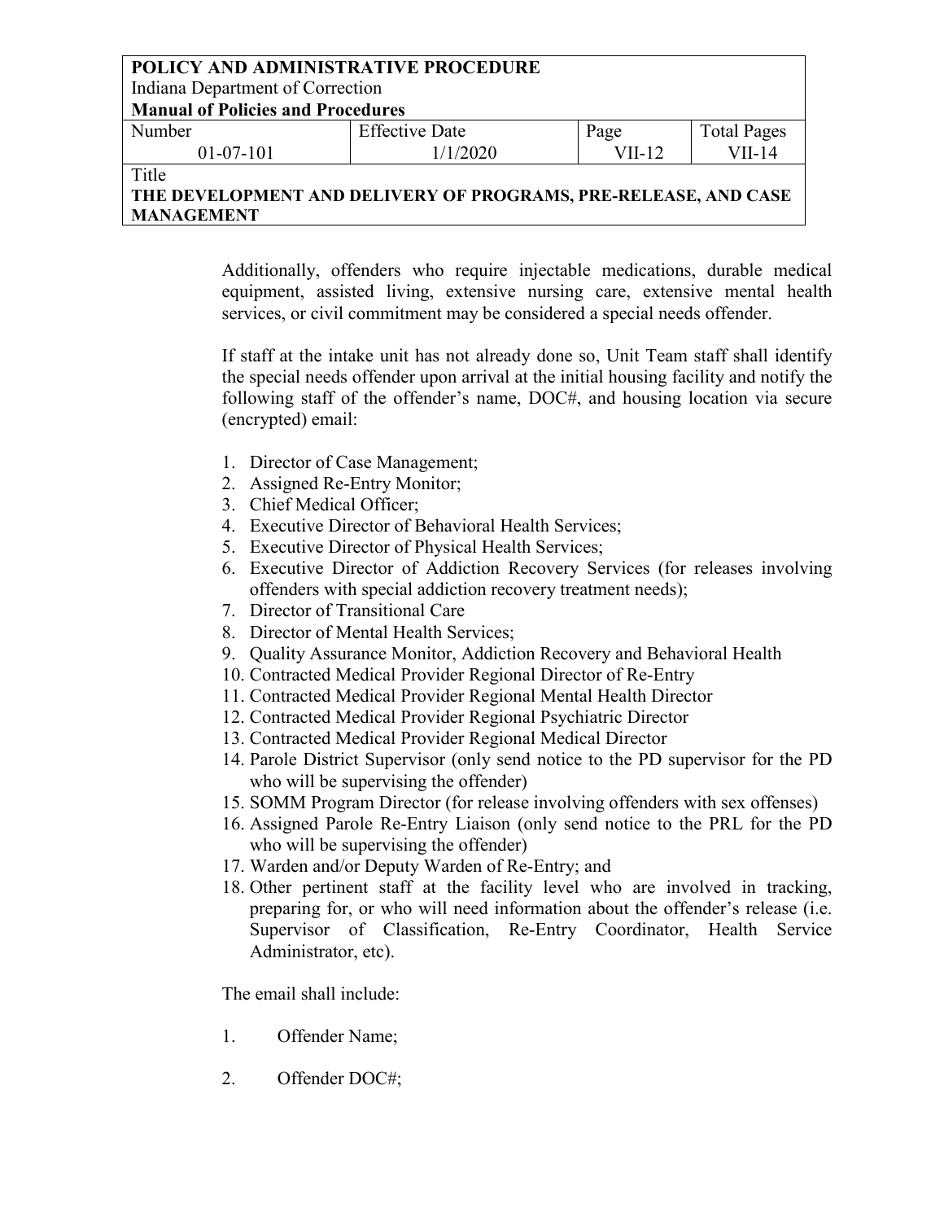Additionally, offenders who require injectable medications, durable medical equipment, assisted living, extensive nursing care, extensive mental health services, or civil commitment may be considered a special needs offender.

If staff at the intake unit has not already done so, Unit Team staff shall identify the special needs offender upon arrival at the initial housing facility and notify the following staff of the offender's name, DOC#, and housing location via secure (encrypted) email:

1. Director of Case Management;
2. Assigned Re-Entry Monitor;
3. Chief Medical Officer;
4. Executive Director of Behavioral Health Services;
5. Executive Director of Physical Health Services;
6. Executive Director of Addiction Recovery Services (for releases involving offenders with special addiction recovery treatment needs);
7. Director of Transitional Care
8. Director of Mental Health Services;
9. Quality Assurance Monitor, Addiction Recovery and Behavioral Health
10. Contracted Medical Provider Regional Director of Re-Entry
11. Contracted Medical Provider Regional Mental Health Director
12. Contracted Medical Provider Regional Psychiatric Director
13. Contracted Medical Provider Regional Medical Director
14. Parole District Supervisor (only send notice to the PD supervisor for the PD who will be supervising the offender)
15. SOMM Program Director (for release involving offenders with sex offenses)
16. Assigned Parole Re-Entry Liaison (only send notice to the PRL for the PD who will be supervising the offender)
17. Warden and/or Deputy Warden of Re-Entry; and
18. Other pertinent staff at the facility level who are involved in tracking, preparing for, or who will need information about the offender's release (i.e. Supervisor of Classification, Re-Entry Coordinator, Health Service Administrator, etc).

The email shall include:

1. Offender Name;
2. Offender DOC#;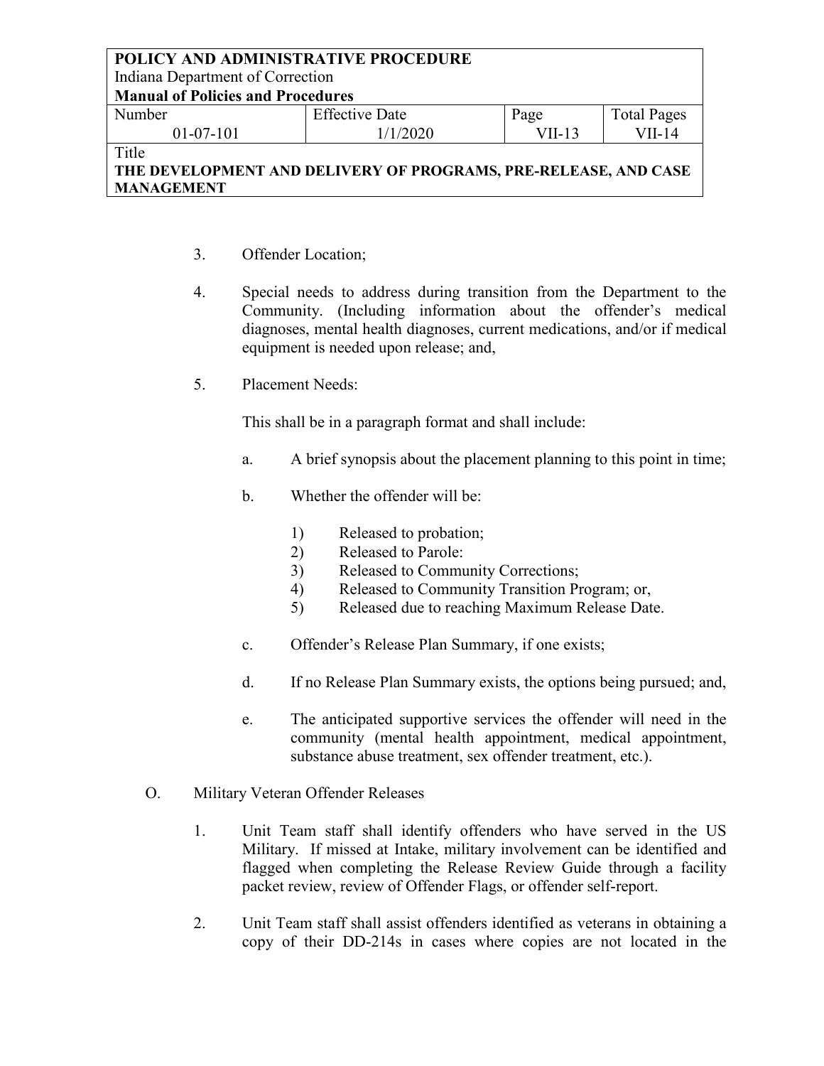3. Offender Location;

4. Special needs to address during transition from the Department to the Community. (Including information about the offender's medical diagnoses, mental health diagnoses, current medications, and/or if medical equipment is needed upon release; and,

5. Placement Needs:

   This shall be in a paragraph format and shall include:

   a. A brief synopsis about the placement planning to this point in time;

   b. Whether the offender will be:

      1) Released to probation;
      2) Released to Parole:
      3) Released to Community Corrections;
      4) Released to Community Transition Program; or,
      5) Released due to reaching Maximum Release Date.

   c. Offender's Release Plan Summary, if one exists;

   d. If no Release Plan Summary exists, the options being pursued; and,

   e. The anticipated supportive services the offender will need in the community (mental health appointment, medical appointment, substance abuse treatment, sex offender treatment, etc.).

O. Military Veteran Offender Releases

1. Unit Team staff shall identify offenders who have served in the US Military. If missed at Intake, military involvement can be identified and flagged when completing the Release Review Guide through a facility packet review, review of Offender Flags, or offender self-report.

2. Unit Team staff shall assist offenders identified as veterans in obtaining a copy of their DD-214s in cases where copies are not located in the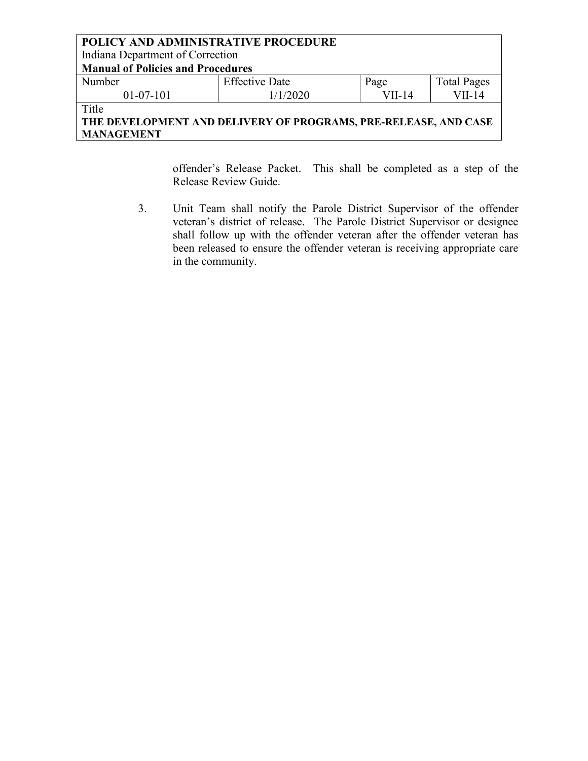offender's Release Packet. This shall be completed as a step of the Release Review Guide.

3. Unit Team shall notify the Parole District Supervisor of the offender veteran's district of release. The Parole District Supervisor or designee shall follow up with the offender veteran after the offender veteran has been released to ensure the offender veteran is receiving appropriate care in the community.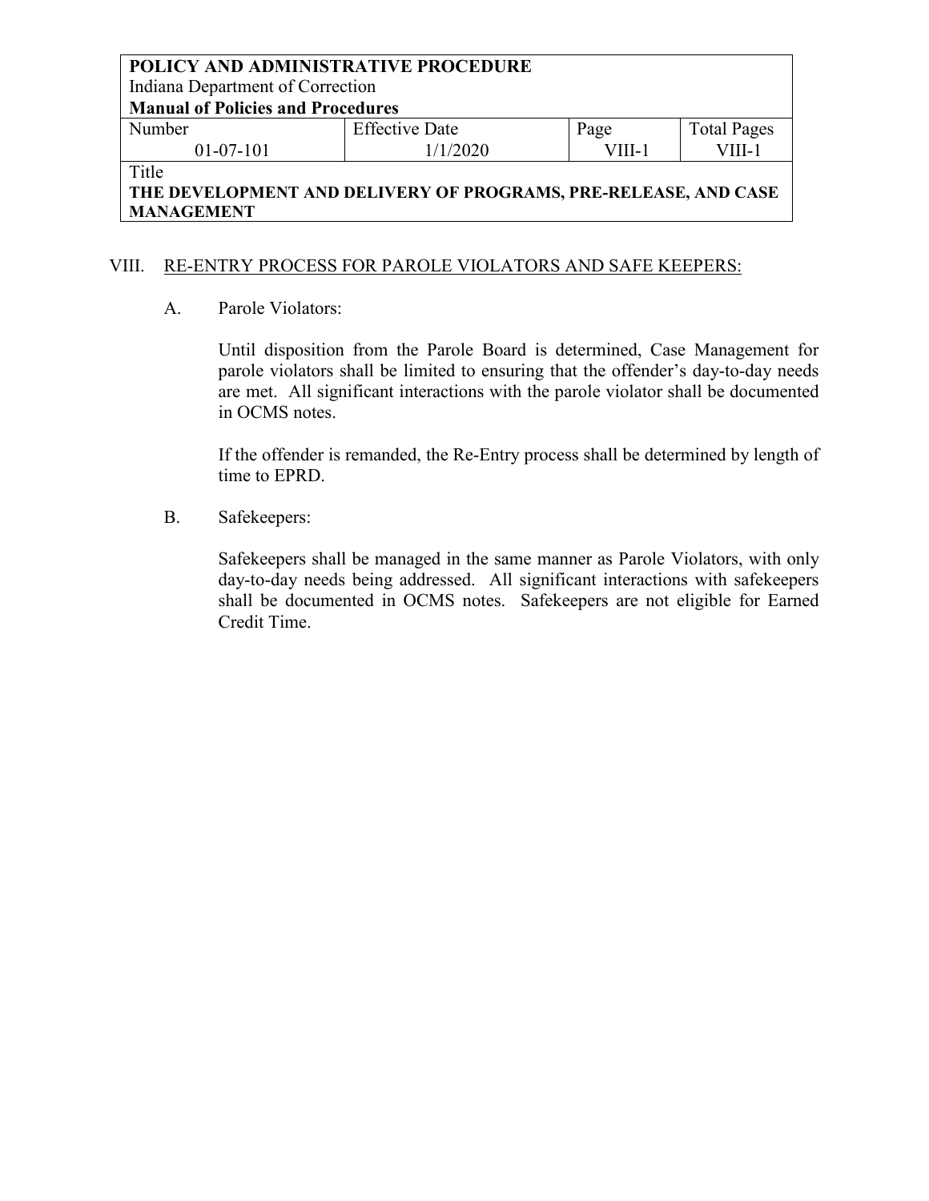| POLICY AND ADMINISTRATIVE PROCEDURE | | | |
|---|---|---|---|
| Indiana Department of Correction | | | |
| **Manual of Policies and Procedures** | | | |
| Number | Effective Date | Page | Total Pages |
| 01-07-101 | 1/1/2020 | VIII-1 | VIII-1 |
| Title | | | |
| **THE DEVELOPMENT AND DELIVERY OF PROGRAMS, PRE-RELEASE, AND CASE MANAGEMENT** | | | |

## VIII. RE-ENTRY PROCESS FOR PAROLE VIOLATORS AND SAFE KEEPERS:

A. Parole Violators:

Until disposition from the Parole Board is determined, Case Management for parole violators shall be limited to ensuring that the offender's day-to-day needs are met. All significant interactions with the parole violator shall be documented in OCMS notes.

If the offender is remanded, the Re-Entry process shall be determined by length of time to EPRD.

B. Safekeepers:

Safekeepers shall be managed in the same manner as Parole Violators, with only day-to-day needs being addressed. All significant interactions with safekeepers shall be documented in OCMS notes. Safekeepers are not eligible for Earned Credit Time.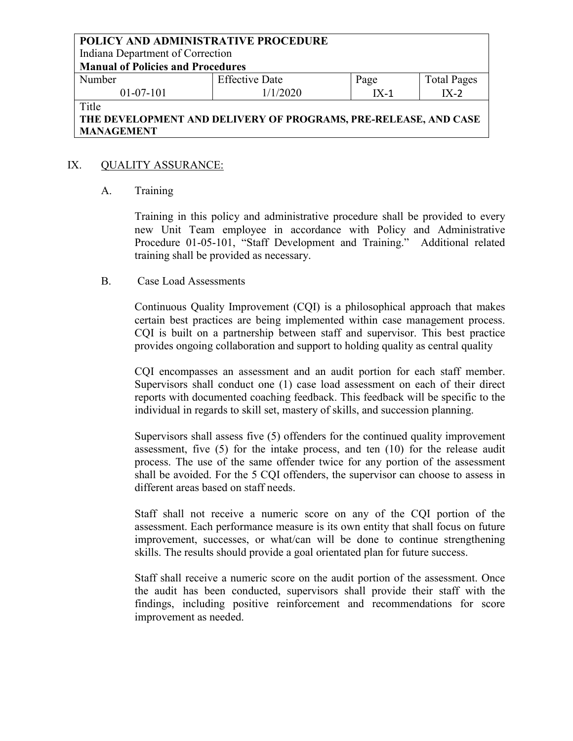## IX. QUALITY ASSURANCE:

### A. Training

Training in this policy and administrative procedure shall be provided to every new Unit Team employee in accordance with Policy and Administrative Procedure 01-05-101, "Staff Development and Training." Additional related training shall be provided as necessary.

### B. Case Load Assessments

Continuous Quality Improvement (CQI) is a philosophical approach that makes certain best practices are being implemented within case management process. CQI is built on a partnership between staff and supervisor. This best practice provides ongoing collaboration and support to holding quality as central quality

CQI encompasses an assessment and an audit portion for each staff member. Supervisors shall conduct one (1) case load assessment on each of their direct reports with documented coaching feedback. This feedback will be specific to the individual in regards to skill set, mastery of skills, and succession planning.

Supervisors shall assess five (5) offenders for the continued quality improvement assessment, five (5) for the intake process, and ten (10) for the release audit process. The use of the same offender twice for any portion of the assessment shall be avoided. For the 5 CQI offenders, the supervisor can choose to assess in different areas based on staff needs.

Staff shall not receive a numeric score on any of the CQI portion of the assessment. Each performance measure is its own entity that shall focus on future improvement, successes, or what/can will be done to continue strengthening skills. The results should provide a goal orientated plan for future success.

Staff shall receive a numeric score on the audit portion of the assessment. Once the audit has been conducted, supervisors shall provide their staff with the findings, including positive reinforcement and recommendations for score improvement as needed.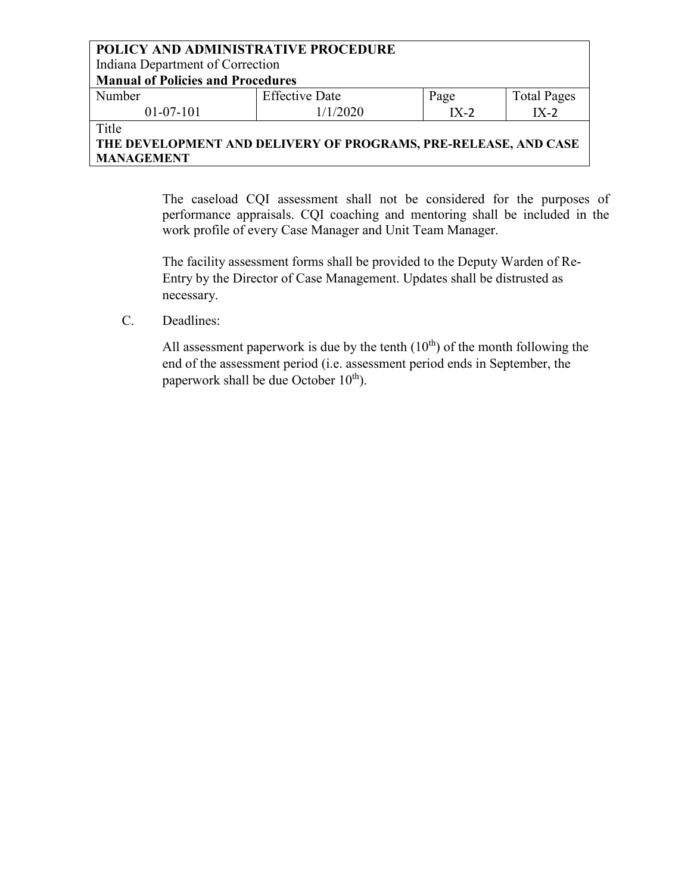The caseload CQI assessment shall not be considered for the purposes of performance appraisals. CQI coaching and mentoring shall be included in the work profile of every Case Manager and Unit Team Manager.

The facility assessment forms shall be provided to the Deputy Warden of Re-Entry by the Director of Case Management. Updates shall be distrusted as necessary.

C. Deadlines:

All assessment paperwork is due by the tenth (10th) of the month following the end of the assessment period (i.e. assessment period ends in September, the paperwork shall be due October 10th).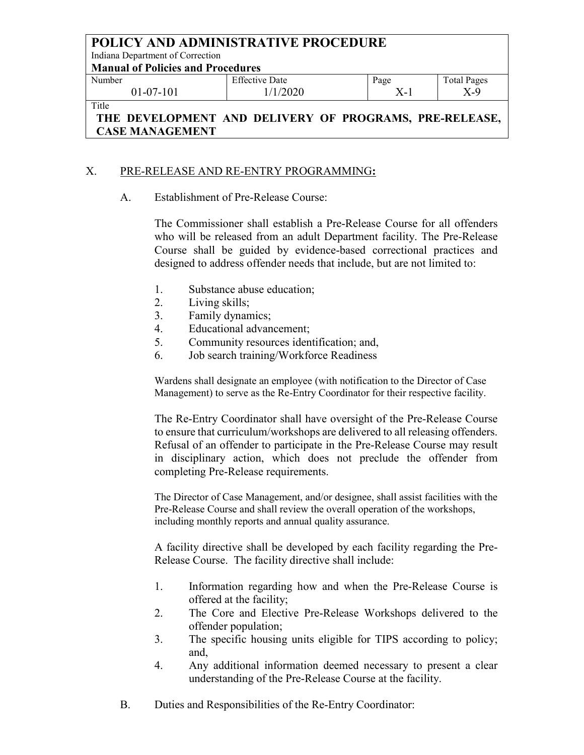## X. PRE-RELEASE AND RE-ENTRY PROGRAMMING:

### A. Establishment of Pre-Release Course:

The Commissioner shall establish a Pre-Release Course for all offenders who will be released from an adult Department facility. The Pre-Release Course shall be guided by evidence-based correctional practices and designed to address offender needs that include, but are not limited to:

1. Substance abuse education;
2. Living skills;
3. Family dynamics;
4. Educational advancement;
5. Community resources identification; and,
6. Job search training/Workforce Readiness

Wardens shall designate an employee (with notification to the Director of Case Management) to serve as the Re-Entry Coordinator for their respective facility.

The Re-Entry Coordinator shall have oversight of the Pre-Release Course to ensure that curriculum/workshops are delivered to all releasing offenders. Refusal of an offender to participate in the Pre-Release Course may result in disciplinary action, which does not preclude the offender from completing Pre-Release requirements.

The Director of Case Management, and/or designee, shall assist facilities with the Pre-Release Course and shall review the overall operation of the workshops, including monthly reports and annual quality assurance.

A facility directive shall be developed by each facility regarding the Pre-Release Course. The facility directive shall include:

1. Information regarding how and when the Pre-Release Course is offered at the facility;
2. The Core and Elective Pre-Release Workshops delivered to the offender population;
3. The specific housing units eligible for TIPS according to policy; and,
4. Any additional information deemed necessary to present a clear understanding of the Pre-Release Course at the facility.

### B. Duties and Responsibilities of the Re-Entry Coordinator: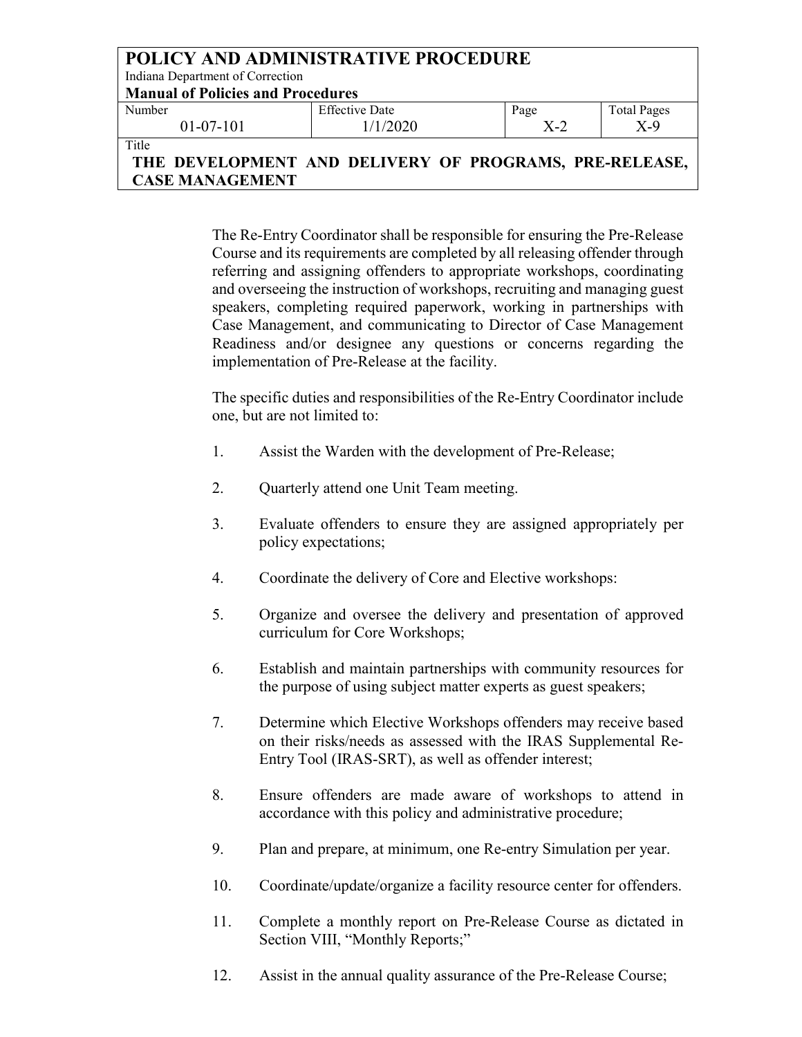The Re-Entry Coordinator shall be responsible for ensuring the Pre-Release Course and its requirements are completed by all releasing offender through referring and assigning offenders to appropriate workshops, coordinating and overseeing the instruction of workshops, recruiting and managing guest speakers, completing required paperwork, working in partnerships with Case Management, and communicating to Director of Case Management Readiness and/or designee any questions or concerns regarding the implementation of Pre-Release at the facility.

The specific duties and responsibilities of the Re-Entry Coordinator include one, but are not limited to:

1. Assist the Warden with the development of Pre-Release;
2. Quarterly attend one Unit Team meeting.
3. Evaluate offenders to ensure they are assigned appropriately per policy expectations;
4. Coordinate the delivery of Core and Elective workshops:
5. Organize and oversee the delivery and presentation of approved curriculum for Core Workshops;
6. Establish and maintain partnerships with community resources for the purpose of using subject matter experts as guest speakers;
7. Determine which Elective Workshops offenders may receive based on their risks/needs as assessed with the IRAS Supplemental Re-Entry Tool (IRAS-SRT), as well as offender interest;
8. Ensure offenders are made aware of workshops to attend in accordance with this policy and administrative procedure;
9. Plan and prepare, at minimum, one Re-entry Simulation per year.
10. Coordinate/update/organize a facility resource center for offenders.
11. Complete a monthly report on Pre-Release Course as dictated in Section VIII, "Monthly Reports;"
12. Assist in the annual quality assurance of the Pre-Release Course;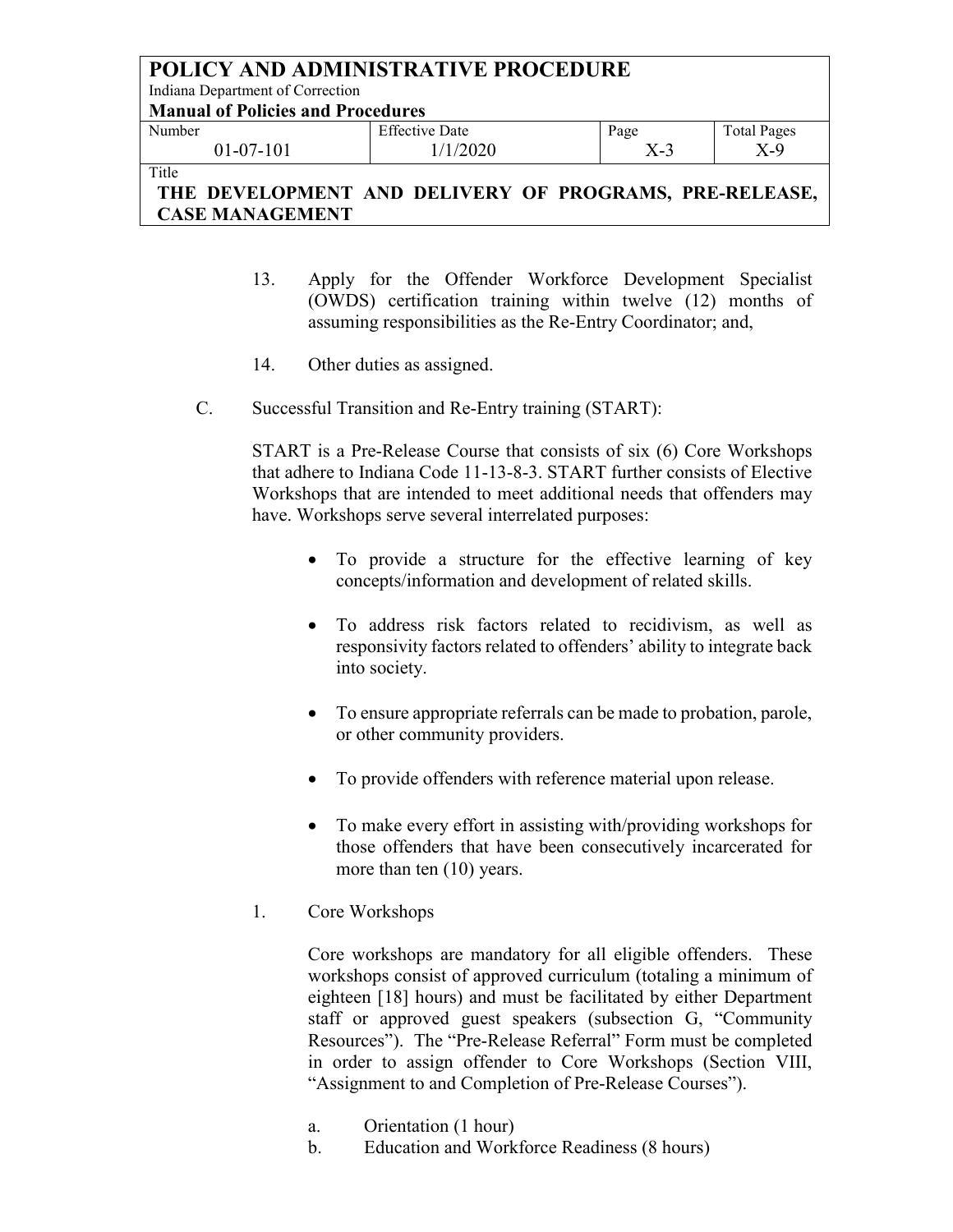13. Apply for the Offender Workforce Development Specialist (OWDS) certification training within twelve (12) months of assuming responsibilities as the Re-Entry Coordinator; and,

14. Other duties as assigned.

C. Successful Transition and Re-Entry training (START):

START is a Pre-Release Course that consists of six (6) Core Workshops that adhere to Indiana Code 11-13-8-3. START further consists of Elective Workshops that are intended to meet additional needs that offenders may have. Workshops serve several interrelated purposes:

- To provide a structure for the effective learning of key concepts/information and development of related skills.
- To address risk factors related to recidivism, as well as responsivity factors related to offenders' ability to integrate back into society.
- To ensure appropriate referrals can be made to probation, parole, or other community providers.
- To provide offenders with reference material upon release.
- To make every effort in assisting with/providing workshops for those offenders that have been consecutively incarcerated for more than ten (10) years.

1. Core Workshops

Core workshops are mandatory for all eligible offenders. These workshops consist of approved curriculum (totaling a minimum of eighteen [18] hours) and must be facilitated by either Department staff or approved guest speakers (subsection G, "Community Resources"). The "Pre-Release Referral" Form must be completed in order to assign offender to Core Workshops (Section VIII, "Assignment to and Completion of Pre-Release Courses").

a. Orientation (1 hour)
b. Education and Workforce Readiness (8 hours)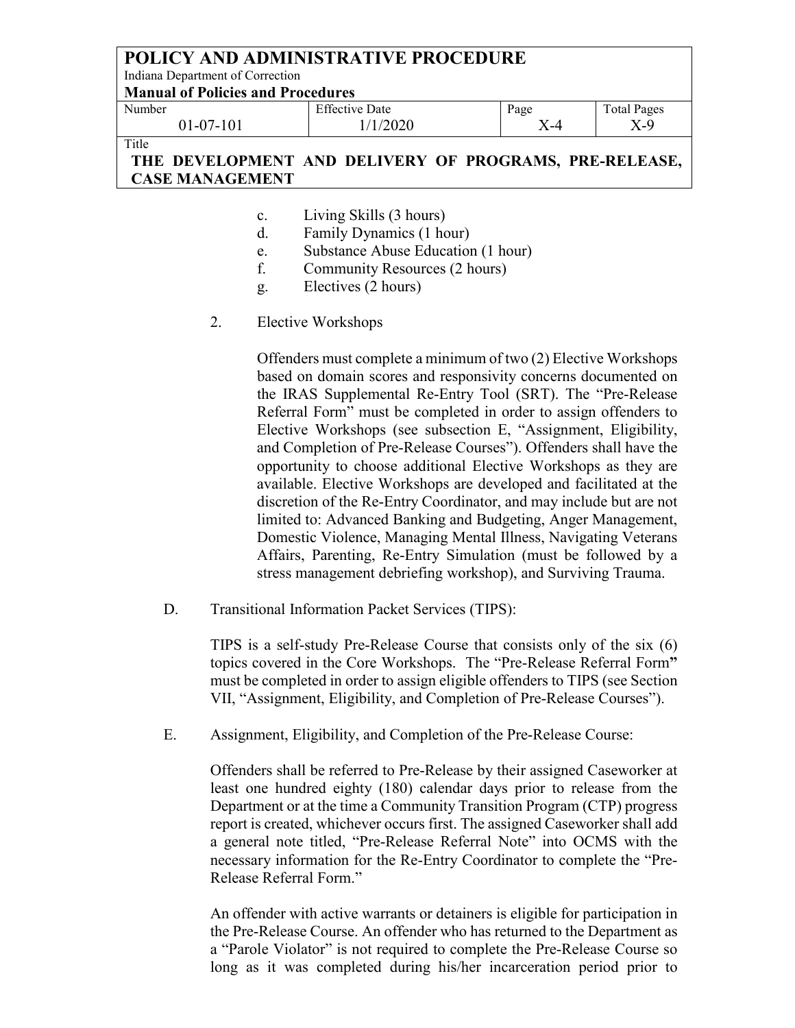c. Living Skills (3 hours)
d. Family Dynamics (1 hour)
e. Substance Abuse Education (1 hour)
f. Community Resources (2 hours)
g. Electives (2 hours)

2. Elective Workshops

Offenders must complete a minimum of two (2) Elective Workshops based on domain scores and responsivity concerns documented on the IRAS Supplemental Re-Entry Tool (SRT). The "Pre-Release Referral Form" must be completed in order to assign offenders to Elective Workshops (see subsection E, "Assignment, Eligibility, and Completion of Pre-Release Courses"). Offenders shall have the opportunity to choose additional Elective Workshops as they are available. Elective Workshops are developed and facilitated at the discretion of the Re-Entry Coordinator, and may include but are not limited to: Advanced Banking and Budgeting, Anger Management, Domestic Violence, Managing Mental Illness, Navigating Veterans Affairs, Parenting, Re-Entry Simulation (must be followed by a stress management debriefing workshop), and Surviving Trauma.

D. Transitional Information Packet Services (TIPS):

TIPS is a self-study Pre-Release Course that consists only of the six (6) topics covered in the Core Workshops. The "Pre-Release Referral Form**"** must be completed in order to assign eligible offenders to TIPS (see Section VII, "Assignment, Eligibility, and Completion of Pre-Release Courses").

E. Assignment, Eligibility, and Completion of the Pre-Release Course:

Offenders shall be referred to Pre-Release by their assigned Caseworker at least one hundred eighty (180) calendar days prior to release from the Department or at the time a Community Transition Program (CTP) progress report is created, whichever occurs first. The assigned Caseworker shall add a general note titled, "Pre-Release Referral Note" into OCMS with the necessary information for the Re-Entry Coordinator to complete the "Pre-Release Referral Form."

An offender with active warrants or detainers is eligible for participation in the Pre-Release Course. An offender who has returned to the Department as a "Parole Violator" is not required to complete the Pre-Release Course so long as it was completed during his/her incarceration period prior to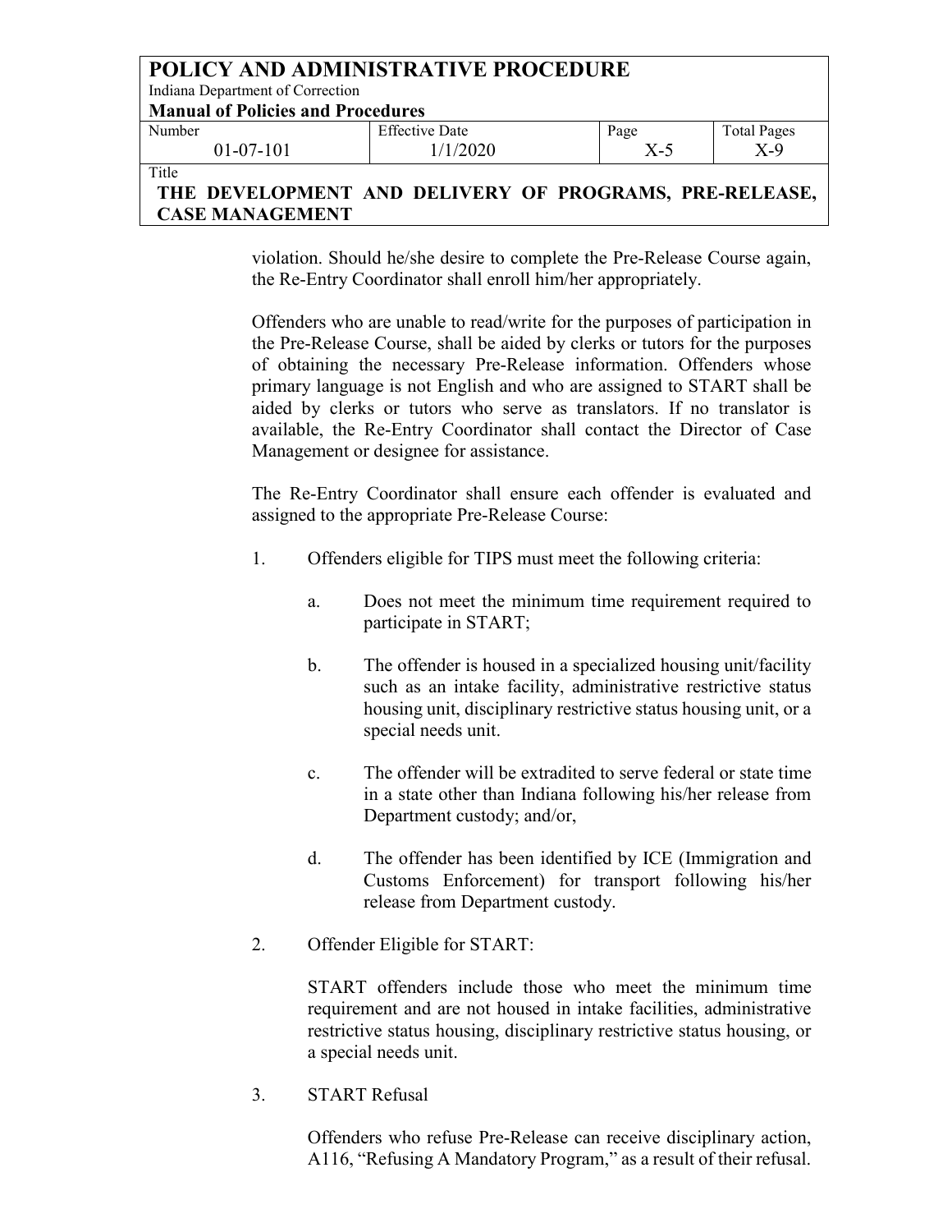violation. Should he/she desire to complete the Pre-Release Course again, the Re-Entry Coordinator shall enroll him/her appropriately.

Offenders who are unable to read/write for the purposes of participation in the Pre-Release Course, shall be aided by clerks or tutors for the purposes of obtaining the necessary Pre-Release information. Offenders whose primary language is not English and who are assigned to START shall be aided by clerks or tutors who serve as translators. If no translator is available, the Re-Entry Coordinator shall contact the Director of Case Management or designee for assistance.

The Re-Entry Coordinator shall ensure each offender is evaluated and assigned to the appropriate Pre-Release Course:

1. Offenders eligible for TIPS must meet the following criteria:

   a. Does not meet the minimum time requirement required to participate in START;

   b. The offender is housed in a specialized housing unit/facility such as an intake facility, administrative restrictive status housing unit, disciplinary restrictive status housing unit, or a special needs unit.

   c. The offender will be extradited to serve federal or state time in a state other than Indiana following his/her release from Department custody; and/or,

   d. The offender has been identified by ICE (Immigration and Customs Enforcement) for transport following his/her release from Department custody.

2. Offender Eligible for START:

   START offenders include those who meet the minimum time requirement and are not housed in intake facilities, administrative restrictive status housing, disciplinary restrictive status housing, or a special needs unit.

3. START Refusal

   Offenders who refuse Pre-Release can receive disciplinary action, A116, "Refusing A Mandatory Program," as a result of their refusal.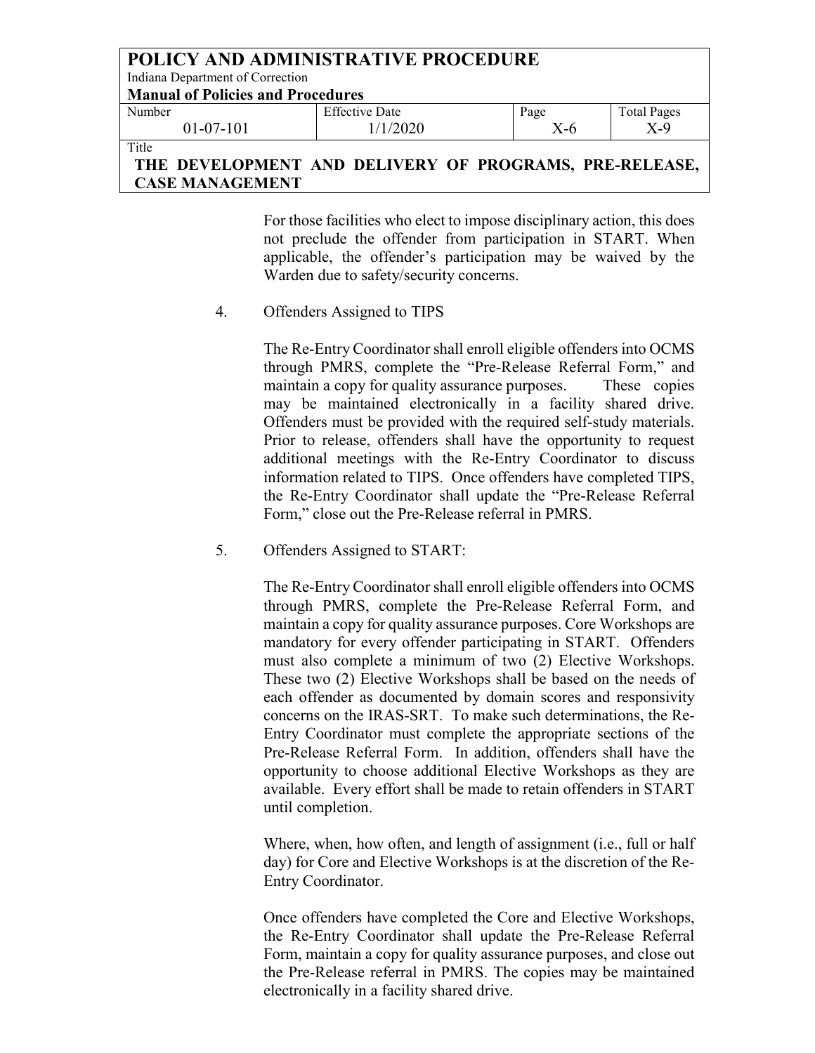For those facilities who elect to impose disciplinary action, this does not preclude the offender from participation in START. When applicable, the offender's participation may be waived by the Warden due to safety/security concerns.

4. Offenders Assigned to TIPS

   The Re-Entry Coordinator shall enroll eligible offenders into OCMS through PMRS, complete the "Pre-Release Referral Form," and maintain a copy for quality assurance purposes. These copies may be maintained electronically in a facility shared drive. Offenders must be provided with the required self-study materials. Prior to release, offenders shall have the opportunity to request additional meetings with the Re-Entry Coordinator to discuss information related to TIPS. Once offenders have completed TIPS, the Re-Entry Coordinator shall update the "Pre-Release Referral Form," close out the Pre-Release referral in PMRS.

5. Offenders Assigned to START:

   The Re-Entry Coordinator shall enroll eligible offenders into OCMS through PMRS, complete the Pre-Release Referral Form, and maintain a copy for quality assurance purposes. Core Workshops are mandatory for every offender participating in START. Offenders must also complete a minimum of two (2) Elective Workshops. These two (2) Elective Workshops shall be based on the needs of each offender as documented by domain scores and responsivity concerns on the IRAS-SRT. To make such determinations, the Re-Entry Coordinator must complete the appropriate sections of the Pre-Release Referral Form. In addition, offenders shall have the opportunity to choose additional Elective Workshops as they are available. Every effort shall be made to retain offenders in START until completion.

   Where, when, how often, and length of assignment (i.e., full or half day) for Core and Elective Workshops is at the discretion of the Re-Entry Coordinator.

   Once offenders have completed the Core and Elective Workshops, the Re-Entry Coordinator shall update the Pre-Release Referral Form, maintain a copy for quality assurance purposes, and close out the Pre-Release referral in PMRS. The copies may be maintained electronically in a facility shared drive.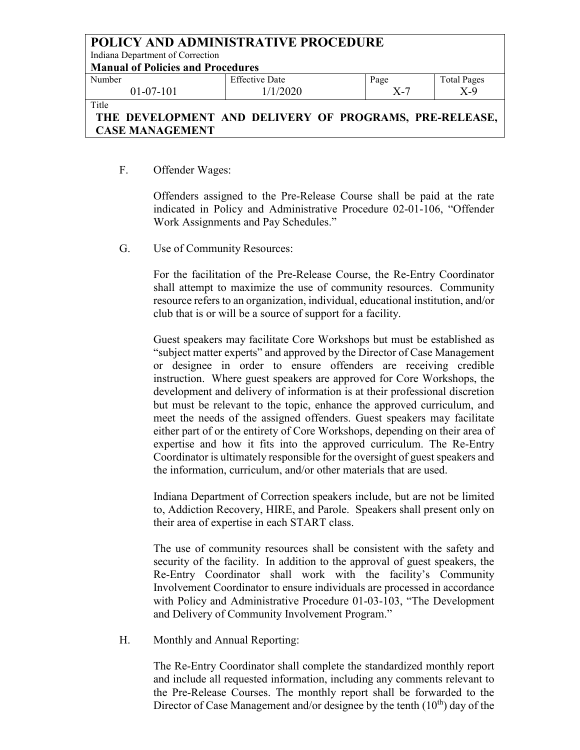F. Offender Wages:

Offenders assigned to the Pre-Release Course shall be paid at the rate indicated in Policy and Administrative Procedure 02-01-106, "Offender Work Assignments and Pay Schedules."

G. Use of Community Resources:

For the facilitation of the Pre-Release Course, the Re-Entry Coordinator shall attempt to maximize the use of community resources. Community resource refers to an organization, individual, educational institution, and/or club that is or will be a source of support for a facility.

Guest speakers may facilitate Core Workshops but must be established as "subject matter experts" and approved by the Director of Case Management or designee in order to ensure offenders are receiving credible instruction. Where guest speakers are approved for Core Workshops, the development and delivery of information is at their professional discretion but must be relevant to the topic, enhance the approved curriculum, and meet the needs of the assigned offenders. Guest speakers may facilitate either part of or the entirety of Core Workshops, depending on their area of expertise and how it fits into the approved curriculum. The Re-Entry Coordinator is ultimately responsible for the oversight of guest speakers and the information, curriculum, and/or other materials that are used.

Indiana Department of Correction speakers include, but are not be limited to, Addiction Recovery, HIRE, and Parole. Speakers shall present only on their area of expertise in each START class.

The use of community resources shall be consistent with the safety and security of the facility. In addition to the approval of guest speakers, the Re-Entry Coordinator shall work with the facility's Community Involvement Coordinator to ensure individuals are processed in accordance with Policy and Administrative Procedure 01-03-103, "The Development and Delivery of Community Involvement Program."

H. Monthly and Annual Reporting:

The Re-Entry Coordinator shall complete the standardized monthly report and include all requested information, including any comments relevant to the Pre-Release Courses. The monthly report shall be forwarded to the Director of Case Management and/or designee by the tenth (10th) day of the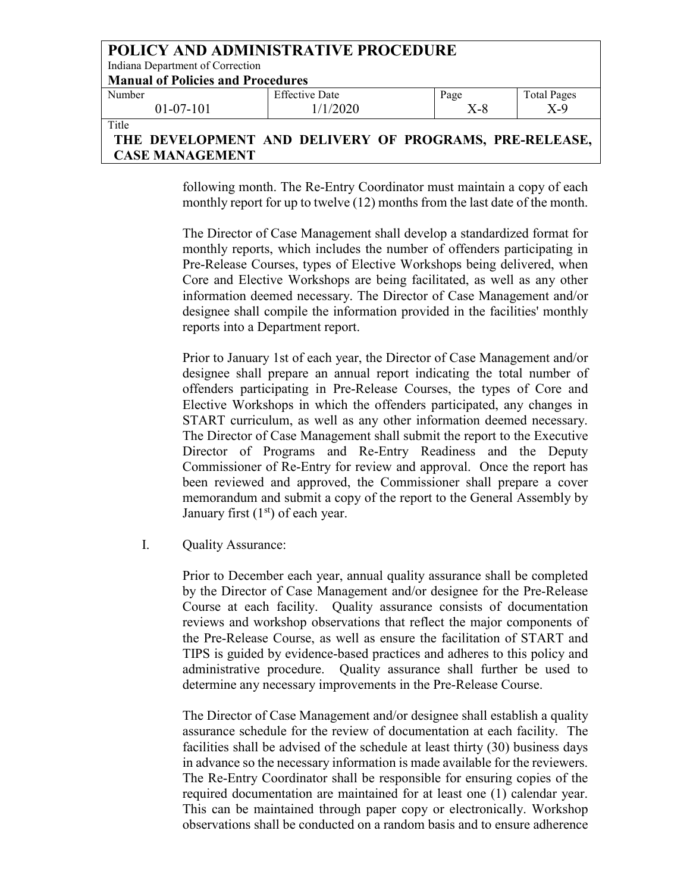following month. The Re-Entry Coordinator must maintain a copy of each monthly report for up to twelve (12) months from the last date of the month.

The Director of Case Management shall develop a standardized format for monthly reports, which includes the number of offenders participating in Pre-Release Courses, types of Elective Workshops being delivered, when Core and Elective Workshops are being facilitated, as well as any other information deemed necessary. The Director of Case Management and/or designee shall compile the information provided in the facilities' monthly reports into a Department report.

Prior to January 1st of each year, the Director of Case Management and/or designee shall prepare an annual report indicating the total number of offenders participating in Pre-Release Courses, the types of Core and Elective Workshops in which the offenders participated, any changes in START curriculum, as well as any other information deemed necessary. The Director of Case Management shall submit the report to the Executive Director of Programs and Re-Entry Readiness and the Deputy Commissioner of Re-Entry for review and approval. Once the report has been reviewed and approved, the Commissioner shall prepare a cover memorandum and submit a copy of the report to the General Assembly by January first (1st) of each year.

I. Quality Assurance:

Prior to December each year, annual quality assurance shall be completed by the Director of Case Management and/or designee for the Pre-Release Course at each facility. Quality assurance consists of documentation reviews and workshop observations that reflect the major components of the Pre-Release Course, as well as ensure the facilitation of START and TIPS is guided by evidence-based practices and adheres to this policy and administrative procedure. Quality assurance shall further be used to determine any necessary improvements in the Pre-Release Course.

The Director of Case Management and/or designee shall establish a quality assurance schedule for the review of documentation at each facility. The facilities shall be advised of the schedule at least thirty (30) business days in advance so the necessary information is made available for the reviewers. The Re-Entry Coordinator shall be responsible for ensuring copies of the required documentation are maintained for at least one (1) calendar year. This can be maintained through paper copy or electronically. Workshop observations shall be conducted on a random basis and to ensure adherence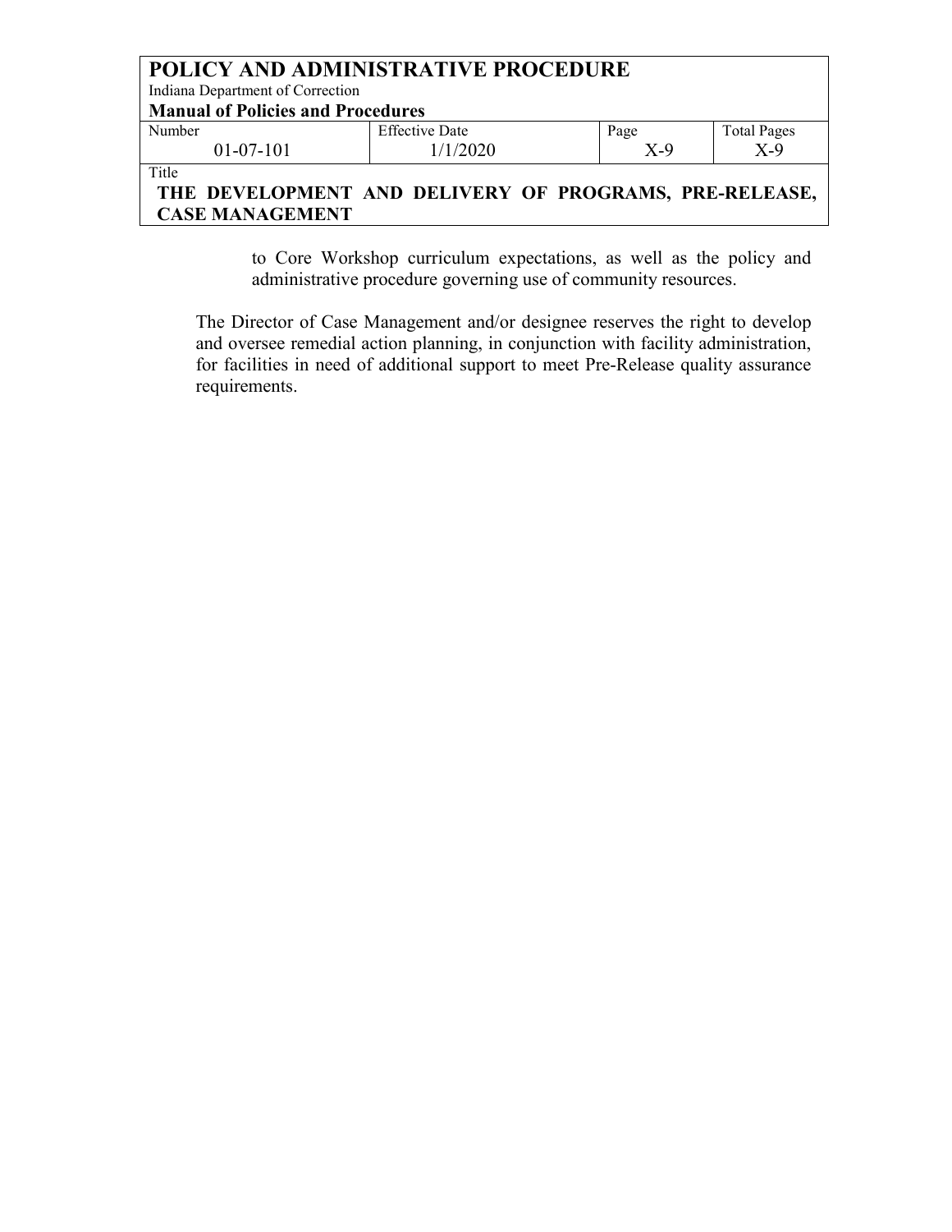to Core Workshop curriculum expectations, as well as the policy and administrative procedure governing use of community resources.

The Director of Case Management and/or designee reserves the right to develop and oversee remedial action planning, in conjunction with facility administration, for facilities in need of additional support to meet Pre-Release quality assurance requirements.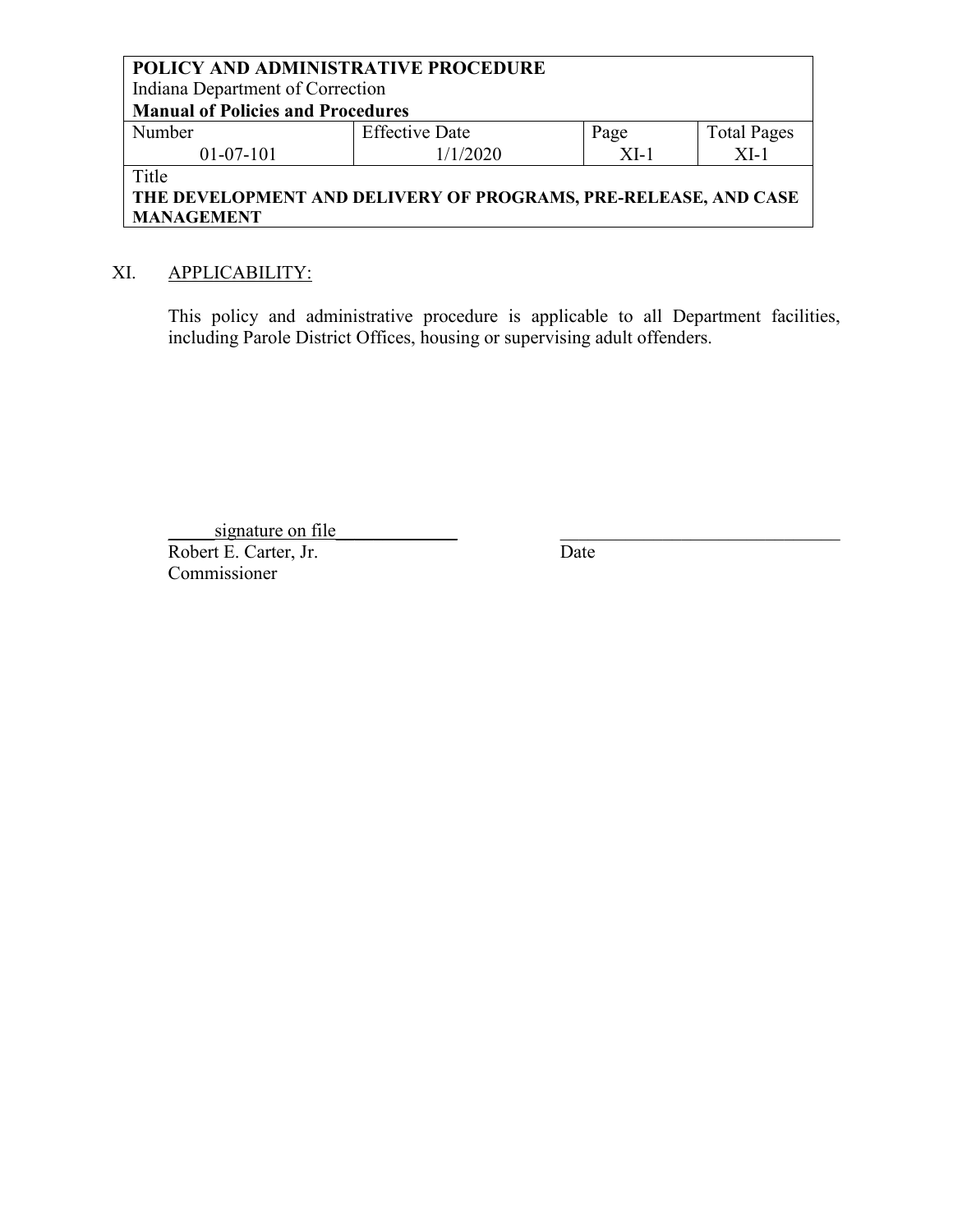| POLICY AND ADMINISTRATIVE PROCEDURE | | | |
|---|---|---|---|
| Indiana Department of Correction | | | |
| **Manual of Policies and Procedures** | | | |
| Number | Effective Date | Page | Total Pages |
| 01-07-101 | 1/1/2020 | XI-1 | XI-1 |
| Title | | | |
| **THE DEVELOPMENT AND DELIVERY OF PROGRAMS, PRE-RELEASE, AND CASE MANAGEMENT** | | | |

## XI. APPLICABILITY:

This policy and administrative procedure is applicable to all Department facilities, including Parole District Offices, housing or supervising adult offenders.

_____signature on file_____________

Robert E. Carter, Jr.
Commissioner

______________________________
Date